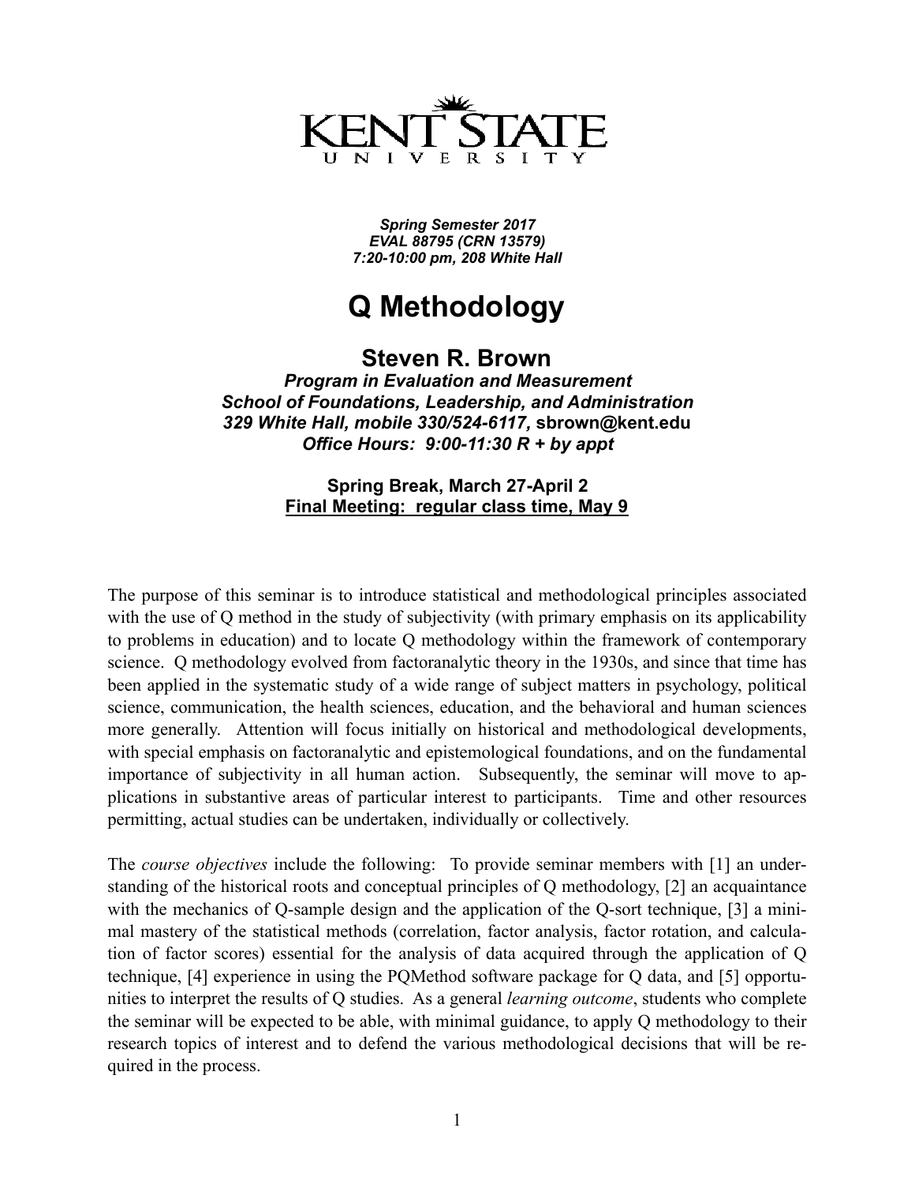KENT STATE
UNIVERSITY

*Spring Semester 2017*
*EVAL 88795 (CRN 13579)*
*7:20-10:00 pm, 208 White Hall*

# Q Methodology

## Steven R. Brown

***Program in Evaluation and Measurement***
***School of Foundations, Leadership, and Administration***
***329 White Hall, mobile 330/524-6117,*** **sbrown@kent.edu**
***Office Hours: 9:00-11:30 R + by appt***

**Spring Break, March 27-April 2**
**Final Meeting: regular class time, May 9**

The purpose of this seminar is to introduce statistical and methodological principles associated with the use of Q method in the study of subjectivity (with primary emphasis on its applicability to problems in education) and to locate Q methodology within the framework of contemporary science. Q methodology evolved from factoranalytic theory in the 1930s, and since that time has been applied in the systematic study of a wide range of subject matters in psychology, political science, communication, the health sciences, education, and the behavioral and human sciences more generally. Attention will focus initially on historical and methodological developments, with special emphasis on factoranalytic and epistemological foundations, and on the fundamental importance of subjectivity in all human action. Subsequently, the seminar will move to applications in substantive areas of particular interest to participants. Time and other resources permitting, actual studies can be undertaken, individually or collectively.

The *course objectives* include the following: To provide seminar members with [1] an understanding of the historical roots and conceptual principles of Q methodology, [2] an acquaintance with the mechanics of Q-sample design and the application of the Q-sort technique, [3] a minimal mastery of the statistical methods (correlation, factor analysis, factor rotation, and calculation of factor scores) essential for the analysis of data acquired through the application of Q technique, [4] experience in using the PQMethod software package for Q data, and [5] opportunities to interpret the results of Q studies. As a general *learning outcome*, students who complete the seminar will be expected to be able, with minimal guidance, to apply Q methodology to their research topics of interest and to defend the various methodological decisions that will be required in the process.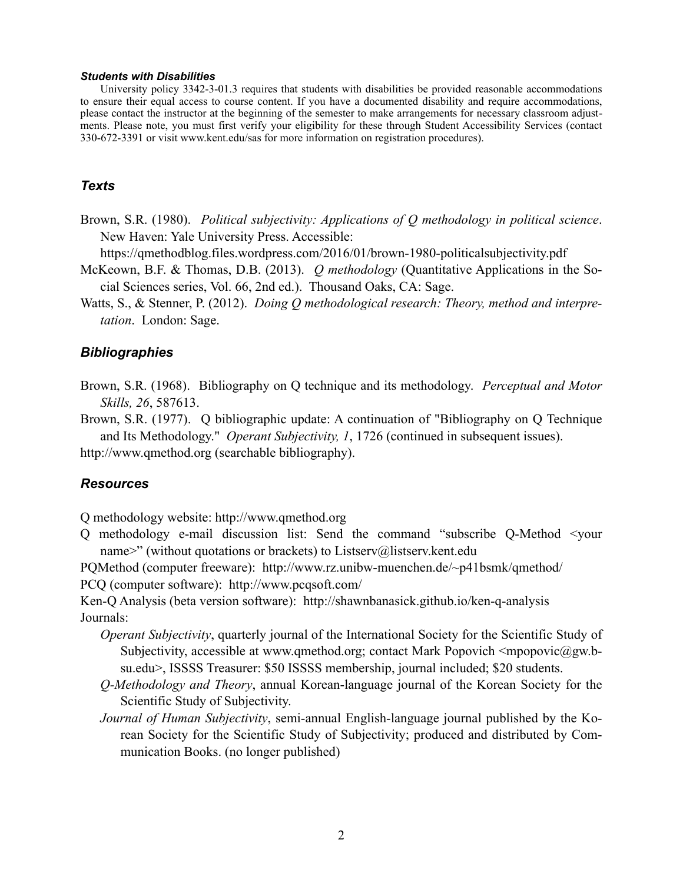#### *Students with Disabilities*

University policy 3342-3-01.3 requires that students with disabilities be provided reasonable accommodations to ensure their equal access to course content. If you have a documented disability and require accommodations, please contact the instructor at the beginning of the semester to make arrangements for necessary classroom adjustments. Please note, you must first verify your eligibility for these through Student Accessibility Services (contact 330-672-3391 or visit www.kent.edu/sas for more information on registration procedures).

## *Texts*

Brown, S.R. (1980). *Political subjectivity: Applications of Q methodology in political science*. New Haven: Yale University Press. Accessible: https://qmethodblog.files.wordpress.com/2016/01/brown-1980-politicalsubjectivity.pdf

McKeown, B.F. & Thomas, D.B. (2013). *Q methodology* (Quantitative Applications in the Social Sciences series, Vol. 66, 2nd ed.). Thousand Oaks, CA: Sage.

Watts, S., & Stenner, P. (2012). *Doing Q methodological research: Theory, method and interpretation*. London: Sage.

## *Bibliographies*

Brown, S.R. (1968). Bibliography on Q technique and its methodology. *Perceptual and Motor Skills, 26*, 587613.

Brown, S.R. (1977). Q bibliographic update: A continuation of "Bibliography on Q Technique and Its Methodology." *Operant Subjectivity, 1*, 1726 (continued in subsequent issues).

http://www.qmethod.org (searchable bibliography).

## *Resources*

Q methodology website: http://www.qmethod.org

Q methodology e-mail discussion list: Send the command "subscribe Q-Method <your name>" (without quotations or brackets) to Listserv@listserv.kent.edu

PQMethod (computer freeware): http://www.rz.unibw-muenchen.de/~p41bsmk/qmethod/

PCQ (computer software): http://www.pcqsoft.com/

Ken-Q Analysis (beta version software): http://shawnbanasick.github.io/ken-q-analysis

Journals:

- *Operant Subjectivity*, quarterly journal of the International Society for the Scientific Study of Subjectivity, accessible at www.qmethod.org; contact Mark Popovich <mpopovic@gw.bsu.edu>, ISSSS Treasurer: $50 ISSSS membership, journal included; $20 students.
- *Q-Methodology and Theory*, annual Korean-language journal of the Korean Society for the Scientific Study of Subjectivity.
- *Journal of Human Subjectivity*, semi-annual English-language journal published by the Korean Society for the Scientific Study of Subjectivity; produced and distributed by Communication Books. (no longer published)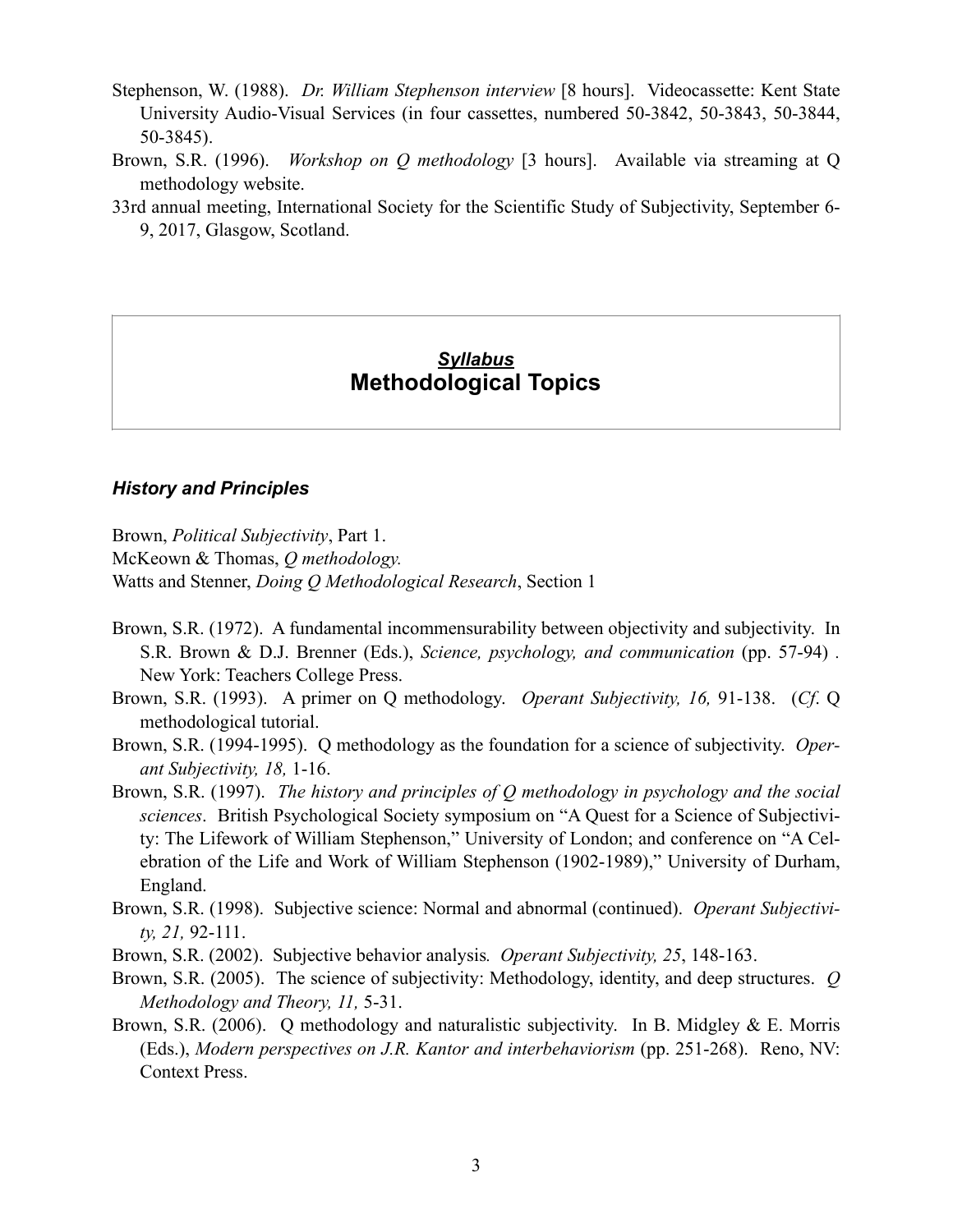Stephenson, W. (1988). *Dr. William Stephenson interview* [8 hours]. Videocassette: Kent State University Audio-Visual Services (in four cassettes, numbered 50-3842, 50-3843, 50-3844, 50-3845).

Brown, S.R. (1996). *Workshop on Q methodology* [3 hours]. Available via streaming at Q methodology website.

33rd annual meeting, International Society for the Scientific Study of Subjectivity, September 6-9, 2017, Glasgow, Scotland.

## ***Syllabus***
## **Methodological Topics**

### ***History and Principles***

Brown, *Political Subjectivity*, Part 1.
McKeown & Thomas, *Q methodology.*
Watts and Stenner, *Doing Q Methodological Research*, Section 1

Brown, S.R. (1972). A fundamental incommensurability between objectivity and subjectivity. In S.R. Brown & D.J. Brenner (Eds.), *Science, psychology, and communication* (pp. 57-94) . New York: Teachers College Press.

Brown, S.R. (1993). A primer on Q methodology. *Operant Subjectivity, 16,* 91-138. (*Cf*. Q methodological tutorial.

Brown, S.R. (1994-1995). Q methodology as the foundation for a science of subjectivity. *Operant Subjectivity, 18,* 1-16.

Brown, S.R. (1997). *The history and principles of Q methodology in psychology and the social sciences*. British Psychological Society symposium on "A Quest for a Science of Subjectivity: The Lifework of William Stephenson," University of London; and conference on "A Celebration of the Life and Work of William Stephenson (1902-1989)," University of Durham, England.

Brown, S.R. (1998). Subjective science: Normal and abnormal (continued). *Operant Subjectivity, 21,* 92-111.

Brown, S.R. (2002). Subjective behavior analysis*. Operant Subjectivity, 25*, 148-163.

Brown, S.R. (2005). The science of subjectivity: Methodology, identity, and deep structures. *Q Methodology and Theory, 11,* 5-31.

Brown, S.R. (2006). Q methodology and naturalistic subjectivity. In B. Midgley & E. Morris (Eds.), *Modern perspectives on J.R. Kantor and interbehaviorism* (pp. 251-268). Reno, NV: Context Press.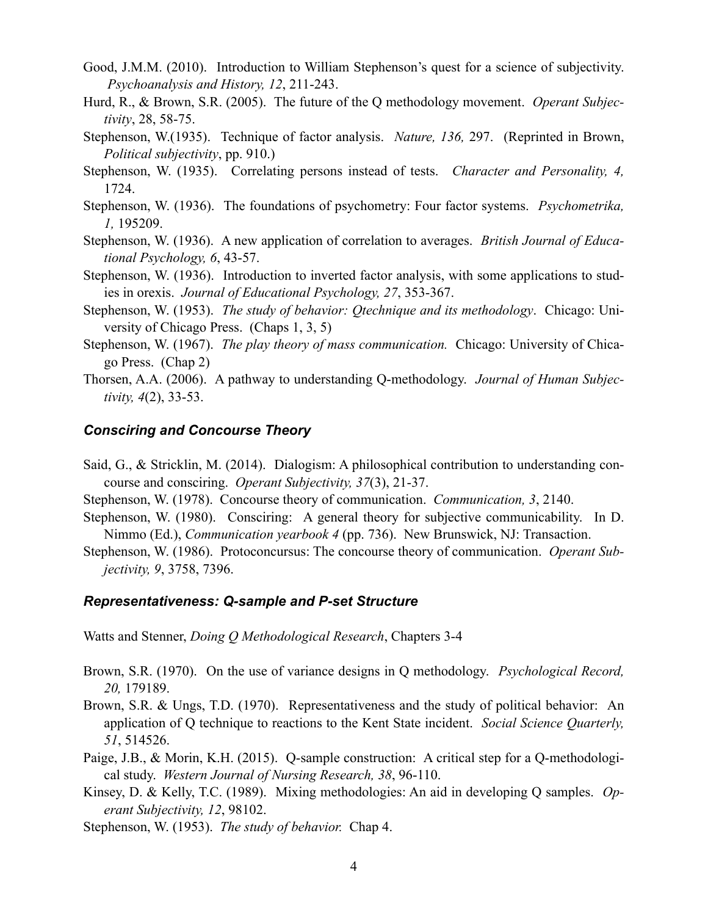Good, J.M.M. (2010). Introduction to William Stephenson's quest for a science of subjectivity. *Psychoanalysis and History, 12*, 211-243.

Hurd, R., & Brown, S.R. (2005). The future of the Q methodology movement. *Operant Subjectivity*, 28, 58-75.

Stephenson, W.(1935). Technique of factor analysis. *Nature, 136,* 297. (Reprinted in Brown, *Political subjectivity*, pp. 910.)

Stephenson, W. (1935). Correlating persons instead of tests. *Character and Personality, 4,* 1724.

Stephenson, W. (1936). The foundations of psychometry: Four factor systems. *Psychometrika, 1,* 195209.

Stephenson, W. (1936). A new application of correlation to averages. *British Journal of Educational Psychology, 6*, 43-57.

Stephenson, W. (1936). Introduction to inverted factor analysis, with some applications to studies in orexis. *Journal of Educational Psychology, 27*, 353-367.

Stephenson, W. (1953). *The study of behavior: Qtechnique and its methodology*. Chicago: University of Chicago Press. (Chaps 1, 3, 5)

Stephenson, W. (1967). *The play theory of mass communication.* Chicago: University of Chicago Press. (Chap 2)

Thorsen, A.A. (2006). A pathway to understanding Q-methodology. *Journal of Human Subjectivity, 4*(2), 33-53.

### ***Consciring and Concourse Theory***

Said, G., & Stricklin, M. (2014). Dialogism: A philosophical contribution to understanding concourse and consciring. *Operant Subjectivity, 37*(3), 21-37.

Stephenson, W. (1978). Concourse theory of communication. *Communication, 3*, 2140.

Stephenson, W. (1980). Consciring: A general theory for subjective communicability. In D. Nimmo (Ed.), *Communication yearbook 4* (pp. 736). New Brunswick, NJ: Transaction.

Stephenson, W. (1986). Protoconcursus: The concourse theory of communication. *Operant Subjectivity, 9*, 3758, 7396.

### ***Representativeness: Q-sample and P-set Structure***

Watts and Stenner, *Doing Q Methodological Research*, Chapters 3-4

Brown, S.R. (1970). On the use of variance designs in Q methodology. *Psychological Record, 20,* 179189.

Brown, S.R. & Ungs, T.D. (1970). Representativeness and the study of political behavior: An application of Q technique to reactions to the Kent State incident. *Social Science Quarterly, 51*, 514526.

Paige, J.B., & Morin, K.H. (2015). Q-sample construction: A critical step for a Q-methodological study. *Western Journal of Nursing Research, 38*, 96-110.

Kinsey, D. & Kelly, T.C. (1989). Mixing methodologies: An aid in developing Q samples. *Operant Subjectivity, 12*, 98102.

Stephenson, W. (1953). *The study of behavior.* Chap 4.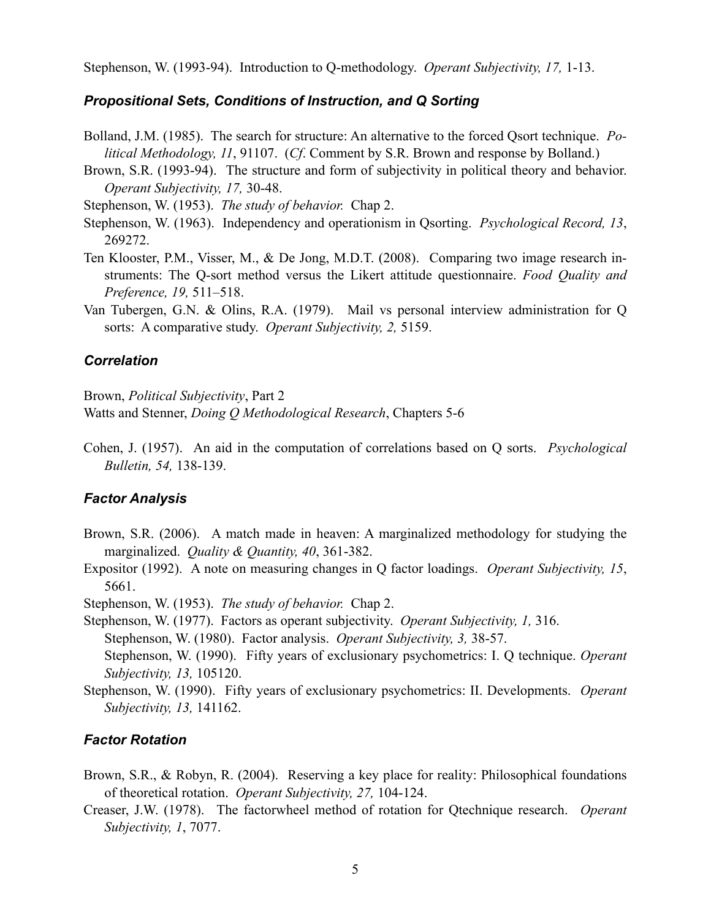Stephenson, W. (1993-94). Introduction to Q-methodology. *Operant Subjectivity, 17,* 1-13.

### *Propositional Sets, Conditions of Instruction, and Q Sorting*

Bolland, J.M. (1985). The search for structure: An alternative to the forced Qsort technique. *Political Methodology, 11*, 91107. (*Cf*. Comment by S.R. Brown and response by Bolland.)

Brown, S.R. (1993-94). The structure and form of subjectivity in political theory and behavior. *Operant Subjectivity, 17,* 30-48.

Stephenson, W. (1953). *The study of behavior.* Chap 2.

Stephenson, W. (1963). Independency and operationism in Qsorting. *Psychological Record, 13*, 269272.

Ten Klooster, P.M., Visser, M., & De Jong, M.D.T. (2008). Comparing two image research instruments: The Q-sort method versus the Likert attitude questionnaire. *Food Quality and Preference, 19,* 511–518.

Van Tubergen, G.N. & Olins, R.A. (1979). Mail vs personal interview administration for Q sorts: A comparative study. *Operant Subjectivity, 2,* 5159.

### *Correlation*

Brown, *Political Subjectivity*, Part 2
Watts and Stenner, *Doing Q Methodological Research*, Chapters 5-6

Cohen, J. (1957). An aid in the computation of correlations based on Q sorts. *Psychological Bulletin, 54,* 138-139.

### *Factor Analysis*

Brown, S.R. (2006). A match made in heaven: A marginalized methodology for studying the marginalized. *Quality & Quantity, 40*, 361-382.

Expositor (1992). A note on measuring changes in Q factor loadings. *Operant Subjectivity, 15*, 5661.

Stephenson, W. (1953). *The study of behavior.* Chap 2.

Stephenson, W. (1977). Factors as operant subjectivity. *Operant Subjectivity, 1,* 316.

Stephenson, W. (1980). Factor analysis. *Operant Subjectivity, 3,* 38-57.

Stephenson, W. (1990). Fifty years of exclusionary psychometrics: I. Q technique. *Operant Subjectivity, 13,* 105120.

Stephenson, W. (1990). Fifty years of exclusionary psychometrics: II. Developments. *Operant Subjectivity, 13,* 141162.

### *Factor Rotation*

Brown, S.R., & Robyn, R. (2004). Reserving a key place for reality: Philosophical foundations of theoretical rotation. *Operant Subjectivity, 27,* 104-124.

Creaser, J.W. (1978). The factorwheel method of rotation for Qtechnique research. *Operant Subjectivity, 1*, 7077.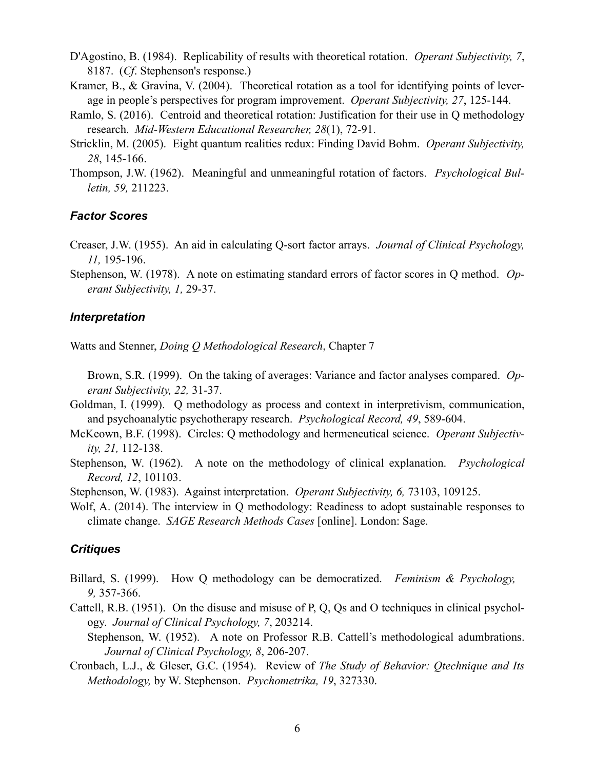D'Agostino, B. (1984). Replicability of results with theoretical rotation. *Operant Subjectivity, 7*, 8187. (*Cf*. Stephenson's response.)

Kramer, B., & Gravina, V. (2004). Theoretical rotation as a tool for identifying points of leverage in people's perspectives for program improvement. *Operant Subjectivity, 27*, 125-144.

Ramlo, S. (2016). Centroid and theoretical rotation: Justification for their use in Q methodology research. *Mid-Western Educational Researcher, 28*(1), 72-91.

Stricklin, M. (2005). Eight quantum realities redux: Finding David Bohm. *Operant Subjectivity, 28*, 145-166.

Thompson, J.W. (1962). Meaningful and unmeaningful rotation of factors. *Psychological Bulletin, 59,* 211223.

### *Factor Scores*

Creaser, J.W. (1955). An aid in calculating Q-sort factor arrays. *Journal of Clinical Psychology, 11,* 195-196.

Stephenson, W. (1978). A note on estimating standard errors of factor scores in Q method. *Operant Subjectivity, 1,* 29-37.

### *Interpretation*

Watts and Stenner, *Doing Q Methodological Research*, Chapter 7

Brown, S.R. (1999). On the taking of averages: Variance and factor analyses compared. *Operant Subjectivity, 22,* 31-37.

Goldman, I. (1999). Q methodology as process and context in interpretivism, communication, and psychoanalytic psychotherapy research. *Psychological Record, 49*, 589-604.

McKeown, B.F. (1998). Circles: Q methodology and hermeneutical science. *Operant Subjectivity, 21,* 112-138.

Stephenson, W. (1962). A note on the methodology of clinical explanation. *Psychological Record, 12*, 101103.

Stephenson, W. (1983). Against interpretation. *Operant Subjectivity, 6,* 73103, 109125.

Wolf, A. (2014). The interview in Q methodology: Readiness to adopt sustainable responses to climate change. *SAGE Research Methods Cases* [online]. London: Sage.

### *Critiques*

Billard, S. (1999). How Q methodology can be democratized. *Feminism & Psychology, 9,* 357-366.

Cattell, R.B. (1951). On the disuse and misuse of P, Q, Qs and O techniques in clinical psychology. *Journal of Clinical Psychology, 7*, 203214.

Stephenson, W. (1952). A note on Professor R.B. Cattell's methodological adumbrations. *Journal of Clinical Psychology, 8*, 206-207.

Cronbach, L.J., & Gleser, G.C. (1954). Review of *The Study of Behavior: Qtechnique and Its Methodology,* by W. Stephenson. *Psychometrika, 19*, 327330.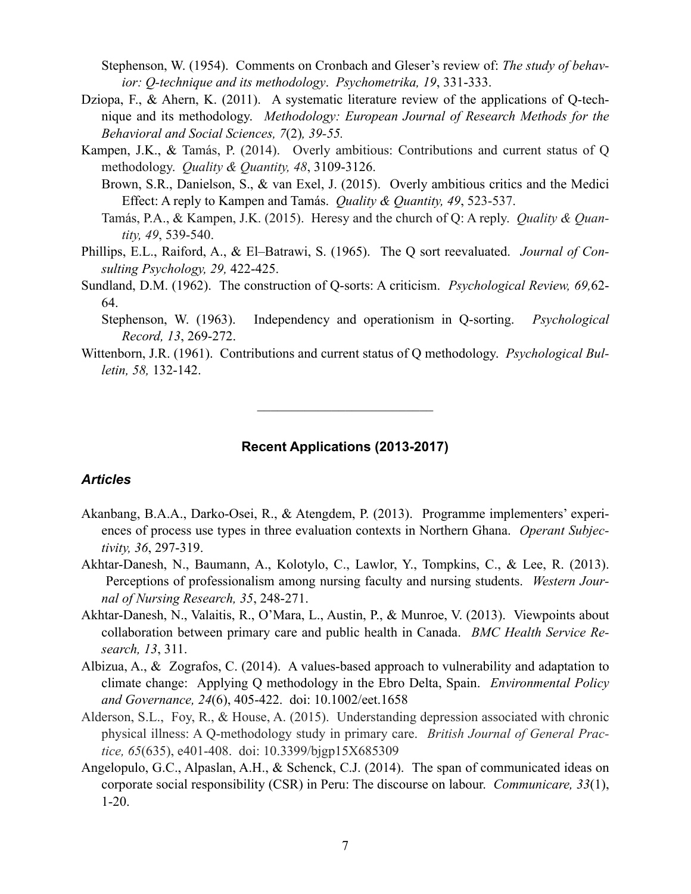Stephenson, W. (1954). Comments on Cronbach and Gleser's review of: *The study of behavior: Q-technique and its methodology*. *Psychometrika, 19*, 331-333.

Dziopa, F., & Ahern, K. (2011). A systematic literature review of the applications of Q-technique and its methodology. *Methodology: European Journal of Research Methods for the Behavioral and Social Sciences, 7*(2)*, 39-55.*

Kampen, J.K., & Tamás, P. (2014). Overly ambitious: Contributions and current status of Q methodology. *Quality & Quantity, 48*, 3109-3126.

Brown, S.R., Danielson, S., & van Exel, J. (2015). Overly ambitious critics and the Medici Effect: A reply to Kampen and Tamás. *Quality & Quantity, 49*, 523-537.

Tamás, P.A., & Kampen, J.K. (2015). Heresy and the church of Q: A reply. *Quality & Quantity, 49*, 539-540.

Phillips, E.L., Raiford, A., & El–Batrawi, S. (1965). The Q sort reevaluated. *Journal of Consulting Psychology, 29,* 422-425.

Sundland, D.M. (1962). The construction of Q-sorts: A criticism. *Psychological Review, 69,*62-64.

Stephenson, W. (1963). Independency and operationism in Q-sorting. *Psychological Record, 13*, 269-272.

Wittenborn, J.R. (1961). Contributions and current status of Q methodology. *Psychological Bulletin, 58,* 132-142.

---

## Recent Applications (2013-2017)

### *Articles*

Akanbang, B.A.A., Darko-Osei, R., & Atengdem, P. (2013). Programme implementers' experiences of process use types in three evaluation contexts in Northern Ghana. *Operant Subjectivity, 36*, 297-319.

Akhtar-Danesh, N., Baumann, A., Kolotylo, C., Lawlor, Y., Tompkins, C., & Lee, R. (2013). Perceptions of professionalism among nursing faculty and nursing students. *Western Journal of Nursing Research, 35*, 248-271.

Akhtar-Danesh, N., Valaitis, R., O'Mara, L., Austin, P., & Munroe, V. (2013). Viewpoints about collaboration between primary care and public health in Canada. *BMC Health Service Research, 13*, 311.

Albizua, A., & Zografos, C. (2014). A values-based approach to vulnerability and adaptation to climate change: Applying Q methodology in the Ebro Delta, Spain. *Environmental Policy and Governance, 24*(6), 405-422. doi: 10.1002/eet.1658

Alderson, S.L., Foy, R., & House, A. (2015). Understanding depression associated with chronic physical illness: A Q-methodology study in primary care. *British Journal of General Practice, 65*(635), e401-408. doi: 10.3399/bjgp15X685309

Angelopulo, G.C., Alpaslan, A.H., & Schenck, C.J. (2014). The span of communicated ideas on corporate social responsibility (CSR) in Peru: The discourse on labour. *Communicare, 33*(1), 1-20.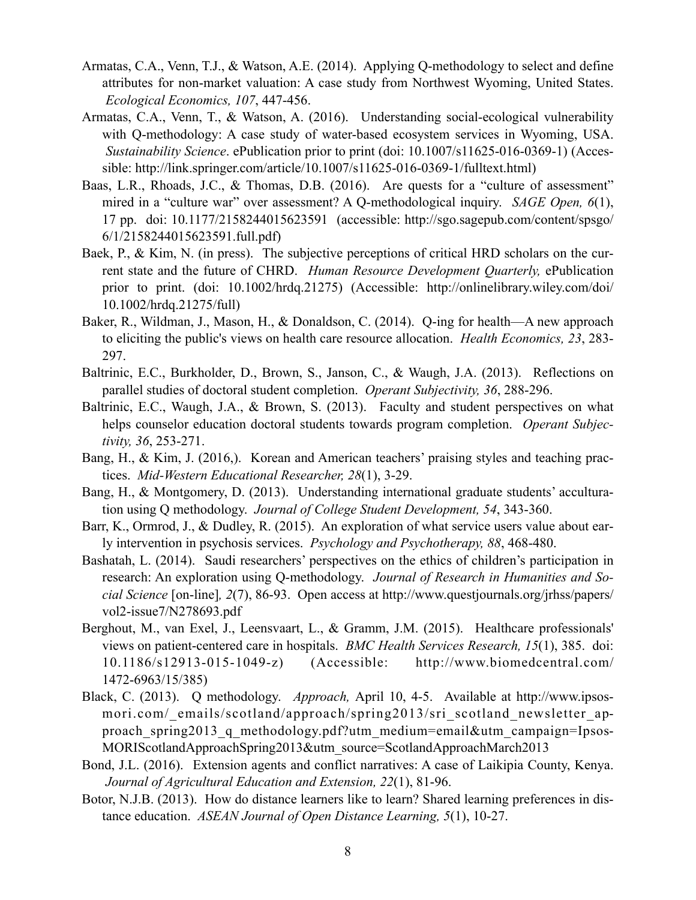Armatas, C.A., Venn, T.J., & Watson, A.E. (2014). Applying Q-methodology to select and define attributes for non-market valuation: A case study from Northwest Wyoming, United States. *Ecological Economics, 107*, 447-456.

Armatas, C.A., Venn, T., & Watson, A. (2016). Understanding social-ecological vulnerability with Q-methodology: A case study of water-based ecosystem services in Wyoming, USA. *Sustainability Science*. ePublication prior to print (doi: 10.1007/s11625-016-0369-1) (Accessible: http://link.springer.com/article/10.1007/s11625-016-0369-1/fulltext.html)

Baas, L.R., Rhoads, J.C., & Thomas, D.B. (2016). Are quests for a "culture of assessment" mired in a "culture war" over assessment? A Q-methodological inquiry. *SAGE Open, 6*(1), 17 pp. doi: 10.1177/2158244015623591 (accessible: http://sgo.sagepub.com/content/spsgo/6/1/2158244015623591.full.pdf)

Baek, P., & Kim, N. (in press). The subjective perceptions of critical HRD scholars on the current state and the future of CHRD. *Human Resource Development Quarterly,* ePublication prior to print. (doi: 10.1002/hrdq.21275) (Accessible: http://onlinelibrary.wiley.com/doi/10.1002/hrdq.21275/full)

Baker, R., Wildman, J., Mason, H., & Donaldson, C. (2014). Q-ing for health—A new approach to eliciting the public's views on health care resource allocation. *Health Economics, 23*, 283-297.

Baltrinic, E.C., Burkholder, D., Brown, S., Janson, C., & Waugh, J.A. (2013). Reflections on parallel studies of doctoral student completion. *Operant Subjectivity, 36*, 288-296.

Baltrinic, E.C., Waugh, J.A., & Brown, S. (2013). Faculty and student perspectives on what helps counselor education doctoral students towards program completion. *Operant Subjectivity, 36*, 253-271.

Bang, H., & Kim, J. (2016,). Korean and American teachers' praising styles and teaching practices. *Mid-Western Educational Researcher, 28*(1), 3-29.

Bang, H., & Montgomery, D. (2013). Understanding international graduate students' acculturation using Q methodology. *Journal of College Student Development, 54*, 343-360.

Barr, K., Ormrod, J., & Dudley, R. (2015). An exploration of what service users value about early intervention in psychosis services. *Psychology and Psychotherapy, 88*, 468-480.

Bashatah, L. (2014). Saudi researchers' perspectives on the ethics of children's participation in research: An exploration using Q-methodology. *Journal of Research in Humanities and Social Science* [on-line]*, 2*(7), 86-93. Open access at http://www.questjournals.org/jrhss/papers/vol2-issue7/N278693.pdf

Berghout, M., van Exel, J., Leensvaart, L., & Gramm, J.M. (2015). Healthcare professionals' views on patient-centered care in hospitals. *BMC Health Services Research, 15*(1), 385. doi: 10.1186/s12913-015-1049-z) (Accessible: http://www.biomedcentral.com/1472-6963/15/385)

Black, C. (2013). Q methodology. *Approach,* April 10, 4-5. Available at http://www.ipsos-mori.com/_emails/scotland/approach/spring2013/sri_scotland_newsletter_approach_spring2013_q_methodology.pdf?utm_medium=email&utm_campaign=Ipsos-MORIScotlandApproachSpring2013&utm_source=ScotlandApproachMarch2013

Bond, J.L. (2016). Extension agents and conflict narratives: A case of Laikipia County, Kenya. *Journal of Agricultural Education and Extension, 22*(1), 81-96.

Botor, N.J.B. (2013). How do distance learners like to learn? Shared learning preferences in distance education. *ASEAN Journal of Open Distance Learning, 5*(1), 10-27.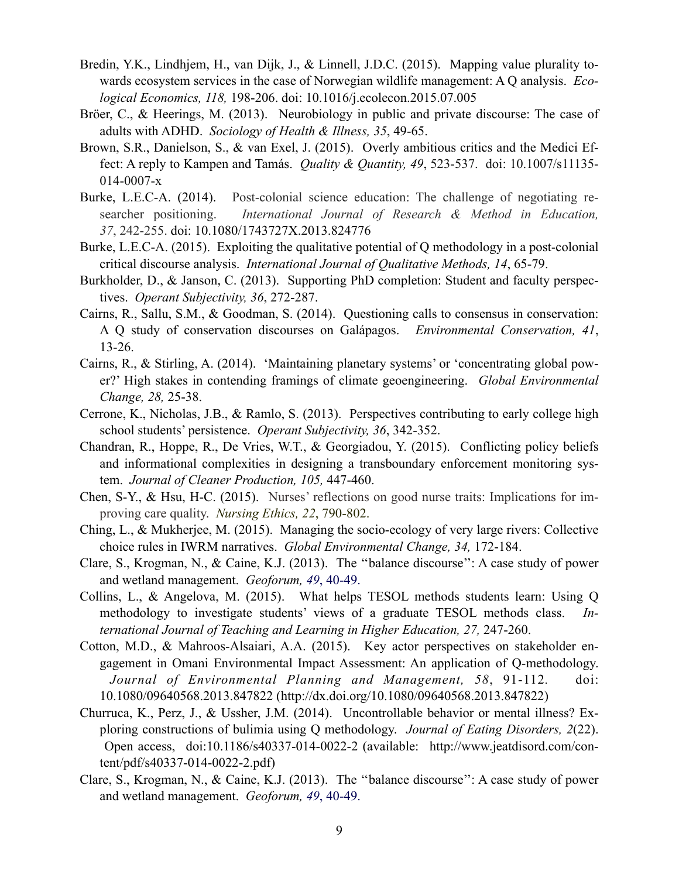Bredin, Y.K., Lindhjem, H., van Dijk, J., & Linnell, J.D.C. (2015). Mapping value plurality towards ecosystem services in the case of Norwegian wildlife management: A Q analysis. *Ecological Economics, 118,* 198-206. doi: 10.1016/j.ecolecon.2015.07.005

Bröer, C., & Heerings, M. (2013). Neurobiology in public and private discourse: The case of adults with ADHD. *Sociology of Health & Illness, 35*, 49-65.

Brown, S.R., Danielson, S., & van Exel, J. (2015). Overly ambitious critics and the Medici Effect: A reply to Kampen and Tamás. *Quality & Quantity, 49*, 523-537. doi: 10.1007/s11135-014-0007-x

Burke, L.E.C-A. (2014). Post-colonial science education: The challenge of negotiating researcher positioning. *International Journal of Research & Method in Education, 37*, 242-255. doi: 10.1080/1743727X.2013.824776

Burke, L.E.C-A. (2015). Exploiting the qualitative potential of Q methodology in a post-colonial critical discourse analysis. *International Journal of Qualitative Methods, 14*, 65-79.

Burkholder, D., & Janson, C. (2013). Supporting PhD completion: Student and faculty perspectives. *Operant Subjectivity, 36*, 272-287.

Cairns, R., Sallu, S.M., & Goodman, S. (2014). Questioning calls to consensus in conservation: A Q study of conservation discourses on Galápagos. *Environmental Conservation, 41*, 13-26.

Cairns, R., & Stirling, A. (2014). 'Maintaining planetary systems' or 'concentrating global power?' High stakes in contending framings of climate geoengineering. *Global Environmental Change, 28,* 25-38.

Cerrone, K., Nicholas, J.B., & Ramlo, S. (2013). Perspectives contributing to early college high school students' persistence. *Operant Subjectivity, 36*, 342-352.

Chandran, R., Hoppe, R., De Vries, W.T., & Georgiadou, Y. (2015). Conflicting policy beliefs and informational complexities in designing a transboundary enforcement monitoring system. *Journal of Cleaner Production, 105,* 447-460.

Chen, S-Y., & Hsu, H-C. (2015). Nurses' reflections on good nurse traits: Implications for improving care quality. *Nursing Ethics, 22*, 790-802.

Ching, L., & Mukherjee, M. (2015). Managing the socio-ecology of very large rivers: Collective choice rules in IWRM narratives. *Global Environmental Change, 34,* 172-184.

Clare, S., Krogman, N., & Caine, K.J. (2013). The ''balance discourse'': A case study of power and wetland management. *Geoforum, 49*, 40-49.

Collins, L., & Angelova, M. (2015). What helps TESOL methods students learn: Using Q methodology to investigate students' views of a graduate TESOL methods class. *International Journal of Teaching and Learning in Higher Education, 27,* 247-260.

Cotton, M.D., & Mahroos-Alsaiari, A.A. (2015). Key actor perspectives on stakeholder engagement in Omani Environmental Impact Assessment: An application of Q-methodology. *Journal of Environmental Planning and Management, 58*, 91-112. doi: 10.1080/09640568.2013.847822 (http://dx.doi.org/10.1080/09640568.2013.847822)

Churruca, K., Perz, J., & Ussher, J.M. (2014). Uncontrollable behavior or mental illness? Exploring constructions of bulimia using Q methodology. *Journal of Eating Disorders, 2*(22). Open access, doi:10.1186/s40337-014-0022-2 (available: http://www.jeatdisord.com/content/pdf/s40337-014-0022-2.pdf)

Clare, S., Krogman, N., & Caine, K.J. (2013). The ''balance discourse'': A case study of power and wetland management. *Geoforum, 49*, 40-49.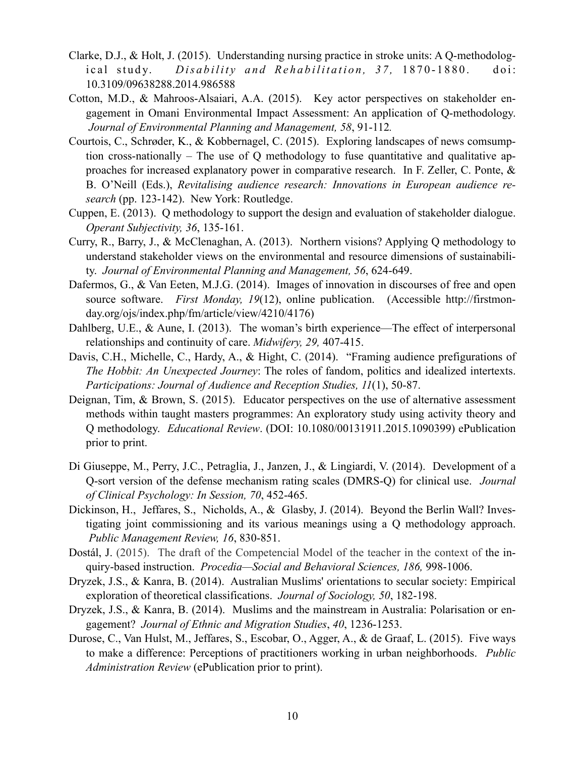Clarke, D.J., & Holt, J. (2015). Understanding nursing practice in stroke units: A Q-methodological study. *Disability and Rehabilitation, 37,* 1870-1880. doi: 10.3109/09638288.2014.986588

Cotton, M.D., & Mahroos-Alsaiari, A.A. (2015). Key actor perspectives on stakeholder engagement in Omani Environmental Impact Assessment: An application of Q-methodology. *Journal of Environmental Planning and Management, 58*, 91-112.

Courtois, C., Schrøder, K., & Kobbernagel, C. (2015). Exploring landscapes of news comsumption cross-nationally – The use of Q methodology to fuse quantitative and qualitative approaches for increased explanatory power in comparative research. In F. Zeller, C. Ponte, & B. O'Neill (Eds.), *Revitalising audience research: Innovations in European audience research* (pp. 123-142). New York: Routledge.

Cuppen, E. (2013). Q methodology to support the design and evaluation of stakeholder dialogue. *Operant Subjectivity, 36*, 135-161.

Curry, R., Barry, J., & McClenaghan, A. (2013). Northern visions? Applying Q methodology to understand stakeholder views on the environmental and resource dimensions of sustainability. *Journal of Environmental Planning and Management, 56*, 624-649.

Dafermos, G., & Van Eeten, M.J.G. (2014). Images of innovation in discourses of free and open source software. *First Monday, 19*(12), online publication. (Accessible http://firstmonday.org/ojs/index.php/fm/article/view/4210/4176)

Dahlberg, U.E., & Aune, I. (2013). The woman's birth experience—The effect of interpersonal relationships and continuity of care. *Midwifery, 29,* 407-415.

Davis, C.H., Michelle, C., Hardy, A., & Hight, C. (2014). "Framing audience prefigurations of *The Hobbit: An Unexpected Journey*: The roles of fandom, politics and idealized intertexts. *Participations: Journal of Audience and Reception Studies, 11*(1), 50-87.

Deignan, Tim, & Brown, S. (2015). Educator perspectives on the use of alternative assessment methods within taught masters programmes: An exploratory study using activity theory and Q methodology. *Educational Review*. (DOI: 10.1080/00131911.2015.1090399) ePublication prior to print.

Di Giuseppe, M., Perry, J.C., Petraglia, J., Janzen, J., & Lingiardi, V. (2014). Development of a Q-sort version of the defense mechanism rating scales (DMRS-Q) for clinical use. *Journal of Clinical Psychology: In Session, 70*, 452-465.

Dickinson, H., Jeffares, S., Nicholds, A., & Glasby, J. (2014). Beyond the Berlin Wall? Investigating joint commissioning and its various meanings using a Q methodology approach. *Public Management Review, 16*, 830-851.

Dostál, J. (2015). The draft of the Competencial Model of the teacher in the context of the inquiry-based instruction. *Procedia—Social and Behavioral Sciences, 186,* 998-1006.

Dryzek, J.S., & Kanra, B. (2014). Australian Muslims' orientations to secular society: Empirical exploration of theoretical classifications. *Journal of Sociology, 50*, 182-198.

Dryzek, J.S., & Kanra, B. (2014). Muslims and the mainstream in Australia: Polarisation or engagement? *Journal of Ethnic and Migration Studies*, *40*, 1236-1253.

Durose, C., Van Hulst, M., Jeffares, S., Escobar, O., Agger, A., & de Graaf, L. (2015). Five ways to make a difference: Perceptions of practitioners working in urban neighborhoods. *Public Administration Review* (ePublication prior to print).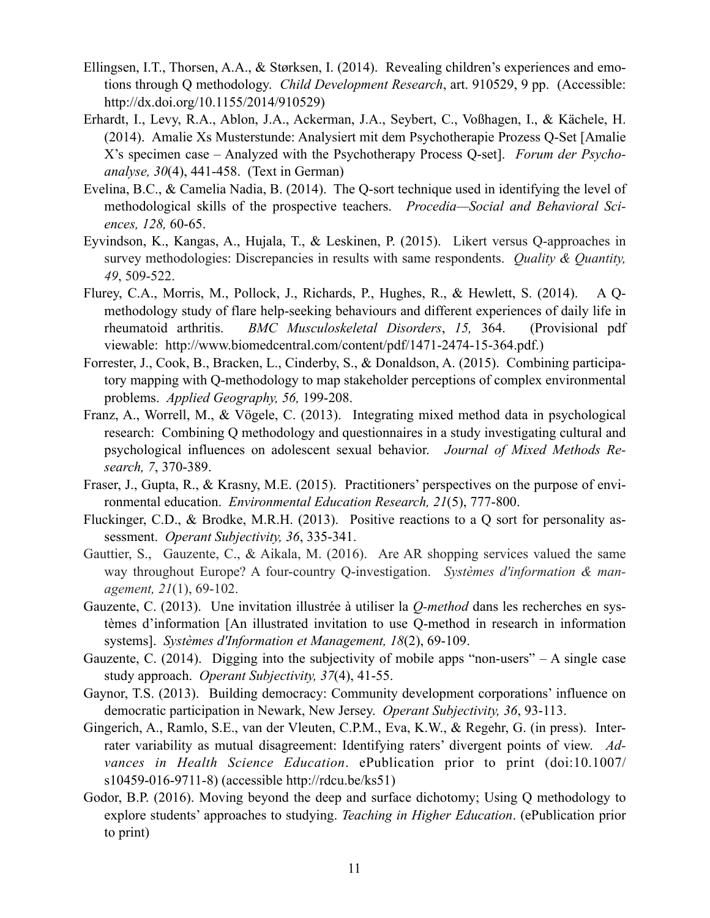Ellingsen, I.T., Thorsen, A.A., & Størksen, I. (2014). Revealing children's experiences and emotions through Q methodology. *Child Development Research*, art. 910529, 9 pp. (Accessible: http://dx.doi.org/10.1155/2014/910529)

Erhardt, I., Levy, R.A., Ablon, J.A., Ackerman, J.A., Seybert, C., Voßhagen, I., & Kächele, H. (2014). Amalie Xs Musterstunde: Analysiert mit dem Psychotherapie Prozess Q-Set [Amalie X's specimen case – Analyzed with the Psychotherapy Process Q-set]. *Forum der Psychoanalyse, 30*(4), 441-458. (Text in German)

Evelina, B.C., & Camelia Nadia, B. (2014). The Q-sort technique used in identifying the level of methodological skills of the prospective teachers. *Procedia—Social and Behavioral Sciences, 128,* 60-65.

Eyvindson, K., Kangas, A., Hujala, T., & Leskinen, P. (2015). Likert versus Q-approaches in survey methodologies: Discrepancies in results with same respondents. *Quality & Quantity, 49*, 509-522.

Flurey, C.A., Morris, M., Pollock, J., Richards, P., Hughes, R., & Hewlett, S. (2014). A Q-methodology study of flare help-seeking behaviours and different experiences of daily life in rheumatoid arthritis. *BMC Musculoskeletal Disorders*, *15,* 364. (Provisional pdf viewable: http://www.biomedcentral.com/content/pdf/1471-2474-15-364.pdf.)

Forrester, J., Cook, B., Bracken, L., Cinderby, S., & Donaldson, A. (2015). Combining participatory mapping with Q-methodology to map stakeholder perceptions of complex environmental problems. *Applied Geography, 56,* 199-208.

Franz, A., Worrell, M., & Vögele, C. (2013). Integrating mixed method data in psychological research: Combining Q methodology and questionnaires in a study investigating cultural and psychological influences on adolescent sexual behavior. *Journal of Mixed Methods Research, 7*, 370-389.

Fraser, J., Gupta, R., & Krasny, M.E. (2015). Practitioners' perspectives on the purpose of environmental education. *Environmental Education Research, 21*(5), 777-800.

Fluckinger, C.D., & Brodke, M.R.H. (2013). Positive reactions to a Q sort for personality assessment. *Operant Subjectivity, 36*, 335-341.

Gauttier, S., Gauzente, C., & Aikala, M. (2016). Are AR shopping services valued the same way throughout Europe? A four-country Q-investigation. *Systèmes d'information & management, 21*(1), 69-102.

Gauzente, C. (2013). Une invitation illustrée à utiliser la *Q-method* dans les recherches en systèmes d'information [An illustrated invitation to use Q-method in research in information systems]. *Systèmes d'Information et Management, 18*(2), 69-109.

Gauzente, C. (2014). Digging into the subjectivity of mobile apps "non-users" – A single case study approach. *Operant Subjectivity, 37*(4), 41-55.

Gaynor, T.S. (2013). Building democracy: Community development corporations' influence on democratic participation in Newark, New Jersey. *Operant Subjectivity, 36*, 93-113.

Gingerich, A., Ramlo, S.E., van der Vleuten, C.P.M., Eva, K.W., & Regehr, G. (in press). Inter-rater variability as mutual disagreement: Identifying raters' divergent points of view. *Advances in Health Science Education*. ePublication prior to print (doi:10.1007/s10459-016-9711-8) (accessible http://rdcu.be/ks51)

Godor, B.P. (2016). Moving beyond the deep and surface dichotomy; Using Q methodology to explore students' approaches to studying. *Teaching in Higher Education*. (ePublication prior to print)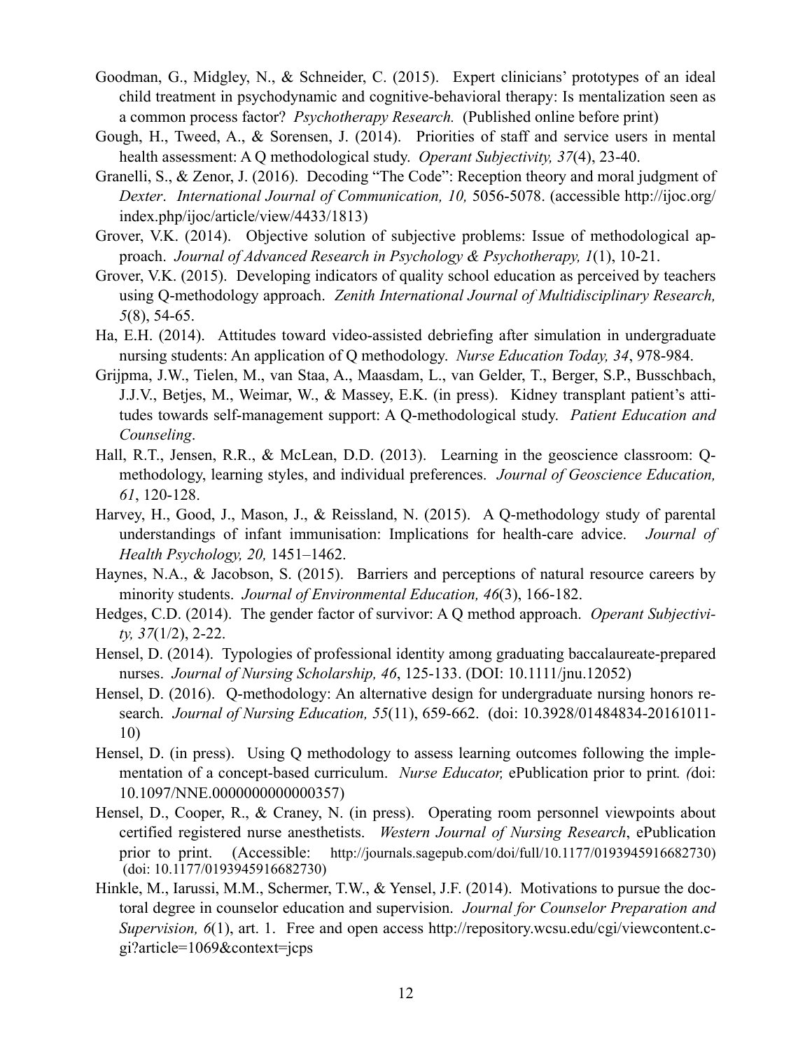Goodman, G., Midgley, N., & Schneider, C. (2015). Expert clinicians' prototypes of an ideal child treatment in psychodynamic and cognitive-behavioral therapy: Is mentalization seen as a common process factor? *Psychotherapy Research.* (Published online before print)

Gough, H., Tweed, A., & Sorensen, J. (2014). Priorities of staff and service users in mental health assessment: A Q methodological study. *Operant Subjectivity, 37*(4), 23-40.

Granelli, S., & Zenor, J. (2016). Decoding "The Code": Reception theory and moral judgment of *Dexter*. *International Journal of Communication, 10,* 5056-5078. (accessible http://ijoc.org/index.php/ijoc/article/view/4433/1813)

Grover, V.K. (2014). Objective solution of subjective problems: Issue of methodological approach. *Journal of Advanced Research in Psychology & Psychotherapy, 1*(1), 10-21.

Grover, V.K. (2015). Developing indicators of quality school education as perceived by teachers using Q-methodology approach. *Zenith International Journal of Multidisciplinary Research, 5*(8), 54-65.

Ha, E.H. (2014). Attitudes toward video-assisted debriefing after simulation in undergraduate nursing students: An application of Q methodology. *Nurse Education Today, 34*, 978-984.

Grijpma, J.W., Tielen, M., van Staa, A., Maasdam, L., van Gelder, T., Berger, S.P., Busschbach, J.J.V., Betjes, M., Weimar, W., & Massey, E.K. (in press). Kidney transplant patient's attitudes towards self-management support: A Q-methodological study. *Patient Education and Counseling*.

Hall, R.T., Jensen, R.R., & McLean, D.D. (2013). Learning in the geoscience classroom: Q-methodology, learning styles, and individual preferences. *Journal of Geoscience Education, 61*, 120-128.

Harvey, H., Good, J., Mason, J., & Reissland, N. (2015). A Q-methodology study of parental understandings of infant immunisation: Implications for health-care advice. *Journal of Health Psychology, 20,* 1451–1462.

Haynes, N.A., & Jacobson, S. (2015). Barriers and perceptions of natural resource careers by minority students. *Journal of Environmental Education, 46*(3), 166-182.

Hedges, C.D. (2014). The gender factor of survivor: A Q method approach. *Operant Subjectivity, 37*(1/2), 2-22.

Hensel, D. (2014). Typologies of professional identity among graduating baccalaureate-prepared nurses. *Journal of Nursing Scholarship, 46*, 125-133. (DOI: 10.1111/jnu.12052)

Hensel, D. (2016). Q-methodology: An alternative design for undergraduate nursing honors research. *Journal of Nursing Education, 55*(11), 659-662. (doi: 10.3928/01484834-20161011-10)

Hensel, D. (in press). Using Q methodology to assess learning outcomes following the implementation of a concept-based curriculum. *Nurse Educator,* ePublication prior to print*.* (doi: 10.1097/NNE.0000000000000357)

Hensel, D., Cooper, R., & Craney, N. (in press). Operating room personnel viewpoints about certified registered nurse anesthetists. *Western Journal of Nursing Research*, ePublication prior to print. (Accessible: http://journals.sagepub.com/doi/full/10.1177/0193945916682730) (doi: 10.1177/0193945916682730)

Hinkle, M., Iarussi, M.M., Schermer, T.W., & Yensel, J.F. (2014). Motivations to pursue the doctoral degree in counselor education and supervision. *Journal for Counselor Preparation and Supervision, 6*(1), art. 1. Free and open access http://repository.wcsu.edu/cgi/viewcontent.cgi?article=1069&context=jcps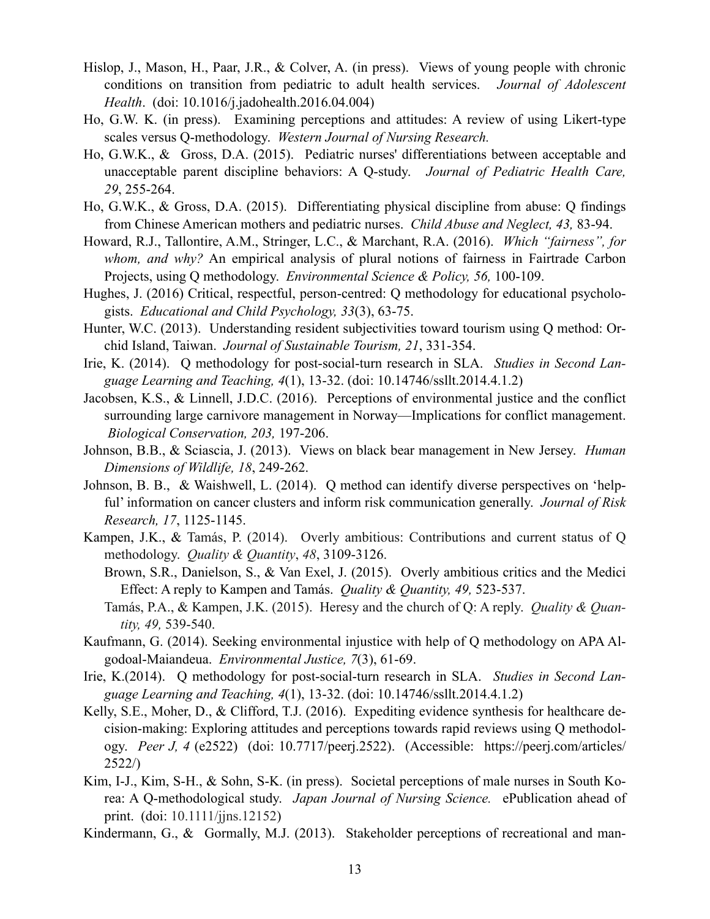Hislop, J., Mason, H., Paar, J.R., & Colver, A. (in press). Views of young people with chronic conditions on transition from pediatric to adult health services. *Journal of Adolescent Health*. (doi: 10.1016/j.jadohealth.2016.04.004)

Ho, G.W. K. (in press). Examining perceptions and attitudes: A review of using Likert-type scales versus Q-methodology. *Western Journal of Nursing Research.*

Ho, G.W.K., & Gross, D.A. (2015). Pediatric nurses' differentiations between acceptable and unacceptable parent discipline behaviors: A Q-study. *Journal of Pediatric Health Care, 29*, 255-264.

Ho, G.W.K., & Gross, D.A. (2015). Differentiating physical discipline from abuse: Q findings from Chinese American mothers and pediatric nurses. *Child Abuse and Neglect, 43,* 83-94.

Howard, R.J., Tallontire, A.M., Stringer, L.C., & Marchant, R.A. (2016). *Which "fairness", for whom, and why?* An empirical analysis of plural notions of fairness in Fairtrade Carbon Projects, using Q methodology. *Environmental Science & Policy, 56,* 100-109.

Hughes, J. (2016) Critical, respectful, person-centred: Q methodology for educational psychologists. *Educational and Child Psychology, 33*(3), 63-75.

Hunter, W.C. (2013). Understanding resident subjectivities toward tourism using Q method: Orchid Island, Taiwan. *Journal of Sustainable Tourism, 21*, 331-354.

Irie, K. (2014). Q methodology for post-social-turn research in SLA. *Studies in Second Language Learning and Teaching, 4*(1), 13-32. (doi: 10.14746/ssllt.2014.4.1.2)

Jacobsen, K.S., & Linnell, J.D.C. (2016). Perceptions of environmental justice and the conflict surrounding large carnivore management in Norway—Implications for conflict management. *Biological Conservation, 203,* 197-206.

Johnson, B.B., & Sciascia, J. (2013). Views on black bear management in New Jersey. *Human Dimensions of Wildlife, 18*, 249-262.

Johnson, B. B., & Waishwell, L. (2014). Q method can identify diverse perspectives on 'helpful' information on cancer clusters and inform risk communication generally. *Journal of Risk Research, 17*, 1125-1145.

Kampen, J.K., & Tamás, P. (2014). Overly ambitious: Contributions and current status of Q methodology. *Quality & Quantity*, *48*, 3109-3126.

- Brown, S.R., Danielson, S., & Van Exel, J. (2015). Overly ambitious critics and the Medici Effect: A reply to Kampen and Tamás. *Quality & Quantity, 49,* 523-537.
- Tamás, P.A., & Kampen, J.K. (2015). Heresy and the church of Q: A reply. *Quality & Quantity, 49,* 539-540.

Kaufmann, G. (2014). Seeking environmental injustice with help of Q methodology on APA Algodoal-Maiandeua. *Environmental Justice, 7*(3), 61-69.

Irie, K.(2014). Q methodology for post-social-turn research in SLA. *Studies in Second Language Learning and Teaching, 4*(1), 13-32. (doi: 10.14746/ssllt.2014.4.1.2)

Kelly, S.E., Moher, D., & Clifford, T.J. (2016). Expediting evidence synthesis for healthcare decision-making: Exploring attitudes and perceptions towards rapid reviews using Q methodology. *Peer J, 4* (e2522) (doi: 10.7717/peerj.2522). (Accessible: https://peerj.com/articles/2522/)

Kim, I-J., Kim, S-H., & Sohn, S-K. (in press). Societal perceptions of male nurses in South Korea: A Q-methodological study. *Japan Journal of Nursing Science.* ePublication ahead of print. (doi: 10.1111/jjns.12152)

Kindermann, G., & Gormally, M.J. (2013). Stakeholder perceptions of recreational and man-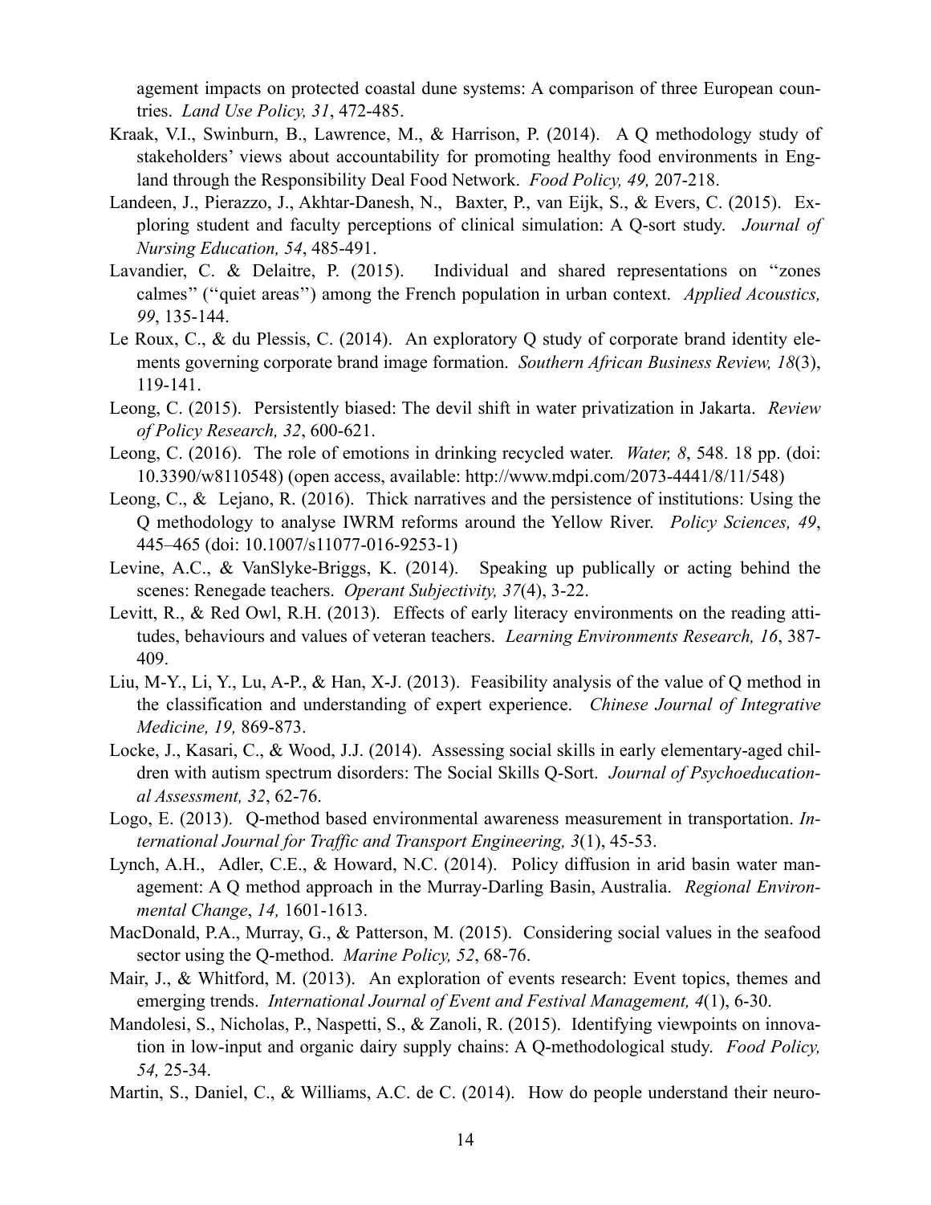agement impacts on protected coastal dune systems: A comparison of three European countries. *Land Use Policy, 31*, 472-485.

Kraak, V.I., Swinburn, B., Lawrence, M., & Harrison, P. (2014). A Q methodology study of stakeholders' views about accountability for promoting healthy food environments in England through the Responsibility Deal Food Network. *Food Policy, 49,* 207-218.

Landeen, J., Pierazzo, J., Akhtar-Danesh, N., Baxter, P., van Eijk, S., & Evers, C. (2015). Exploring student and faculty perceptions of clinical simulation: A Q-sort study. *Journal of Nursing Education, 54*, 485-491.

Lavandier, C. & Delaitre, P. (2015). Individual and shared representations on ''zones calmes'' (''quiet areas'') among the French population in urban context. *Applied Acoustics, 99*, 135-144.

Le Roux, C., & du Plessis, C. (2014). An exploratory Q study of corporate brand identity elements governing corporate brand image formation. *Southern African Business Review, 18*(3), 119-141.

Leong, C. (2015). Persistently biased: The devil shift in water privatization in Jakarta. *Review of Policy Research, 32*, 600-621.

Leong, C. (2016). The role of emotions in drinking recycled water. *Water, 8*, 548. 18 pp. (doi: 10.3390/w8110548) (open access, available: http://www.mdpi.com/2073-4441/8/11/548)

Leong, C., & Lejano, R. (2016). Thick narratives and the persistence of institutions: Using the Q methodology to analyse IWRM reforms around the Yellow River. *Policy Sciences, 49*, 445–465 (doi: 10.1007/s11077-016-9253-1)

Levine, A.C., & VanSlyke-Briggs, K. (2014). Speaking up publically or acting behind the scenes: Renegade teachers. *Operant Subjectivity, 37*(4), 3-22.

Levitt, R., & Red Owl, R.H. (2013). Effects of early literacy environments on the reading attitudes, behaviours and values of veteran teachers. *Learning Environments Research, 16*, 387-409.

Liu, M-Y., Li, Y., Lu, A-P., & Han, X-J. (2013). Feasibility analysis of the value of Q method in the classification and understanding of expert experience. *Chinese Journal of Integrative Medicine, 19,* 869-873.

Locke, J., Kasari, C., & Wood, J.J. (2014). Assessing social skills in early elementary-aged children with autism spectrum disorders: The Social Skills Q-Sort. *Journal of Psychoeducational Assessment, 32*, 62-76.

Logo, E. (2013). Q-method based environmental awareness measurement in transportation. *International Journal for Traffic and Transport Engineering, 3*(1), 45-53.

Lynch, A.H., Adler, C.E., & Howard, N.C. (2014). Policy diffusion in arid basin water management: A Q method approach in the Murray-Darling Basin, Australia. *Regional Environmental Change*, *14,* 1601-1613.

MacDonald, P.A., Murray, G., & Patterson, M. (2015). Considering social values in the seafood sector using the Q-method. *Marine Policy, 52*, 68-76.

Mair, J., & Whitford, M. (2013). An exploration of events research: Event topics, themes and emerging trends. *International Journal of Event and Festival Management, 4*(1), 6-30.

Mandolesi, S., Nicholas, P., Naspetti, S., & Zanoli, R. (2015). Identifying viewpoints on innovation in low-input and organic dairy supply chains: A Q-methodological study. *Food Policy, 54,* 25-34.

Martin, S., Daniel, C., & Williams, A.C. de C. (2014). How do people understand their neuro-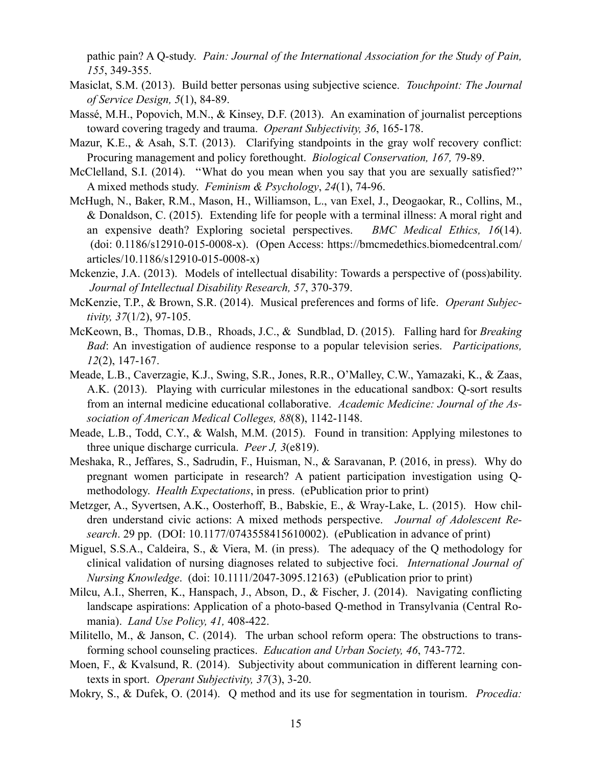pathic pain? A Q-study. *Pain: Journal of the International Association for the Study of Pain, 155*, 349-355.

Masiclat, S.M. (2013). Build better personas using subjective science. *Touchpoint: The Journal of Service Design, 5*(1), 84-89.

Massé, M.H., Popovich, M.N., & Kinsey, D.F. (2013). An examination of journalist perceptions toward covering tragedy and trauma. *Operant Subjectivity, 36*, 165-178.

Mazur, K.E., & Asah, S.T. (2013). Clarifying standpoints in the gray wolf recovery conflict: Procuring management and policy forethought. *Biological Conservation, 167,* 79-89.

McClelland, S.I. (2014). "What do you mean when you say that you are sexually satisfied?" A mixed methods study. *Feminism & Psychology*, *24*(1), 74-96.

McHugh, N., Baker, R.M., Mason, H., Williamson, L., van Exel, J., Deogaokar, R., Collins, M., & Donaldson, C. (2015). Extending life for people with a terminal illness: A moral right and an expensive death? Exploring societal perspectives. *BMC Medical Ethics, 16*(14). (doi: 0.1186/s12910-015-0008-x). (Open Access: https://bmcmedethics.biomedcentral.com/articles/10.1186/s12910-015-0008-x)

Mckenzie, J.A. (2013). Models of intellectual disability: Towards a perspective of (poss)ability. *Journal of Intellectual Disability Research, 57*, 370-379.

McKenzie, T.P., & Brown, S.R. (2014). Musical preferences and forms of life. *Operant Subjectivity, 37*(1/2), 97-105.

McKeown, B., Thomas, D.B., Rhoads, J.C., & Sundblad, D. (2015). Falling hard for *Breaking Bad*: An investigation of audience response to a popular television series. *Participations, 12*(2), 147-167.

Meade, L.B., Caverzagie, K.J., Swing, S.R., Jones, R.R., O'Malley, C.W., Yamazaki, K., & Zaas, A.K. (2013). Playing with curricular milestones in the educational sandbox: Q-sort results from an internal medicine educational collaborative. *Academic Medicine: Journal of the Association of American Medical Colleges, 88*(8), 1142-1148.

Meade, L.B., Todd, C.Y., & Walsh, M.M. (2015). Found in transition: Applying milestones to three unique discharge curricula. *Peer J, 3*(e819).

Meshaka, R., Jeffares, S., Sadrudin, F., Huisman, N., & Saravanan, P. (2016, in press). Why do pregnant women participate in research? A patient participation investigation using Q-methodology. *Health Expectations*, in press. (ePublication prior to print)

Metzger, A., Syvertsen, A.K., Oosterhoff, B., Babskie, E., & Wray-Lake, L. (2015). How children understand civic actions: A mixed methods perspective. *Journal of Adolescent Research*. 29 pp. (DOI: 10.1177/0743558415610002). (ePublication in advance of print)

Miguel, S.S.A., Caldeira, S., & Viera, M. (in press). The adequacy of the Q methodology for clinical validation of nursing diagnoses related to subjective foci. *International Journal of Nursing Knowledge*. (doi: 10.1111/2047-3095.12163) (ePublication prior to print)

Milcu, A.I., Sherren, K., Hanspach, J., Abson, D., & Fischer, J. (2014). Navigating conflicting landscape aspirations: Application of a photo-based Q-method in Transylvania (Central Romania). *Land Use Policy, 41,* 408-422.

Militello, M., & Janson, C. (2014). The urban school reform opera: The obstructions to transforming school counseling practices. *Education and Urban Society, 46*, 743-772.

Moen, F., & Kvalsund, R. (2014). Subjectivity about communication in different learning contexts in sport. *Operant Subjectivity, 37*(3), 3-20.

Mokry, S., & Dufek, O. (2014). Q method and its use for segmentation in tourism. *Procedia:*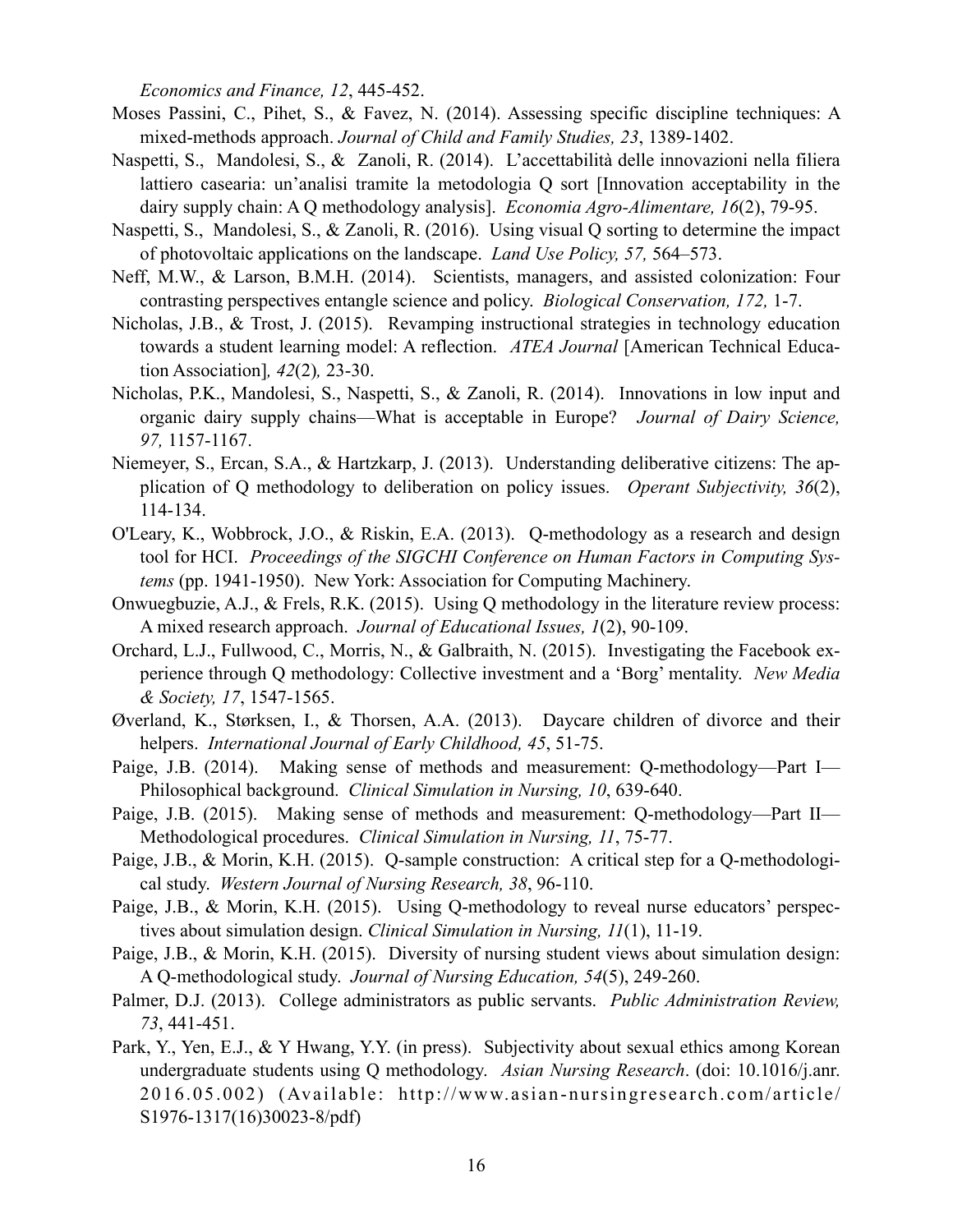*Economics and Finance, 12*, 445-452.

Moses Passini, C., Pihet, S., & Favez, N. (2014). Assessing specific discipline techniques: A mixed-methods approach. *Journal of Child and Family Studies, 23*, 1389-1402.

Naspetti, S., Mandolesi, S., & Zanoli, R. (2014). L'accettabilità delle innovazioni nella filiera lattiero casearia: un'analisi tramite la metodologia Q sort [Innovation acceptability in the dairy supply chain: A Q methodology analysis]. *Economia Agro-Alimentare, 16*(2), 79-95.

Naspetti, S., Mandolesi, S., & Zanoli, R. (2016). Using visual Q sorting to determine the impact of photovoltaic applications on the landscape. *Land Use Policy, 57,* 564–573.

Neff, M.W., & Larson, B.M.H. (2014). Scientists, managers, and assisted colonization: Four contrasting perspectives entangle science and policy. *Biological Conservation, 172,* 1-7.

Nicholas, J.B., & Trost, J. (2015). Revamping instructional strategies in technology education towards a student learning model: A reflection. *ATEA Journal* [American Technical Education Association]*, 42*(2)*,* 23-30.

Nicholas, P.K., Mandolesi, S., Naspetti, S., & Zanoli, R. (2014). Innovations in low input and organic dairy supply chains—What is acceptable in Europe? *Journal of Dairy Science, 97,* 1157-1167.

Niemeyer, S., Ercan, S.A., & Hartzkarp, J. (2013). Understanding deliberative citizens: The application of Q methodology to deliberation on policy issues. *Operant Subjectivity, 36*(2), 114-134.

O'Leary, K., Wobbrock, J.O., & Riskin, E.A. (2013). Q-methodology as a research and design tool for HCI. *Proceedings of the SIGCHI Conference on Human Factors in Computing Systems* (pp. 1941-1950). New York: Association for Computing Machinery.

Onwuegbuzie, A.J., & Frels, R.K. (2015). Using Q methodology in the literature review process: A mixed research approach. *Journal of Educational Issues, 1*(2), 90-109.

Orchard, L.J., Fullwood, C., Morris, N., & Galbraith, N. (2015). Investigating the Facebook experience through Q methodology: Collective investment and a 'Borg' mentality. *New Media & Society, 17*, 1547-1565.

Øverland, K., Størksen, I., & Thorsen, A.A. (2013). Daycare children of divorce and their helpers. *International Journal of Early Childhood, 45*, 51-75.

Paige, J.B. (2014). Making sense of methods and measurement: Q-methodology—Part I—Philosophical background. *Clinical Simulation in Nursing, 10*, 639-640.

Paige, J.B. (2015). Making sense of methods and measurement: Q-methodology—Part II—Methodological procedures. *Clinical Simulation in Nursing, 11*, 75-77.

Paige, J.B., & Morin, K.H. (2015). Q-sample construction: A critical step for a Q-methodological study. *Western Journal of Nursing Research, 38*, 96-110.

Paige, J.B., & Morin, K.H. (2015). Using Q-methodology to reveal nurse educators' perspectives about simulation design. *Clinical Simulation in Nursing, 11*(1), 11-19.

Paige, J.B., & Morin, K.H. (2015). Diversity of nursing student views about simulation design: A Q-methodological study. *Journal of Nursing Education, 54*(5), 249-260.

Palmer, D.J. (2013). College administrators as public servants. *Public Administration Review, 73*, 441-451.

Park, Y., Yen, E.J., & Y Hwang, Y.Y. (in press). Subjectivity about sexual ethics among Korean undergraduate students using Q methodology. *Asian Nursing Research*. (doi: 10.1016/j.anr.2016.05.002) (Available: http://www.asian-nursingresearch.com/article/S1976-1317(16)30023-8/pdf)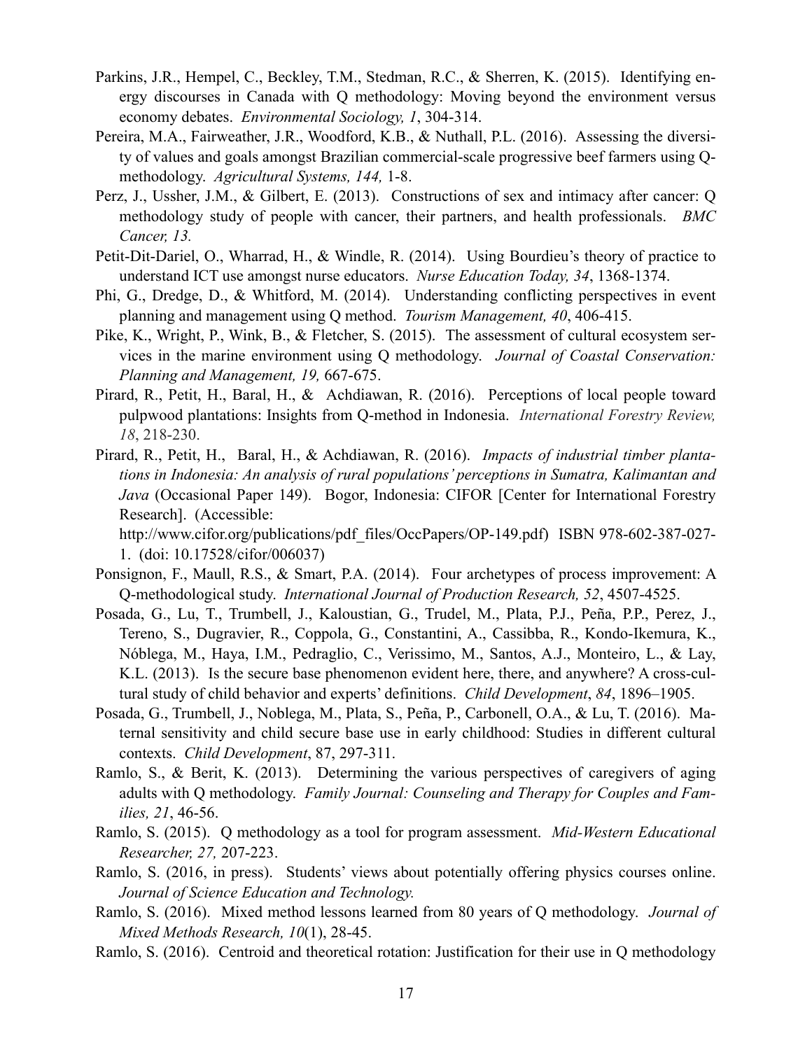Parkins, J.R., Hempel, C., Beckley, T.M., Stedman, R.C., & Sherren, K. (2015). Identifying energy discourses in Canada with Q methodology: Moving beyond the environment versus economy debates. *Environmental Sociology, 1*, 304-314.

Pereira, M.A., Fairweather, J.R., Woodford, K.B., & Nuthall, P.L. (2016). Assessing the diversity of values and goals amongst Brazilian commercial-scale progressive beef farmers using Q-methodology. *Agricultural Systems, 144,* 1-8.

Perz, J., Ussher, J.M., & Gilbert, E. (2013). Constructions of sex and intimacy after cancer: Q methodology study of people with cancer, their partners, and health professionals. *BMC Cancer, 13.*

Petit-Dit-Dariel, O., Wharrad, H., & Windle, R. (2014). Using Bourdieu's theory of practice to understand ICT use amongst nurse educators. *Nurse Education Today, 34*, 1368-1374.

Phi, G., Dredge, D., & Whitford, M. (2014). Understanding conflicting perspectives in event planning and management using Q method. *Tourism Management, 40*, 406-415.

Pike, K., Wright, P., Wink, B., & Fletcher, S. (2015). The assessment of cultural ecosystem services in the marine environment using Q methodology. *Journal of Coastal Conservation: Planning and Management, 19,* 667-675.

Pirard, R., Petit, H., Baral, H., & Achdiawan, R. (2016). Perceptions of local people toward pulpwood plantations: Insights from Q-method in Indonesia. *International Forestry Review, 18*, 218-230.

Pirard, R., Petit, H., Baral, H., & Achdiawan, R. (2016). *Impacts of industrial timber plantations in Indonesia: An analysis of rural populations' perceptions in Sumatra, Kalimantan and Java* (Occasional Paper 149). Bogor, Indonesia: CIFOR [Center for International Forestry Research]. (Accessible: http://www.cifor.org/publications/pdf_files/OccPapers/OP-149.pdf) ISBN 978-602-387-027-1. (doi: 10.17528/cifor/006037)

Ponsignon, F., Maull, R.S., & Smart, P.A. (2014). Four archetypes of process improvement: A Q-methodological study. *International Journal of Production Research, 52*, 4507-4525.

Posada, G., Lu, T., Trumbell, J., Kaloustian, G., Trudel, M., Plata, P.J., Peña, P.P., Perez, J., Tereno, S., Dugravier, R., Coppola, G., Constantini, A., Cassibba, R., Kondo-Ikemura, K., Nóblega, M., Haya, I.M., Pedraglio, C., Verissimo, M., Santos, A.J., Monteiro, L., & Lay, K.L. (2013). Is the secure base phenomenon evident here, there, and anywhere? A cross-cultural study of child behavior and experts' definitions. *Child Development*, *84*, 1896–1905.

Posada, G., Trumbell, J., Noblega, M., Plata, S., Peña, P., Carbonell, O.A., & Lu, T. (2016). Maternal sensitivity and child secure base use in early childhood: Studies in different cultural contexts. *Child Development*, 87, 297-311.

Ramlo, S., & Berit, K. (2013). Determining the various perspectives of caregivers of aging adults with Q methodology. *Family Journal: Counseling and Therapy for Couples and Families, 21*, 46-56.

Ramlo, S. (2015). Q methodology as a tool for program assessment. *Mid-Western Educational Researcher, 27,* 207-223.

Ramlo, S. (2016, in press). Students' views about potentially offering physics courses online. *Journal of Science Education and Technology.*

Ramlo, S. (2016). Mixed method lessons learned from 80 years of Q methodology. *Journal of Mixed Methods Research, 10*(1), 28-45.

Ramlo, S. (2016). Centroid and theoretical rotation: Justification for their use in Q methodology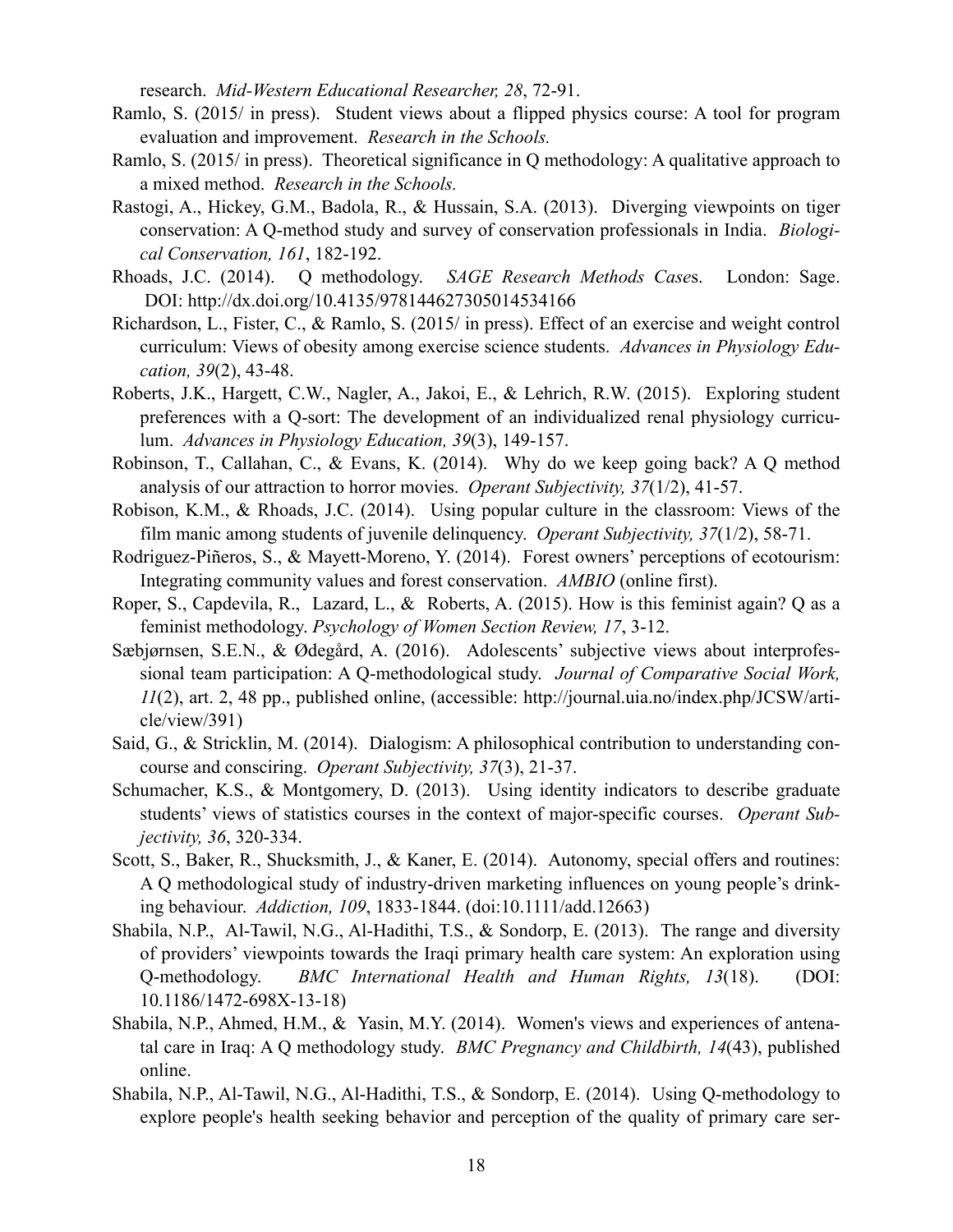research. *Mid-Western Educational Researcher, 28*, 72-91.

Ramlo, S. (2015/ in press). Student views about a flipped physics course: A tool for program evaluation and improvement. *Research in the Schools.*

Ramlo, S. (2015/ in press). Theoretical significance in Q methodology: A qualitative approach to a mixed method. *Research in the Schools.*

Rastogi, A., Hickey, G.M., Badola, R., & Hussain, S.A. (2013). Diverging viewpoints on tiger conservation: A Q-method study and survey of conservation professionals in India. *Biological Conservation, 161*, 182-192.

Rhoads, J.C. (2014). Q methodology. *SAGE Research Methods Cases*. London: Sage. DOI: http://dx.doi.org/10.4135/978144627305014534166

Richardson, L., Fister, C., & Ramlo, S. (2015/ in press). Effect of an exercise and weight control curriculum: Views of obesity among exercise science students. *Advances in Physiology Education, 39*(2), 43-48.

Roberts, J.K., Hargett, C.W., Nagler, A., Jakoi, E., & Lehrich, R.W. (2015). Exploring student preferences with a Q-sort: The development of an individualized renal physiology curriculum. *Advances in Physiology Education, 39*(3), 149-157.

Robinson, T., Callahan, C., & Evans, K. (2014). Why do we keep going back? A Q method analysis of our attraction to horror movies. *Operant Subjectivity, 37*(1/2), 41-57.

Robison, K.M., & Rhoads, J.C. (2014). Using popular culture in the classroom: Views of the film manic among students of juvenile delinquency. *Operant Subjectivity, 37*(1/2), 58-71.

Rodriguez-Piñeros, S., & Mayett-Moreno, Y. (2014). Forest owners' perceptions of ecotourism: Integrating community values and forest conservation. *AMBIO* (online first).

Roper, S., Capdevila, R., Lazard, L., & Roberts, A. (2015). How is this feminist again? Q as a feminist methodology. *Psychology of Women Section Review, 17*, 3-12.

Sæbjørnsen, S.E.N., & Ødegård, A. (2016). Adolescents' subjective views about interprofessional team participation: A Q-methodological study. *Journal of Comparative Social Work, 11*(2), art. 2, 48 pp., published online, (accessible: http://journal.uia.no/index.php/JCSW/article/view/391)

Said, G., & Stricklin, M. (2014). Dialogism: A philosophical contribution to understanding concourse and consciring. *Operant Subjectivity, 37*(3), 21-37.

Schumacher, K.S., & Montgomery, D. (2013). Using identity indicators to describe graduate students' views of statistics courses in the context of major-specific courses. *Operant Subjectivity, 36*, 320-334.

Scott, S., Baker, R., Shucksmith, J., & Kaner, E. (2014). Autonomy, special offers and routines: A Q methodological study of industry-driven marketing influences on young people's drinking behaviour. *Addiction, 109*, 1833-1844. (doi:10.1111/add.12663)

Shabila, N.P., Al-Tawil, N.G., Al-Hadithi, T.S., & Sondorp, E. (2013). The range and diversity of providers' viewpoints towards the Iraqi primary health care system: An exploration using Q-methodology. *BMC International Health and Human Rights, 13*(18). (DOI: 10.1186/1472-698X-13-18)

Shabila, N.P., Ahmed, H.M., & Yasin, M.Y. (2014). Women's views and experiences of antenatal care in Iraq: A Q methodology study. *BMC Pregnancy and Childbirth, 14*(43), published online.

Shabila, N.P., Al-Tawil, N.G., Al-Hadithi, T.S., & Sondorp, E. (2014). Using Q-methodology to explore people's health seeking behavior and perception of the quality of primary care ser-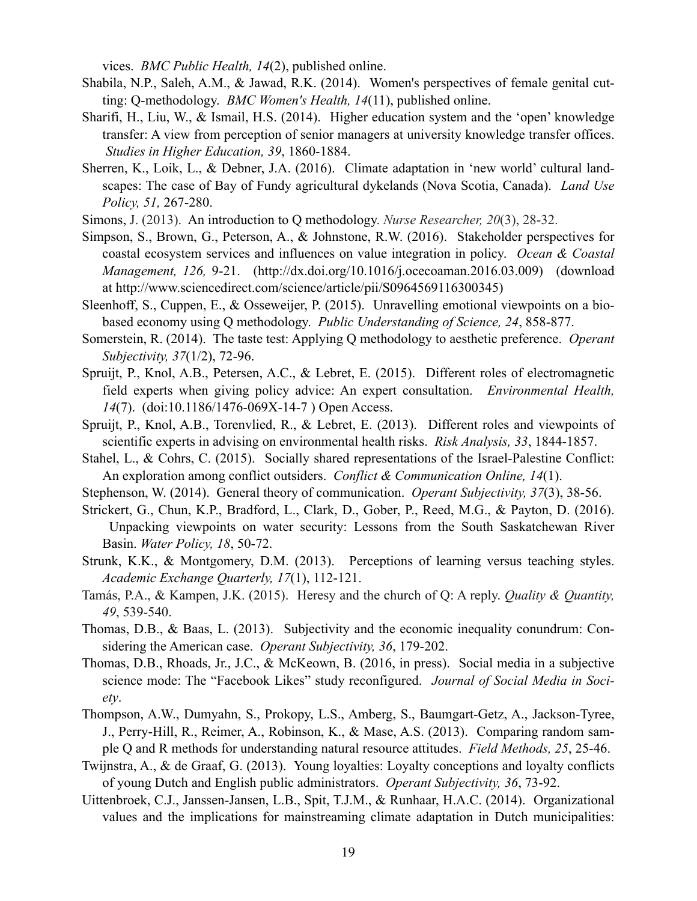vices. *BMC Public Health, 14*(2), published online.

Shabila, N.P., Saleh, A.M., & Jawad, R.K. (2014). Women's perspectives of female genital cutting: Q-methodology. *BMC Women's Health, 14*(11), published online.

Sharifi, H., Liu, W., & Ismail, H.S. (2014). Higher education system and the 'open' knowledge transfer: A view from perception of senior managers at university knowledge transfer offices. *Studies in Higher Education, 39*, 1860-1884.

Sherren, K., Loik, L., & Debner, J.A. (2016). Climate adaptation in 'new world' cultural landscapes: The case of Bay of Fundy agricultural dykelands (Nova Scotia, Canada). *Land Use Policy, 51,* 267-280.

Simons, J. (2013). An introduction to Q methodology. *Nurse Researcher, 20*(3), 28-32.

Simpson, S., Brown, G., Peterson, A., & Johnstone, R.W. (2016). Stakeholder perspectives for coastal ecosystem services and influences on value integration in policy. *Ocean & Coastal Management, 126,* 9-21. (http://dx.doi.org/10.1016/j.ocecoaman.2016.03.009) (download at http://www.sciencedirect.com/science/article/pii/S0964569116300345)

Sleenhoff, S., Cuppen, E., & Osseweijer, P. (2015). Unravelling emotional viewpoints on a bio-based economy using Q methodology. *Public Understanding of Science, 24*, 858-877.

Somerstein, R. (2014). The taste test: Applying Q methodology to aesthetic preference. *Operant Subjectivity, 37*(1/2), 72-96.

Spruijt, P., Knol, A.B., Petersen, A.C., & Lebret, E. (2015). Different roles of electromagnetic field experts when giving policy advice: An expert consultation. *Environmental Health, 14*(7). (doi:10.1186/1476-069X-14-7 ) Open Access.

Spruijt, P., Knol, A.B., Torenvlied, R., & Lebret, E. (2013). Different roles and viewpoints of scientific experts in advising on environmental health risks. *Risk Analysis, 33*, 1844-1857.

Stahel, L., & Cohrs, C. (2015). Socially shared representations of the Israel-Palestine Conflict: An exploration among conflict outsiders. *Conflict & Communication Online, 14*(1).

Stephenson, W. (2014). General theory of communication. *Operant Subjectivity, 37*(3), 38-56.

Strickert, G., Chun, K.P., Bradford, L., Clark, D., Gober, P., Reed, M.G., & Payton, D. (2016). Unpacking viewpoints on water security: Lessons from the South Saskatchewan River Basin. *Water Policy, 18*, 50-72.

Strunk, K.K., & Montgomery, D.M. (2013). Perceptions of learning versus teaching styles. *Academic Exchange Quarterly, 17*(1), 112-121.

Tamás, P.A., & Kampen, J.K. (2015). Heresy and the church of Q: A reply. *Quality & Quantity, 49*, 539-540.

Thomas, D.B., & Baas, L. (2013). Subjectivity and the economic inequality conundrum: Considering the American case. *Operant Subjectivity, 36*, 179-202.

Thomas, D.B., Rhoads, Jr., J.C., & McKeown, B. (2016, in press). Social media in a subjective science mode: The "Facebook Likes" study reconfigured. *Journal of Social Media in Society*.

Thompson, A.W., Dumyahn, S., Prokopy, L.S., Amberg, S., Baumgart-Getz, A., Jackson-Tyree, J., Perry-Hill, R., Reimer, A., Robinson, K., & Mase, A.S. (2013). Comparing random sample Q and R methods for understanding natural resource attitudes. *Field Methods, 25*, 25-46.

Twijnstra, A., & de Graaf, G. (2013). Young loyalties: Loyalty conceptions and loyalty conflicts of young Dutch and English public administrators. *Operant Subjectivity, 36*, 73-92.

Uittenbroek, C.J., Janssen-Jansen, L.B., Spit, T.J.M., & Runhaar, H.A.C. (2014). Organizational values and the implications for mainstreaming climate adaptation in Dutch municipalities: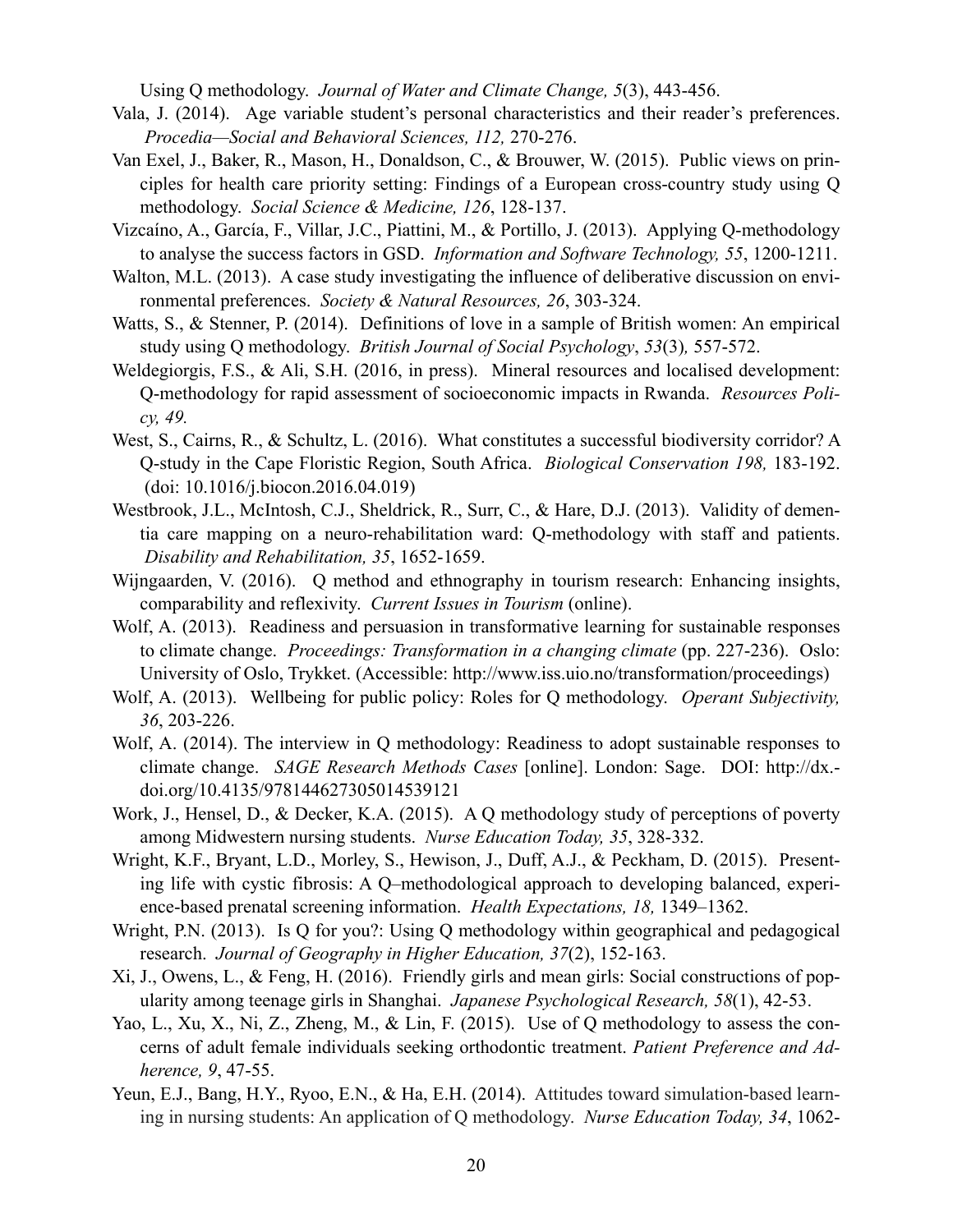Using Q methodology. *Journal of Water and Climate Change, 5*(3), 443-456.

Vala, J. (2014). Age variable student's personal characteristics and their reader's preferences. *Procedia—Social and Behavioral Sciences, 112,* 270-276.

Van Exel, J., Baker, R., Mason, H., Donaldson, C., & Brouwer, W. (2015). Public views on principles for health care priority setting: Findings of a European cross-country study using Q methodology. *Social Science & Medicine, 126*, 128-137.

Vizcaíno, A., García, F., Villar, J.C., Piattini, M., & Portillo, J. (2013). Applying Q-methodology to analyse the success factors in GSD. *Information and Software Technology, 55*, 1200-1211.

Walton, M.L. (2013). A case study investigating the influence of deliberative discussion on environmental preferences. *Society & Natural Resources, 26*, 303-324.

Watts, S., & Stenner, P. (2014). Definitions of love in a sample of British women: An empirical study using Q methodology. *British Journal of Social Psychology*, *53*(3)*,* 557-572.

Weldegiorgis, F.S., & Ali, S.H. (2016, in press). Mineral resources and localised development: Q-methodology for rapid assessment of socioeconomic impacts in Rwanda. *Resources Policy, 49.*

West, S., Cairns, R., & Schultz, L. (2016). What constitutes a successful biodiversity corridor? A Q-study in the Cape Floristic Region, South Africa. *Biological Conservation 198,* 183-192. (doi: 10.1016/j.biocon.2016.04.019)

Westbrook, J.L., McIntosh, C.J., Sheldrick, R., Surr, C., & Hare, D.J. (2013). Validity of dementia care mapping on a neuro-rehabilitation ward: Q-methodology with staff and patients. *Disability and Rehabilitation, 35*, 1652-1659.

Wijngaarden, V. (2016). Q method and ethnography in tourism research: Enhancing insights, comparability and reflexivity. *Current Issues in Tourism* (online).

Wolf, A. (2013). Readiness and persuasion in transformative learning for sustainable responses to climate change. *Proceedings: Transformation in a changing climate* (pp. 227-236). Oslo: University of Oslo, Trykket. (Accessible: http://www.iss.uio.no/transformation/proceedings)

Wolf, A. (2013). Wellbeing for public policy: Roles for Q methodology. *Operant Subjectivity, 36*, 203-226.

Wolf, A. (2014). The interview in Q methodology: Readiness to adopt sustainable responses to climate change. *SAGE Research Methods Cases* [online]. London: Sage. DOI: http://dx.doi.org/10.4135/978144627305014539121

Work, J., Hensel, D., & Decker, K.A. (2015). A Q methodology study of perceptions of poverty among Midwestern nursing students. *Nurse Education Today, 35*, 328-332.

Wright, K.F., Bryant, L.D., Morley, S., Hewison, J., Duff, A.J., & Peckham, D. (2015). Presenting life with cystic fibrosis: A Q–methodological approach to developing balanced, experience-based prenatal screening information. *Health Expectations, 18,* 1349–1362.

Wright, P.N. (2013). Is Q for you?: Using Q methodology within geographical and pedagogical research. *Journal of Geography in Higher Education, 37*(2), 152-163.

Xi, J., Owens, L., & Feng, H. (2016). Friendly girls and mean girls: Social constructions of popularity among teenage girls in Shanghai. *Japanese Psychological Research, 58*(1), 42-53.

Yao, L., Xu, X., Ni, Z., Zheng, M., & Lin, F. (2015). Use of Q methodology to assess the concerns of adult female individuals seeking orthodontic treatment. *Patient Preference and Adherence, 9*, 47-55.

Yeun, E.J., Bang, H.Y., Ryoo, E.N., & Ha, E.H. (2014). Attitudes toward simulation-based learning in nursing students: An application of Q methodology. *Nurse Education Today, 34*, 1062-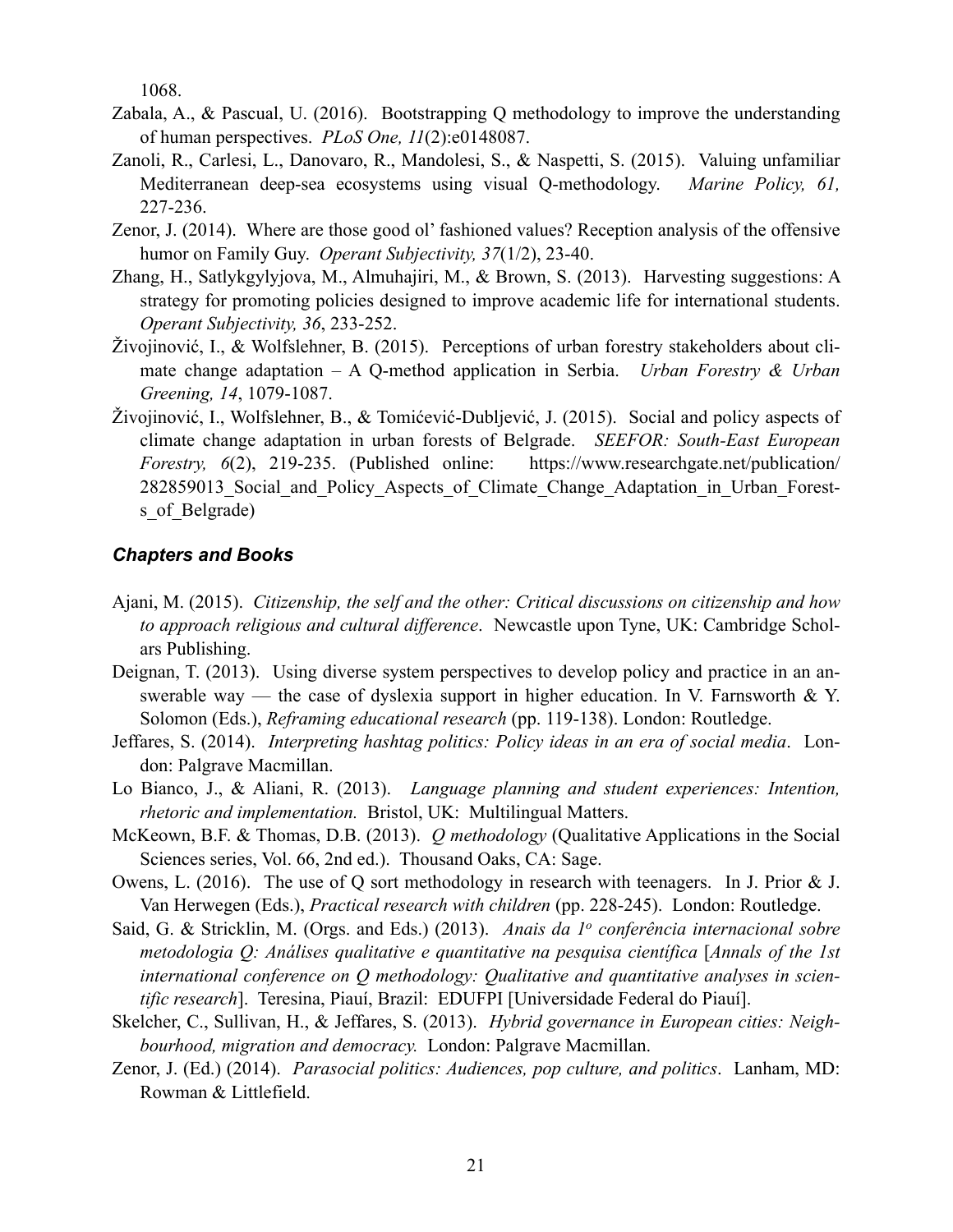1068.

Zabala, A., & Pascual, U. (2016). Bootstrapping Q methodology to improve the understanding of human perspectives. *PLoS One, 11*(2):e0148087.

Zanoli, R., Carlesi, L., Danovaro, R., Mandolesi, S., & Naspetti, S. (2015). Valuing unfamiliar Mediterranean deep-sea ecosystems using visual Q-methodology. *Marine Policy, 61,* 227-236.

Zenor, J. (2014). Where are those good ol' fashioned values? Reception analysis of the offensive humor on Family Guy. *Operant Subjectivity, 37*(1/2), 23-40.

Zhang, H., Satlykgylyjova, M., Almuhajiri, M., & Brown, S. (2013). Harvesting suggestions: A strategy for promoting policies designed to improve academic life for international students. *Operant Subjectivity, 36*, 233-252.

Živojinović, I., & Wolfslehner, B. (2015). Perceptions of urban forestry stakeholders about climate change adaptation – A Q-method application in Serbia. *Urban Forestry & Urban Greening, 14*, 1079-1087.

Živojinović, I., Wolfslehner, B., & Tomićević-Dubljević, J. (2015). Social and policy aspects of climate change adaptation in urban forests of Belgrade. *SEEFOR: South-East European Forestry, 6*(2), 219-235. (Published online: https://www.researchgate.net/publication/282859013_Social_and_Policy_Aspects_of_Climate_Change_Adaptation_in_Urban_Forests_of_Belgrade)

### *Chapters and Books*

Ajani, M. (2015). *Citizenship, the self and the other: Critical discussions on citizenship and how to approach religious and cultural difference*. Newcastle upon Tyne, UK: Cambridge Scholars Publishing.

Deignan, T. (2013). Using diverse system perspectives to develop policy and practice in an answerable way — the case of dyslexia support in higher education. In V. Farnsworth & Y. Solomon (Eds.), *Reframing educational research* (pp. 119-138). London: Routledge.

Jeffares, S. (2014). *Interpreting hashtag politics: Policy ideas in an era of social media*. London: Palgrave Macmillan.

Lo Bianco, J., & Aliani, R. (2013). *Language planning and student experiences: Intention, rhetoric and implementation.* Bristol, UK: Multilingual Matters.

McKeown, B.F. & Thomas, D.B. (2013). *Q methodology* (Qualitative Applications in the Social Sciences series, Vol. 66, 2nd ed.). Thousand Oaks, CA: Sage.

Owens, L. (2016). The use of Q sort methodology in research with teenagers. In J. Prior & J. Van Herwegen (Eds.), *Practical research with children* (pp. 228-245). London: Routledge.

Said, G. & Stricklin, M. (Orgs. and Eds.) (2013). *Anais da 1º conferência internacional sobre metodologia Q: Análises qualitative e quantitative na pesquisa científica* [*Annals of the 1st international conference on Q methodology: Qualitative and quantitative analyses in scientific research*]. Teresina, Piauí, Brazil: EDUFPI [Universidade Federal do Piauí].

Skelcher, C., Sullivan, H., & Jeffares, S. (2013). *Hybrid governance in European cities: Neighbourhood, migration and democracy.* London: Palgrave Macmillan.

Zenor, J. (Ed.) (2014). *Parasocial politics: Audiences, pop culture, and politics*. Lanham, MD: Rowman & Littlefield.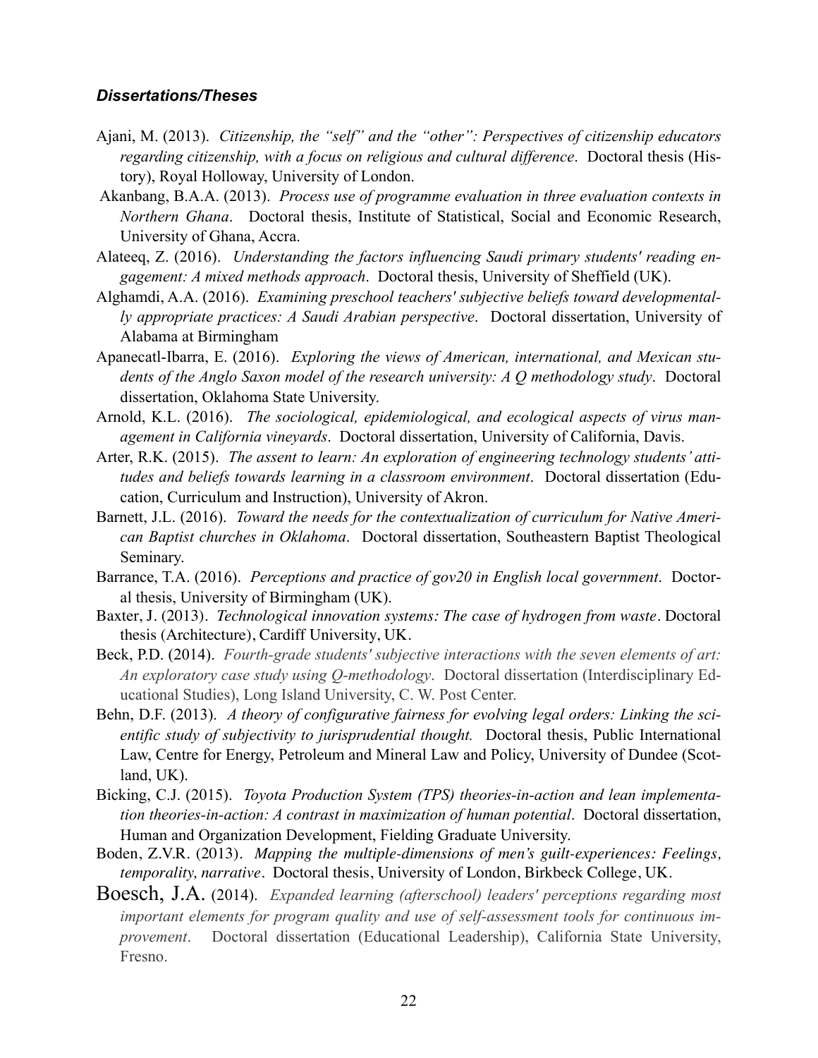### *Dissertations/Theses*

Ajani, M. (2013). *Citizenship, the "self" and the "other": Perspectives of citizenship educators regarding citizenship, with a focus on religious and cultural difference*. Doctoral thesis (History), Royal Holloway, University of London.

Akanbang, B.A.A. (2013). *Process use of programme evaluation in three evaluation contexts in Northern Ghana*. Doctoral thesis, Institute of Statistical, Social and Economic Research, University of Ghana, Accra.

Alateeq, Z. (2016). *Understanding the factors influencing Saudi primary students' reading engagement: A mixed methods approach*. Doctoral thesis, University of Sheffield (UK).

Alghamdi, A.A. (2016). *Examining preschool teachers' subjective beliefs toward developmentally appropriate practices: A Saudi Arabian perspective*. Doctoral dissertation, University of Alabama at Birmingham

Apanecatl-Ibarra, E. (2016). *Exploring the views of American, international, and Mexican students of the Anglo Saxon model of the research university: A Q methodology study*. Doctoral dissertation, Oklahoma State University.

Arnold, K.L. (2016). *The sociological, epidemiological, and ecological aspects of virus management in California vineyards*. Doctoral dissertation, University of California, Davis.

Arter, R.K. (2015). *The assent to learn: An exploration of engineering technology students' attitudes and beliefs towards learning in a classroom environment*. Doctoral dissertation (Education, Curriculum and Instruction), University of Akron.

Barnett, J.L. (2016). *Toward the needs for the contextualization of curriculum for Native American Baptist churches in Oklahoma*. Doctoral dissertation, Southeastern Baptist Theological Seminary.

Barrance, T.A. (2016). *Perceptions and practice of gov20 in English local government*. Doctoral thesis, University of Birmingham (UK).

Baxter, J. (2013). *Technological innovation systems: The case of hydrogen from waste*. Doctoral thesis (Architecture), Cardiff University, UK.

Beck, P.D. (2014). *Fourth-grade students' subjective interactions with the seven elements of art: An exploratory case study using Q-methodology*. Doctoral dissertation (Interdisciplinary Educational Studies), Long Island University, C. W. Post Center.

Behn, D.F. (2013). *A theory of configurative fairness for evolving legal orders: Linking the scientific study of subjectivity to jurisprudential thought.* Doctoral thesis, Public International Law, Centre for Energy, Petroleum and Mineral Law and Policy, University of Dundee (Scotland, UK).

Bicking, C.J. (2015). *Toyota Production System (TPS) theories-in-action and lean implementation theories-in-action: A contrast in maximization of human potential*. Doctoral dissertation, Human and Organization Development, Fielding Graduate University.

Boden, Z.V.R. (2013). *Mapping the multiple-dimensions of men's guilt-experiences: Feelings, temporality, narrative*. Doctoral thesis, University of London, Birkbeck College, UK.

Boesch, J.A. (2014). *Expanded learning (afterschool) leaders' perceptions regarding most important elements for program quality and use of self-assessment tools for continuous improvement*. Doctoral dissertation (Educational Leadership), California State University, Fresno.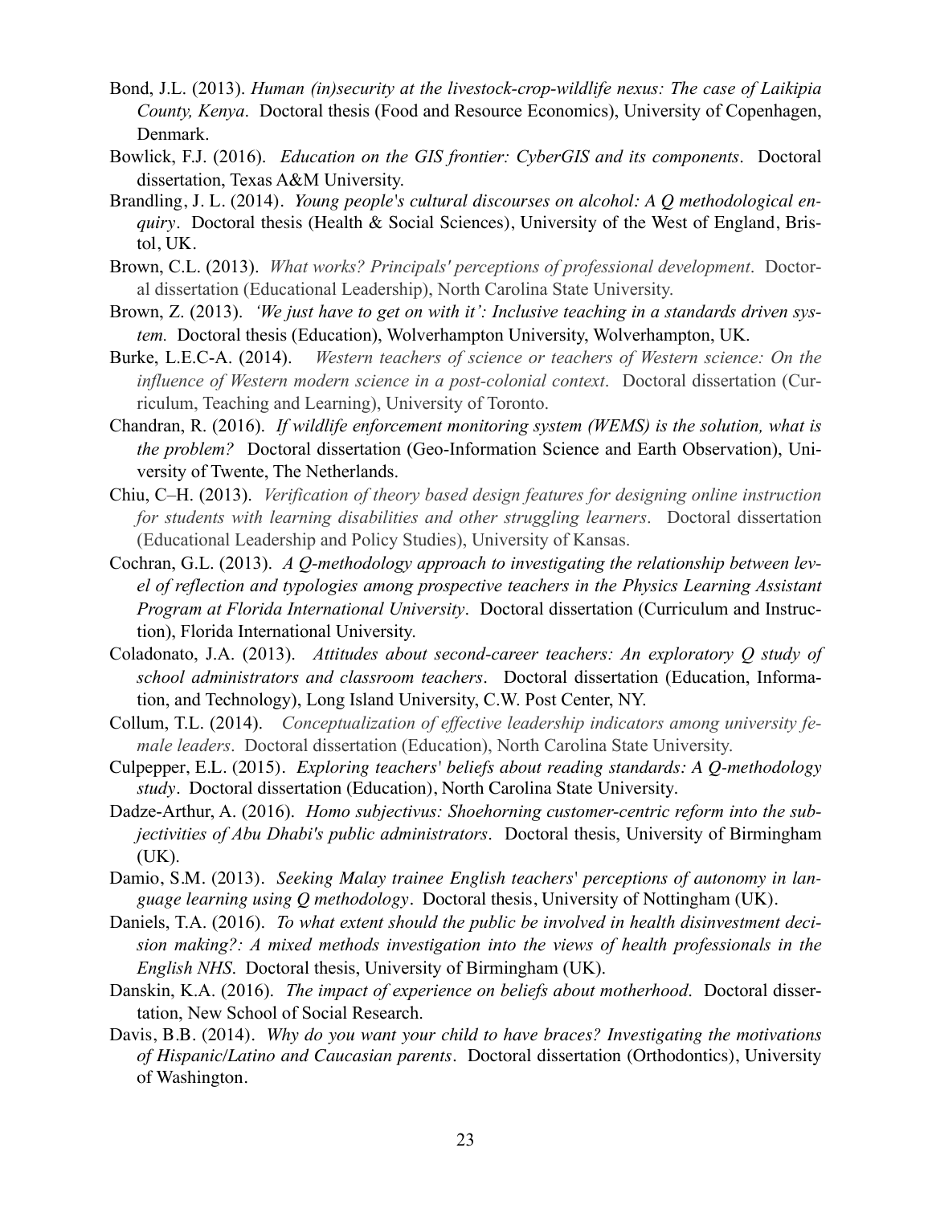Bond, J.L. (2013). *Human (in)security at the livestock-crop-wildlife nexus: The case of Laikipia County, Kenya*. Doctoral thesis (Food and Resource Economics), University of Copenhagen, Denmark.

Bowlick, F.J. (2016). *Education on the GIS frontier: CyberGIS and its components*. Doctoral dissertation, Texas A&M University.

Brandling, J. L. (2014). *Young people's cultural discourses on alcohol: A Q methodological enquiry*. Doctoral thesis (Health & Social Sciences), University of the West of England, Bristol, UK.

Brown, C.L. (2013). *What works? Principals' perceptions of professional development*. Doctoral dissertation (Educational Leadership), North Carolina State University.

Brown, Z. (2013). *'We just have to get on with it': Inclusive teaching in a standards driven system.* Doctoral thesis (Education), Wolverhampton University, Wolverhampton, UK.

Burke, L.E.C-A. (2014). *Western teachers of science or teachers of Western science: On the influence of Western modern science in a post-colonial context*. Doctoral dissertation (Curriculum, Teaching and Learning), University of Toronto.

Chandran, R. (2016). *If wildlife enforcement monitoring system (WEMS) is the solution, what is the problem?* Doctoral dissertation (Geo-Information Science and Earth Observation), University of Twente, The Netherlands.

Chiu, C–H. (2013). *Verification of theory based design features for designing online instruction for students with learning disabilities and other struggling learners*. Doctoral dissertation (Educational Leadership and Policy Studies), University of Kansas.

Cochran, G.L. (2013). *A Q-methodology approach to investigating the relationship between level of reflection and typologies among prospective teachers in the Physics Learning Assistant Program at Florida International University*. Doctoral dissertation (Curriculum and Instruction), Florida International University.

Coladonato, J.A. (2013). *Attitudes about second-career teachers: An exploratory Q study of school administrators and classroom teachers*. Doctoral dissertation (Education, Information, and Technology), Long Island University, C.W. Post Center, NY.

Collum, T.L. (2014). *Conceptualization of effective leadership indicators among university female leaders*. Doctoral dissertation (Education), North Carolina State University.

Culpepper, E.L. (2015). *Exploring teachers' beliefs about reading standards: A Q-methodology study*. Doctoral dissertation (Education), North Carolina State University.

Dadze-Arthur, A. (2016). *Homo subjectivus: Shoehorning customer-centric reform into the subjectivities of Abu Dhabi's public administrators*. Doctoral thesis, University of Birmingham (UK).

Damio, S.M. (2013). *Seeking Malay trainee English teachers' perceptions of autonomy in language learning using Q methodology*. Doctoral thesis, University of Nottingham (UK).

Daniels, T.A. (2016). *To what extent should the public be involved in health disinvestment decision making?: A mixed methods investigation into the views of health professionals in the English NHS*. Doctoral thesis, University of Birmingham (UK).

Danskin, K.A. (2016). *The impact of experience on beliefs about motherhood*. Doctoral dissertation, New School of Social Research.

Davis, B.B. (2014). *Why do you want your child to have braces? Investigating the motivations of Hispanic/Latino and Caucasian parents*. Doctoral dissertation (Orthodontics), University of Washington.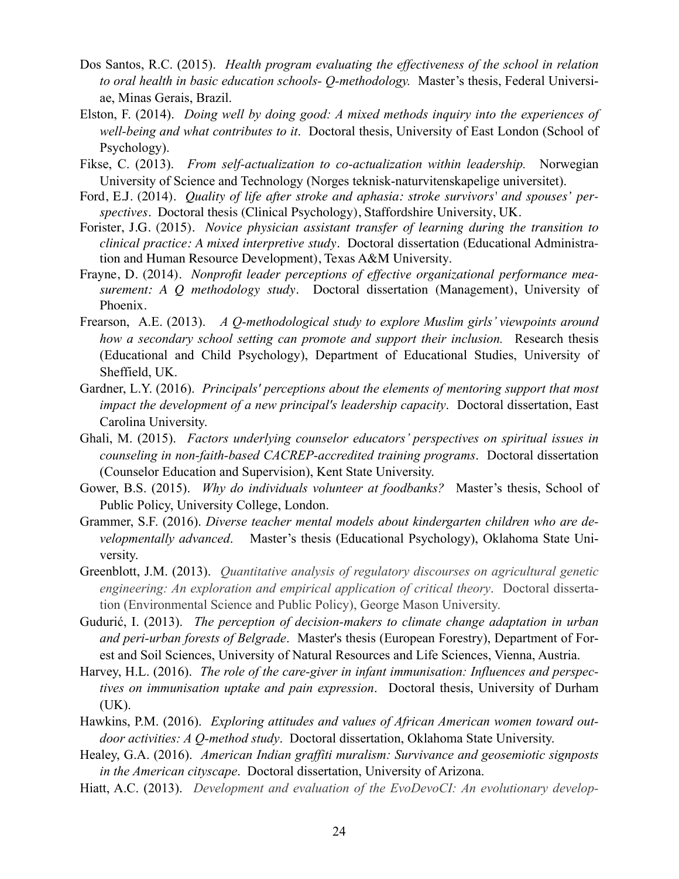Dos Santos, R.C. (2015). *Health program evaluating the effectiveness of the school in relation to oral health in basic education schools- Q-methodology.* Master's thesis, Federal Universiae, Minas Gerais, Brazil.

Elston, F. (2014). *Doing well by doing good: A mixed methods inquiry into the experiences of well-being and what contributes to it*. Doctoral thesis, University of East London (School of Psychology).

Fikse, C. (2013). *From self-actualization to co-actualization within leadership.* Norwegian University of Science and Technology (Norges teknisk-naturvitenskapelige universitet).

Ford, E.J. (2014). *Quality of life after stroke and aphasia: stroke survivors' and spouses' perspectives*. Doctoral thesis (Clinical Psychology), Staffordshire University, UK.

Forister, J.G. (2015). *Novice physician assistant transfer of learning during the transition to clinical practice: A mixed interpretive study*. Doctoral dissertation (Educational Administration and Human Resource Development), Texas A&M University.

Frayne, D. (2014). *Nonprofit leader perceptions of effective organizational performance measurement: A Q methodology study*. Doctoral dissertation (Management), University of Phoenix.

Frearson, A.E. (2013). *A Q-methodological study to explore Muslim girls' viewpoints around how a secondary school setting can promote and support their inclusion.* Research thesis (Educational and Child Psychology), Department of Educational Studies, University of Sheffield, UK.

Gardner, L.Y. (2016). *Principals' perceptions about the elements of mentoring support that most impact the development of a new principal's leadership capacity*. Doctoral dissertation, East Carolina University.

Ghali, M. (2015). *Factors underlying counselor educators' perspectives on spiritual issues in counseling in non-faith-based CACREP-accredited training programs*. Doctoral dissertation (Counselor Education and Supervision), Kent State University.

Gower, B.S. (2015). *Why do individuals volunteer at foodbanks?* Master's thesis, School of Public Policy, University College, London.

Grammer, S.F. (2016). *Diverse teacher mental models about kindergarten children who are developmentally advanced*. Master's thesis (Educational Psychology), Oklahoma State University.

Greenblott, J.M. (2013). *Quantitative analysis of regulatory discourses on agricultural genetic engineering: An exploration and empirical application of critical theory*. Doctoral dissertation (Environmental Science and Public Policy), George Mason University.

Gudurić, I. (2013). *The perception of decision-makers to climate change adaptation in urban and peri-urban forests of Belgrade*. Master's thesis (European Forestry), Department of Forest and Soil Sciences, University of Natural Resources and Life Sciences, Vienna, Austria.

Harvey, H.L. (2016). *The role of the care-giver in infant immunisation: Influences and perspectives on immunisation uptake and pain expression*. Doctoral thesis, University of Durham (UK).

Hawkins, P.M. (2016). *Exploring attitudes and values of African American women toward outdoor activities: A Q-method study*. Doctoral dissertation, Oklahoma State University.

Healey, G.A. (2016). *American Indian graffiti muralism: Survivance and geosemiotic signposts in the American cityscape*. Doctoral dissertation, University of Arizona.

Hiatt, A.C. (2013). *Development and evaluation of the EvoDevoCI: An evolutionary develop-*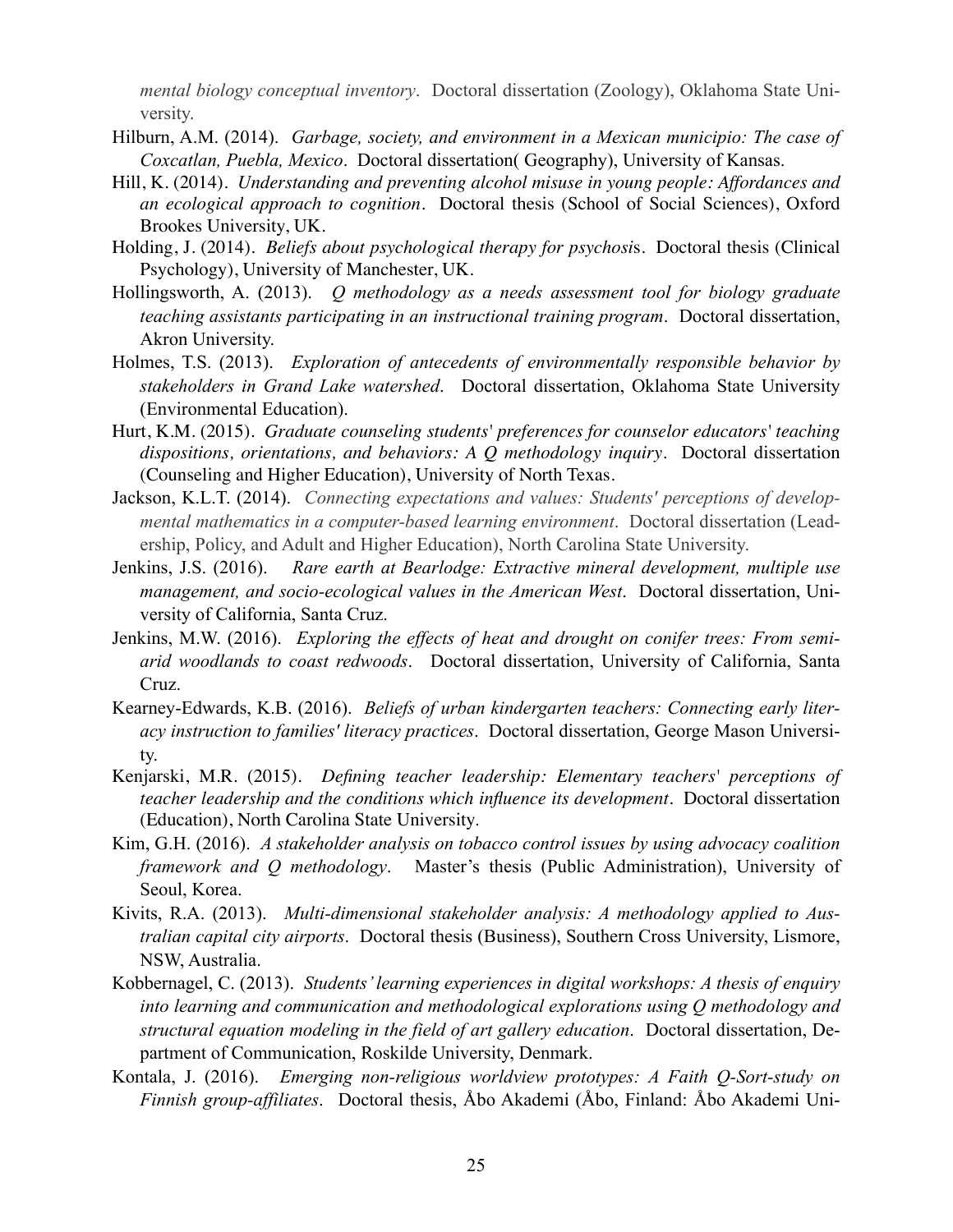*mental biology conceptual inventory*. Doctoral dissertation (Zoology), Oklahoma State University.

Hilburn, A.M. (2014). *Garbage, society, and environment in a Mexican municipio: The case of Coxcatlan, Puebla, Mexico*. Doctoral dissertation( Geography), University of Kansas.

Hill, K. (2014). *Understanding and preventing alcohol misuse in young people: Affordances and an ecological approach to cognition*. Doctoral thesis (School of Social Sciences), Oxford Brookes University, UK.

Holding, J. (2014). *Beliefs about psychological therapy for psychosis*. Doctoral thesis (Clinical Psychology), University of Manchester, UK.

Hollingsworth, A. (2013). *Q methodology as a needs assessment tool for biology graduate teaching assistants participating in an instructional training program*. Doctoral dissertation, Akron University.

Holmes, T.S. (2013). *Exploration of antecedents of environmentally responsible behavior by stakeholders in Grand Lake watershed*. Doctoral dissertation, Oklahoma State University (Environmental Education).

Hurt, K.M. (2015). *Graduate counseling students' preferences for counselor educators' teaching dispositions, orientations, and behaviors: A Q methodology inquiry*. Doctoral dissertation (Counseling and Higher Education), University of North Texas.

Jackson, K.L.T. (2014). *Connecting expectations and values: Students' perceptions of developmental mathematics in a computer-based learning environment*. Doctoral dissertation (Leadership, Policy, and Adult and Higher Education), North Carolina State University.

Jenkins, J.S. (2016). *Rare earth at Bearlodge: Extractive mineral development, multiple use management, and socio-ecological values in the American West*. Doctoral dissertation, University of California, Santa Cruz.

Jenkins, M.W. (2016). *Exploring the effects of heat and drought on conifer trees: From semi-arid woodlands to coast redwoods*. Doctoral dissertation, University of California, Santa Cruz.

Kearney-Edwards, K.B. (2016). *Beliefs of urban kindergarten teachers: Connecting early literacy instruction to families' literacy practices*. Doctoral dissertation, George Mason University.

Kenjarski, M.R. (2015). *Defining teacher leadership: Elementary teachers' perceptions of teacher leadership and the conditions which influence its development*. Doctoral dissertation (Education), North Carolina State University.

Kim, G.H. (2016). *A stakeholder analysis on tobacco control issues by using advocacy coalition framework and Q methodology*. Master's thesis (Public Administration), University of Seoul, Korea.

Kivits, R.A. (2013). *Multi-dimensional stakeholder analysis: A methodology applied to Australian capital city airports*. Doctoral thesis (Business), Southern Cross University, Lismore, NSW, Australia.

Kobbernagel, C. (2013). *Students' learning experiences in digital workshops: A thesis of enquiry into learning and communication and methodological explorations using Q methodology and structural equation modeling in the field of art gallery education*. Doctoral dissertation, Department of Communication, Roskilde University, Denmark.

Kontala, J. (2016). *Emerging non-religious worldview prototypes: A Faith Q-Sort-study on Finnish group-affiliates*. Doctoral thesis, Åbo Akademi (Åbo, Finland: Åbo Akademi Uni-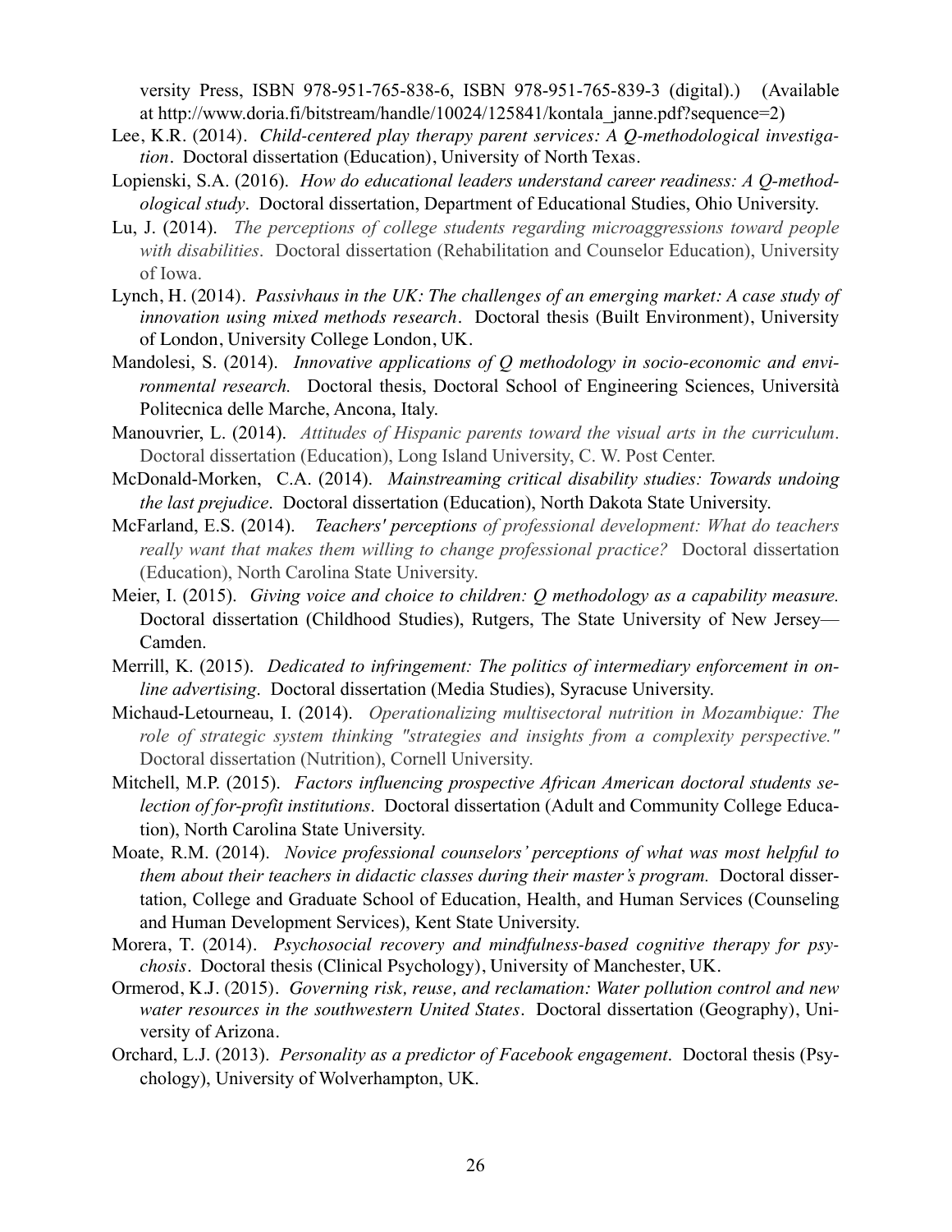versity Press, ISBN 978-951-765-838-6, ISBN 978-951-765-839-3 (digital).) (Available at http://www.doria.fi/bitstream/handle/10024/125841/kontala_janne.pdf?sequence=2)

Lee, K.R. (2014). *Child-centered play therapy parent services: A Q-methodological investigation*. Doctoral dissertation (Education), University of North Texas.

Lopienski, S.A. (2016). *How do educational leaders understand career readiness: A Q-methodological study*. Doctoral dissertation, Department of Educational Studies, Ohio University.

Lu, J. (2014). *The perceptions of college students regarding microaggressions toward people with disabilities*. Doctoral dissertation (Rehabilitation and Counselor Education), University of Iowa.

Lynch, H. (2014). *Passivhaus in the UK: The challenges of an emerging market: A case study of innovation using mixed methods research*. Doctoral thesis (Built Environment), University of London, University College London, UK.

Mandolesi, S. (2014). *Innovative applications of Q methodology in socio-economic and environmental research.* Doctoral thesis, Doctoral School of Engineering Sciences, Università Politecnica delle Marche, Ancona, Italy.

Manouvrier, L. (2014). *Attitudes of Hispanic parents toward the visual arts in the curriculum*. Doctoral dissertation (Education), Long Island University, C. W. Post Center.

McDonald-Morken, C.A. (2014). *Mainstreaming critical disability studies: Towards undoing the last prejudice*. Doctoral dissertation (Education), North Dakota State University.

McFarland, E.S. (2014). *Teachers' perceptions of professional development: What do teachers really want that makes them willing to change professional practice?* Doctoral dissertation (Education), North Carolina State University.

Meier, I. (2015). *Giving voice and choice to children: Q methodology as a capability measure.* Doctoral dissertation (Childhood Studies), Rutgers, The State University of New Jersey—Camden.

Merrill, K. (2015). *Dedicated to infringement: The politics of intermediary enforcement in online advertising*. Doctoral dissertation (Media Studies), Syracuse University.

Michaud-Letourneau, I. (2014). *Operationalizing multisectoral nutrition in Mozambique: The role of strategic system thinking "strategies and insights from a complexity perspective."* Doctoral dissertation (Nutrition), Cornell University.

Mitchell, M.P. (2015). *Factors influencing prospective African American doctoral students selection of for-profit institutions*. Doctoral dissertation (Adult and Community College Education), North Carolina State University.

Moate, R.M. (2014). *Novice professional counselors' perceptions of what was most helpful to them about their teachers in didactic classes during their master's program.* Doctoral dissertation, College and Graduate School of Education, Health, and Human Services (Counseling and Human Development Services), Kent State University.

Morera, T. (2014). *Psychosocial recovery and mindfulness-based cognitive therapy for psychosis*. Doctoral thesis (Clinical Psychology), University of Manchester, UK.

Ormerod, K.J. (2015). *Governing risk, reuse, and reclamation: Water pollution control and new water resources in the southwestern United States*. Doctoral dissertation (Geography), University of Arizona.

Orchard, L.J. (2013). *Personality as a predictor of Facebook engagement*. Doctoral thesis (Psychology), University of Wolverhampton, UK.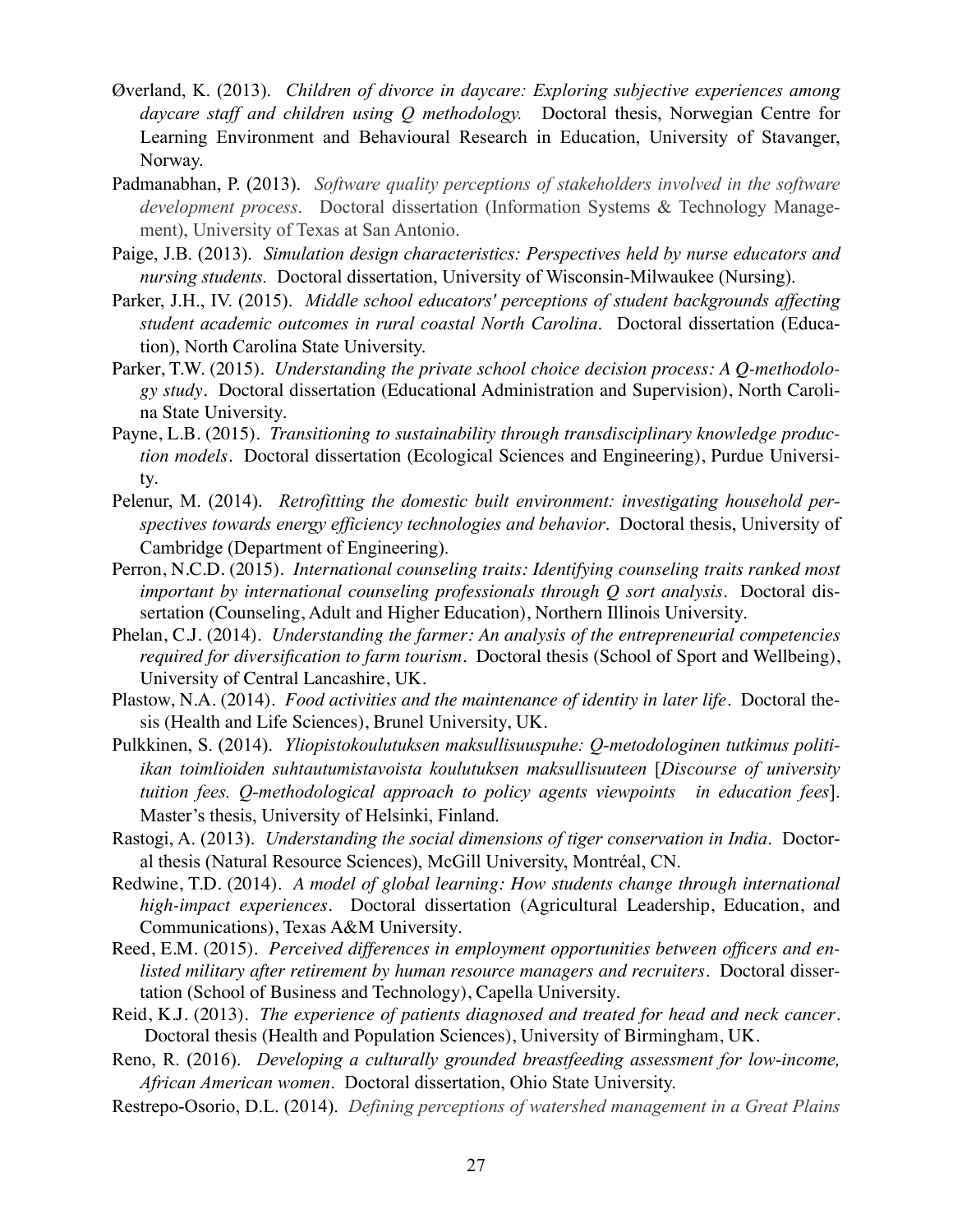Øverland, K. (2013). *Children of divorce in daycare: Exploring subjective experiences among daycare staff and children using Q methodology.* Doctoral thesis, Norwegian Centre for Learning Environment and Behavioural Research in Education, University of Stavanger, Norway.

Padmanabhan, P. (2013). *Software quality perceptions of stakeholders involved in the software development process*. Doctoral dissertation (Information Systems & Technology Management), University of Texas at San Antonio.

Paige, J.B. (2013). *Simulation design characteristics: Perspectives held by nurse educators and nursing students.* Doctoral dissertation, University of Wisconsin-Milwaukee (Nursing).

Parker, J.H., IV. (2015). *Middle school educators' perceptions of student backgrounds affecting student academic outcomes in rural coastal North Carolina*. Doctoral dissertation (Education), North Carolina State University.

Parker, T.W. (2015). *Understanding the private school choice decision process: A Q-methodology study*. Doctoral dissertation (Educational Administration and Supervision), North Carolina State University.

Payne, L.B. (2015). *Transitioning to sustainability through transdisciplinary knowledge production models*. Doctoral dissertation (Ecological Sciences and Engineering), Purdue University.

Pelenur, M. (2014). *Retrofitting the domestic built environment: investigating household perspectives towards energy efficiency technologies and behavior*. Doctoral thesis, University of Cambridge (Department of Engineering).

Perron, N.C.D. (2015). *International counseling traits: Identifying counseling traits ranked most important by international counseling professionals through Q sort analysis*. Doctoral dissertation (Counseling, Adult and Higher Education), Northern Illinois University.

Phelan, C.J. (2014). *Understanding the farmer: An analysis of the entrepreneurial competencies required for diversification to farm tourism*. Doctoral thesis (School of Sport and Wellbeing), University of Central Lancashire, UK.

Plastow, N.A. (2014). *Food activities and the maintenance of identity in later life*. Doctoral thesis (Health and Life Sciences), Brunel University, UK.

Pulkkinen, S. (2014). *Yliopistokoulutuksen maksullisuuspuhe: Q-metodologinen tutkimus politiikan toimlioiden suhtautumistavoista koulutuksen maksullisuuteen* [*Discourse of university tuition fees. Q-methodological approach to policy agents viewpoints in education fees*]. Master's thesis, University of Helsinki, Finland.

Rastogi, A. (2013). *Understanding the social dimensions of tiger conservation in India*. Doctoral thesis (Natural Resource Sciences), McGill University, Montréal, CN.

Redwine, T.D. (2014). *A model of global learning: How students change through international high-impact experiences*. Doctoral dissertation (Agricultural Leadership, Education, and Communications), Texas A&M University.

Reed, E.M. (2015). *Perceived differences in employment opportunities between officers and enlisted military after retirement by human resource managers and recruiters*. Doctoral dissertation (School of Business and Technology), Capella University.

Reid, K.J. (2013). *The experience of patients diagnosed and treated for head and neck cancer*. Doctoral thesis (Health and Population Sciences), University of Birmingham, UK.

Reno, R. (2016). *Developing a culturally grounded breastfeeding assessment for low-income, African American women*. Doctoral dissertation, Ohio State University.

Restrepo-Osorio, D.L. (2014). *Defining perceptions of watershed management in a Great Plains*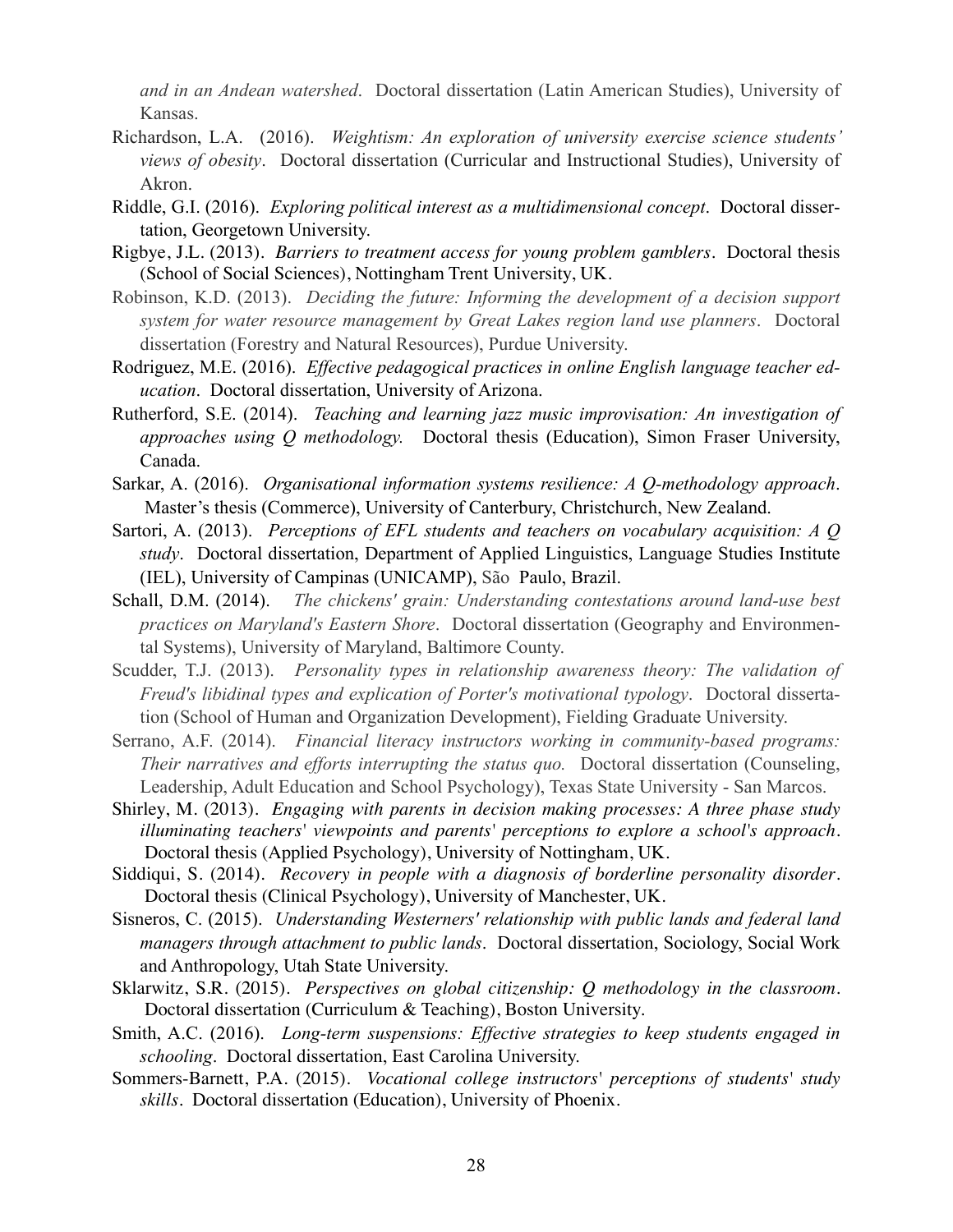*and in an Andean watershed*. Doctoral dissertation (Latin American Studies), University of Kansas.

Richardson, L.A. (2016). *Weightism: An exploration of university exercise science students' views of obesity*. Doctoral dissertation (Curricular and Instructional Studies), University of Akron.

Riddle, G.I. (2016). *Exploring political interest as a multidimensional concept*. Doctoral dissertation, Georgetown University.

Rigbye, J.L. (2013). *Barriers to treatment access for young problem gamblers*. Doctoral thesis (School of Social Sciences), Nottingham Trent University, UK.

Robinson, K.D. (2013). *Deciding the future: Informing the development of a decision support system for water resource management by Great Lakes region land use planners*. Doctoral dissertation (Forestry and Natural Resources), Purdue University.

Rodriguez, M.E. (2016). *Effective pedagogical practices in online English language teacher education*. Doctoral dissertation, University of Arizona.

Rutherford, S.E. (2014). *Teaching and learning jazz music improvisation: An investigation of approaches using Q methodology.* Doctoral thesis (Education), Simon Fraser University, Canada.

Sarkar, A. (2016). *Organisational information systems resilience: A Q-methodology approach*. Master's thesis (Commerce), University of Canterbury, Christchurch, New Zealand.

Sartori, A. (2013). *Perceptions of EFL students and teachers on vocabulary acquisition: A Q study*. Doctoral dissertation, Department of Applied Linguistics, Language Studies Institute (IEL), University of Campinas (UNICAMP), São Paulo, Brazil.

Schall, D.M. (2014). *The chickens' grain: Understanding contestations around land-use best practices on Maryland's Eastern Shore*. Doctoral dissertation (Geography and Environmental Systems), University of Maryland, Baltimore County.

Scudder, T.J. (2013). *Personality types in relationship awareness theory: The validation of Freud's libidinal types and explication of Porter's motivational typology*. Doctoral dissertation (School of Human and Organization Development), Fielding Graduate University.

Serrano, A.F. (2014). *Financial literacy instructors working in community-based programs: Their narratives and efforts interrupting the status quo.* Doctoral dissertation (Counseling, Leadership, Adult Education and School Psychology), Texas State University - San Marcos.

Shirley, M. (2013). *Engaging with parents in decision making processes: A three phase study illuminating teachers' viewpoints and parents' perceptions to explore a school's approach*. Doctoral thesis (Applied Psychology), University of Nottingham, UK.

Siddiqui, S. (2014). *Recovery in people with a diagnosis of borderline personality disorder*. Doctoral thesis (Clinical Psychology), University of Manchester, UK.

Sisneros, C. (2015). *Understanding Westerners' relationship with public lands and federal land managers through attachment to public lands*. Doctoral dissertation, Sociology, Social Work and Anthropology, Utah State University.

Sklarwitz, S.R. (2015). *Perspectives on global citizenship: Q methodology in the classroom*. Doctoral dissertation (Curriculum & Teaching), Boston University.

Smith, A.C. (2016). *Long-term suspensions: Effective strategies to keep students engaged in schooling*. Doctoral dissertation, East Carolina University.

Sommers-Barnett, P.A. (2015). *Vocational college instructors' perceptions of students' study skills*. Doctoral dissertation (Education), University of Phoenix.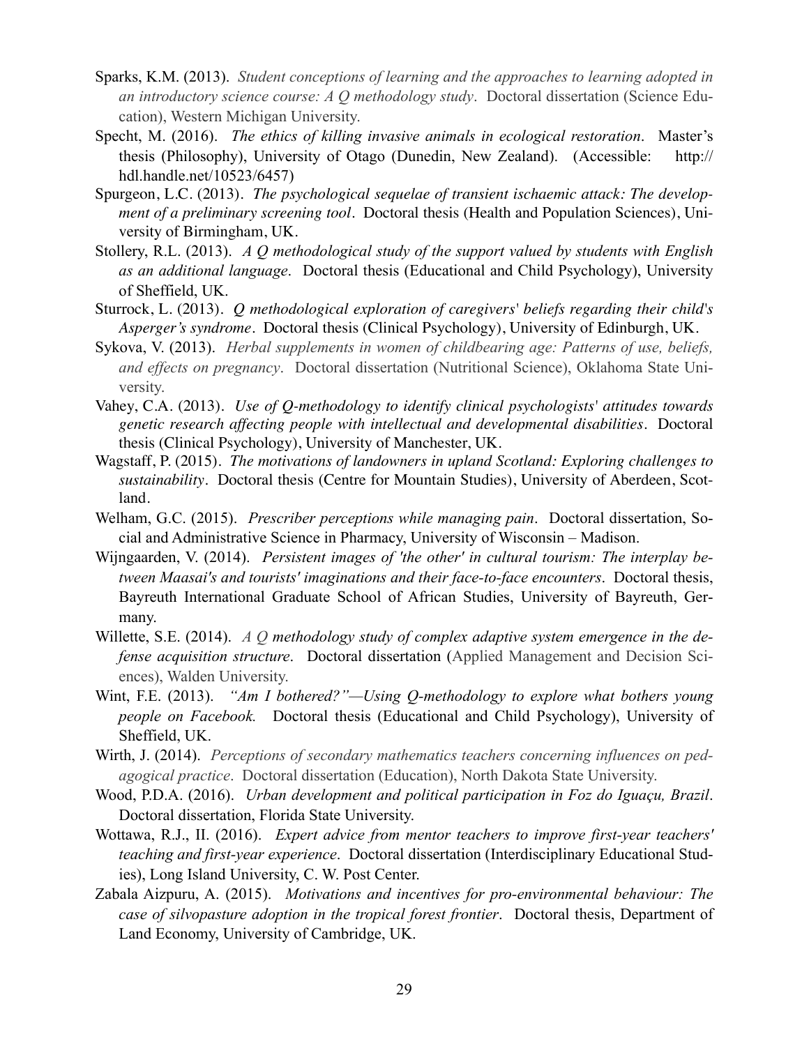Sparks, K.M. (2013). *Student conceptions of learning and the approaches to learning adopted in an introductory science course: A Q methodology study*. Doctoral dissertation (Science Education), Western Michigan University.

Specht, M. (2016). *The ethics of killing invasive animals in ecological restoration*. Master's thesis (Philosophy), University of Otago (Dunedin, New Zealand). (Accessible: http://hdl.handle.net/10523/6457)

Spurgeon, L.C. (2013). *The psychological sequelae of transient ischaemic attack: The development of a preliminary screening tool*. Doctoral thesis (Health and Population Sciences), University of Birmingham, UK.

Stollery, R.L. (2013). *A Q methodological study of the support valued by students with English as an additional language*. Doctoral thesis (Educational and Child Psychology), University of Sheffield, UK.

Sturrock, L. (2013). *Q methodological exploration of caregivers' beliefs regarding their child's Asperger's syndrome*. Doctoral thesis (Clinical Psychology), University of Edinburgh, UK.

Sykova, V. (2013). *Herbal supplements in women of childbearing age: Patterns of use, beliefs, and effects on pregnancy*. Doctoral dissertation (Nutritional Science), Oklahoma State University.

Vahey, C.A. (2013). *Use of Q-methodology to identify clinical psychologists' attitudes towards genetic research affecting people with intellectual and developmental disabilities*. Doctoral thesis (Clinical Psychology), University of Manchester, UK.

Wagstaff, P. (2015). *The motivations of landowners in upland Scotland: Exploring challenges to sustainability*. Doctoral thesis (Centre for Mountain Studies), University of Aberdeen, Scotland.

Welham, G.C. (2015). *Prescriber perceptions while managing pain*. Doctoral dissertation, Social and Administrative Science in Pharmacy, University of Wisconsin – Madison.

Wijngaarden, V. (2014). *Persistent images of 'the other' in cultural tourism: The interplay between Maasai's and tourists' imaginations and their face-to-face encounters*. Doctoral thesis, Bayreuth International Graduate School of African Studies, University of Bayreuth, Germany.

Willette, S.E. (2014). *A Q methodology study of complex adaptive system emergence in the defense acquisition structure*. Doctoral dissertation (Applied Management and Decision Sciences), Walden University.

Wint, F.E. (2013). *"Am I bothered?"—Using Q-methodology to explore what bothers young people on Facebook.* Doctoral thesis (Educational and Child Psychology), University of Sheffield, UK.

Wirth, J. (2014). *Perceptions of secondary mathematics teachers concerning influences on pedagogical practice*. Doctoral dissertation (Education), North Dakota State University.

Wood, P.D.A. (2016). *Urban development and political participation in Foz do Iguaçu, Brazil*. Doctoral dissertation, Florida State University.

Wottawa, R.J., II. (2016). *Expert advice from mentor teachers to improve first-year teachers' teaching and first-year experience*. Doctoral dissertation (Interdisciplinary Educational Studies), Long Island University, C. W. Post Center.

Zabala Aizpuru, A. (2015). *Motivations and incentives for pro-environmental behaviour: The case of silvopasture adoption in the tropical forest frontier*. Doctoral thesis, Department of Land Economy, University of Cambridge, UK.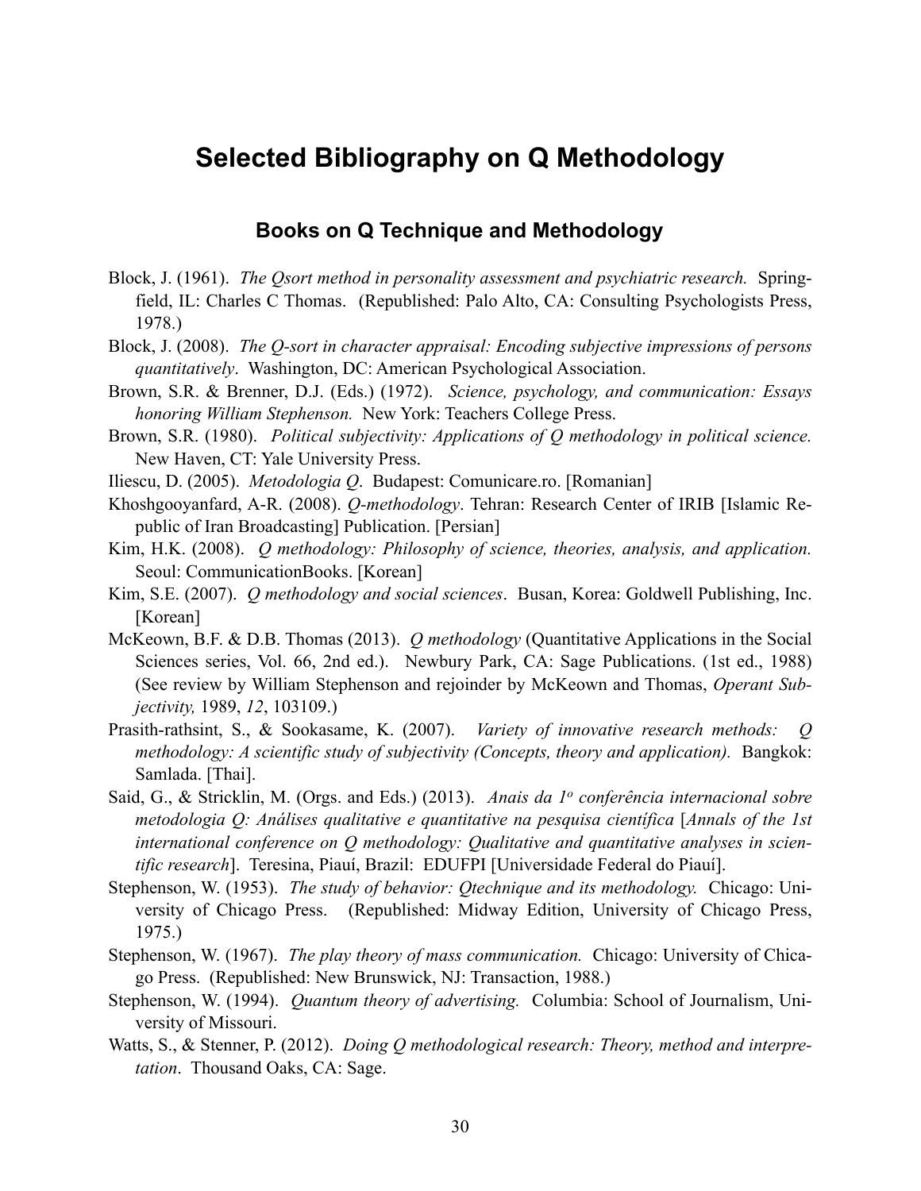# Selected Bibliography on Q Methodology

## Books on Q Technique and Methodology

Block, J. (1961). *The Qsort method in personality assessment and psychiatric research.* Springfield, IL: Charles C Thomas. (Republished: Palo Alto, CA: Consulting Psychologists Press, 1978.)

Block, J. (2008). *The Q-sort in character appraisal: Encoding subjective impressions of persons quantitatively*. Washington, DC: American Psychological Association.

Brown, S.R. & Brenner, D.J. (Eds.) (1972). *Science, psychology, and communication: Essays honoring William Stephenson.* New York: Teachers College Press.

Brown, S.R. (1980). *Political subjectivity: Applications of Q methodology in political science.* New Haven, CT: Yale University Press.

Iliescu, D. (2005). *Metodologia Q*. Budapest: Comunicare.ro. [Romanian]

Khoshgooyanfard, A-R. (2008). *Q-methodology*. Tehran: Research Center of IRIB [Islamic Republic of Iran Broadcasting] Publication. [Persian]

Kim, H.K. (2008). *Q methodology: Philosophy of science, theories, analysis, and application.* Seoul: CommunicationBooks. [Korean]

Kim, S.E. (2007). *Q methodology and social sciences*. Busan, Korea: Goldwell Publishing, Inc. [Korean]

McKeown, B.F. & D.B. Thomas (2013). *Q methodology* (Quantitative Applications in the Social Sciences series, Vol. 66, 2nd ed.). Newbury Park, CA: Sage Publications. (1st ed., 1988) (See review by William Stephenson and rejoinder by McKeown and Thomas, *Operant Subjectivity,* 1989, *12*, 103109.)

Prasith-rathsint, S., & Sookasame, K. (2007). *Variety of innovative research methods: Q methodology: A scientific study of subjectivity (Concepts, theory and application).* Bangkok: Samlada. [Thai].

Said, G., & Stricklin, M. (Orgs. and Eds.) (2013). *Anais da 1º conferência internacional sobre metodologia Q: Análises qualitative e quantitative na pesquisa científica* [*Annals of the 1st international conference on Q methodology: Qualitative and quantitative analyses in scientific research*]. Teresina, Piauí, Brazil: EDUFPI [Universidade Federal do Piauí].

Stephenson, W. (1953). *The study of behavior: Qtechnique and its methodology.* Chicago: University of Chicago Press. (Republished: Midway Edition, University of Chicago Press, 1975.)

Stephenson, W. (1967). *The play theory of mass communication.* Chicago: University of Chicago Press. (Republished: New Brunswick, NJ: Transaction, 1988.)

Stephenson, W. (1994). *Quantum theory of advertising.* Columbia: School of Journalism, University of Missouri.

Watts, S., & Stenner, P. (2012). *Doing Q methodological research: Theory, method and interpretation*. Thousand Oaks, CA: Sage.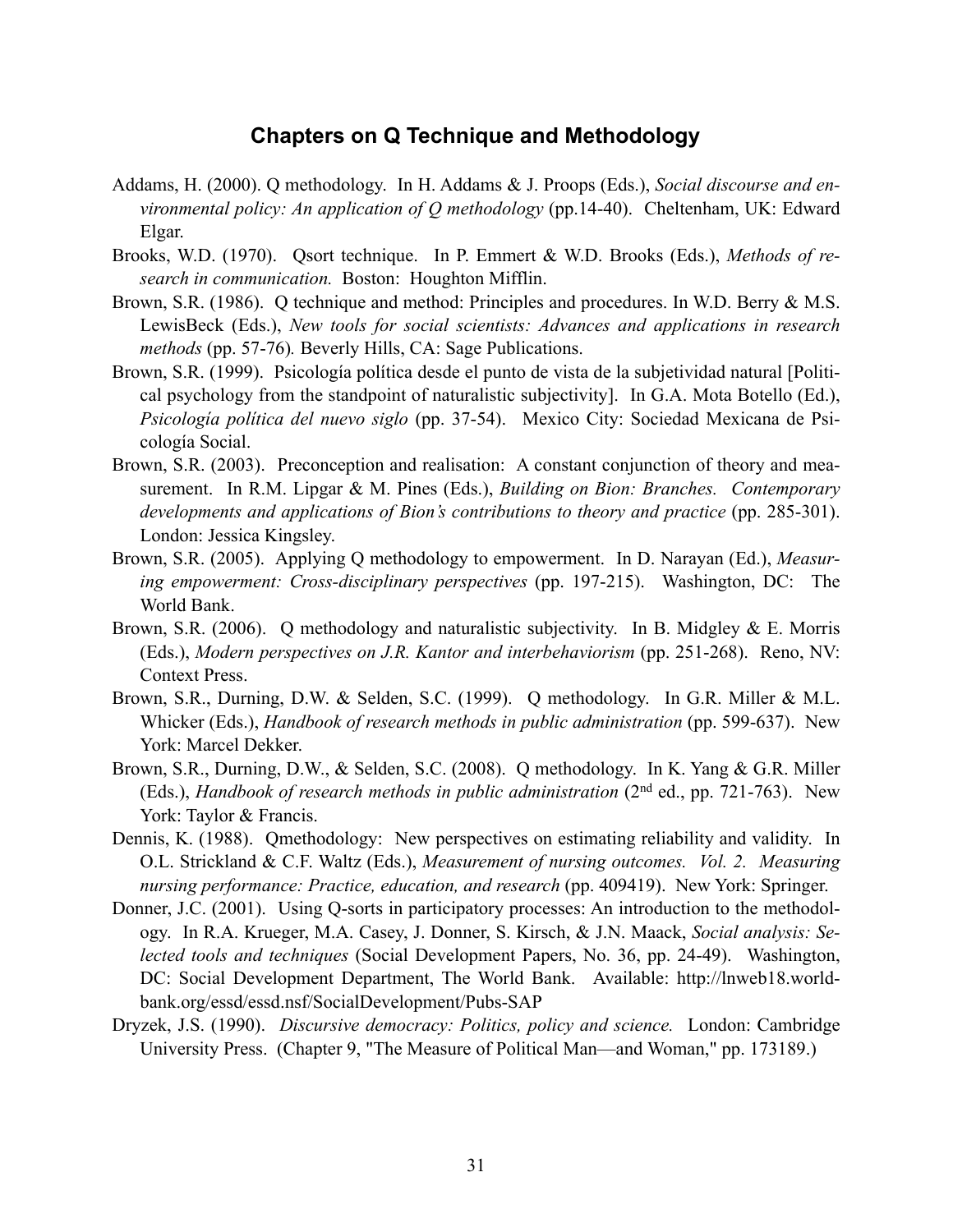## Chapters on Q Technique and Methodology

Addams, H. (2000). Q methodology. In H. Addams & J. Proops (Eds.), *Social discourse and environmental policy: An application of Q methodology* (pp.14-40). Cheltenham, UK: Edward Elgar.

Brooks, W.D. (1970). Qsort technique. In P. Emmert & W.D. Brooks (Eds.), *Methods of research in communication.* Boston: Houghton Mifflin.

Brown, S.R. (1986). Q technique and method: Principles and procedures. In W.D. Berry & M.S. LewisBeck (Eds.), *New tools for social scientists: Advances and applications in research methods* (pp. 57-76)*.* Beverly Hills, CA: Sage Publications.

Brown, S.R. (1999). Psicología política desde el punto de vista de la subjetividad natural [Political psychology from the standpoint of naturalistic subjectivity]. In G.A. Mota Botello (Ed.), *Psicología política del nuevo siglo* (pp. 37-54). Mexico City: Sociedad Mexicana de Psicología Social.

Brown, S.R. (2003). Preconception and realisation: A constant conjunction of theory and measurement. In R.M. Lipgar & M. Pines (Eds.), *Building on Bion: Branches. Contemporary developments and applications of Bion's contributions to theory and practice* (pp. 285-301). London: Jessica Kingsley.

Brown, S.R. (2005). Applying Q methodology to empowerment. In D. Narayan (Ed.), *Measuring empowerment: Cross-disciplinary perspectives* (pp. 197-215). Washington, DC: The World Bank.

Brown, S.R. (2006). Q methodology and naturalistic subjectivity. In B. Midgley & E. Morris (Eds.), *Modern perspectives on J.R. Kantor and interbehaviorism* (pp. 251-268). Reno, NV: Context Press.

Brown, S.R., Durning, D.W. & Selden, S.C. (1999). Q methodology. In G.R. Miller & M.L. Whicker (Eds.), *Handbook of research methods in public administration* (pp. 599-637). New York: Marcel Dekker.

Brown, S.R., Durning, D.W., & Selden, S.C. (2008). Q methodology. In K. Yang & G.R. Miller (Eds.), *Handbook of research methods in public administration* (2nd ed., pp. 721-763). New York: Taylor & Francis.

Dennis, K. (1988). Qmethodology: New perspectives on estimating reliability and validity. In O.L. Strickland & C.F. Waltz (Eds.), *Measurement of nursing outcomes. Vol. 2. Measuring nursing performance: Practice, education, and research* (pp. 409419). New York: Springer.

Donner, J.C. (2001). Using Q-sorts in participatory processes: An introduction to the methodology. In R.A. Krueger, M.A. Casey, J. Donner, S. Kirsch, & J.N. Maack, *Social analysis: Selected tools and techniques* (Social Development Papers, No. 36, pp. 24-49). Washington, DC: Social Development Department, The World Bank. Available: http://lnweb18.worldbank.org/essd/essd.nsf/SocialDevelopment/Pubs-SAP

Dryzek, J.S. (1990). *Discursive democracy: Politics, policy and science.* London: Cambridge University Press. (Chapter 9, "The Measure of Political Man—and Woman," pp. 173189.)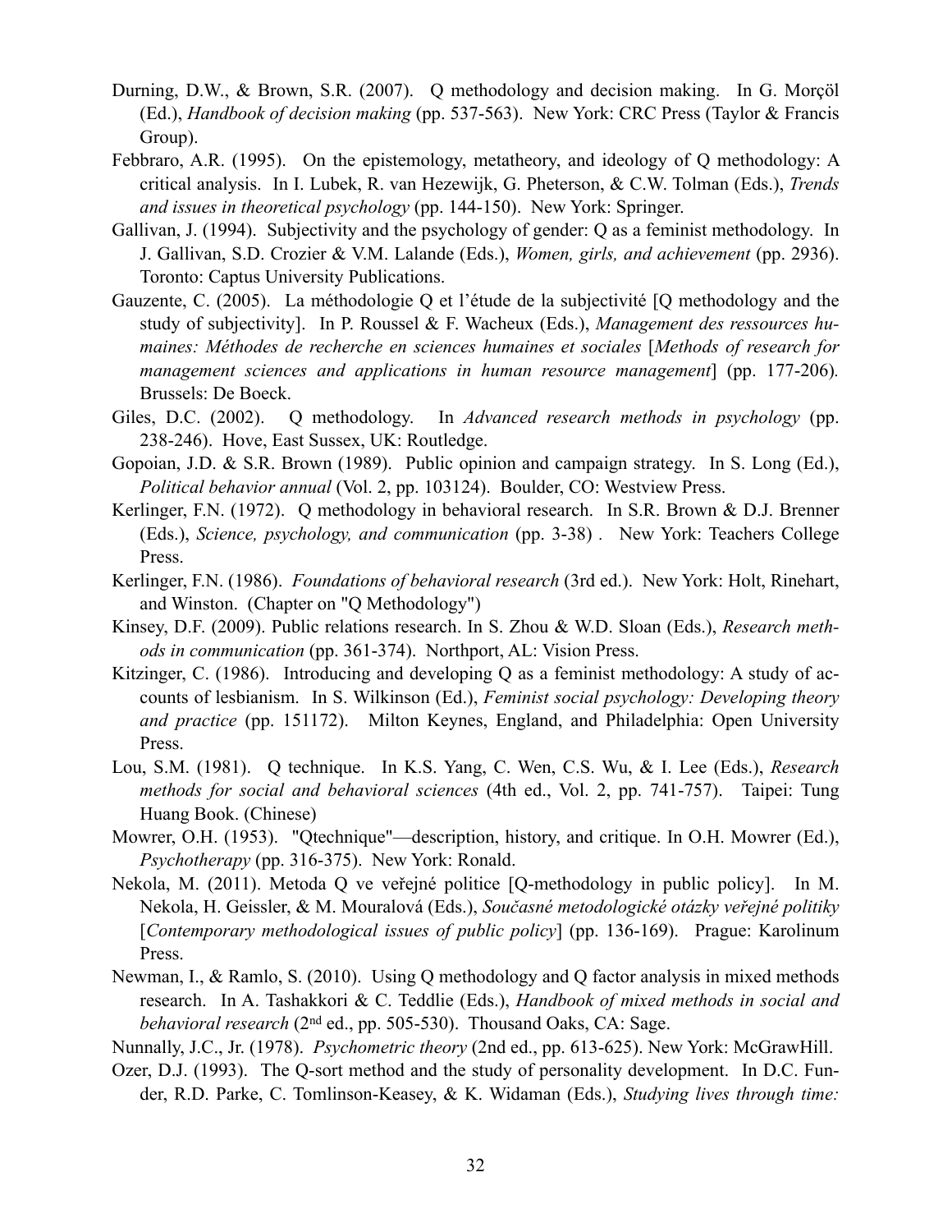Durning, D.W., & Brown, S.R. (2007). Q methodology and decision making. In G. Morçöl (Ed.), *Handbook of decision making* (pp. 537-563). New York: CRC Press (Taylor & Francis Group).

Febbraro, A.R. (1995). On the epistemology, metatheory, and ideology of Q methodology: A critical analysis. In I. Lubek, R. van Hezewijk, G. Pheterson, & C.W. Tolman (Eds.), *Trends and issues in theoretical psychology* (pp. 144-150). New York: Springer.

Gallivan, J. (1994). Subjectivity and the psychology of gender: Q as a feminist methodology. In J. Gallivan, S.D. Crozier & V.M. Lalande (Eds.), *Women, girls, and achievement* (pp. 2936). Toronto: Captus University Publications.

Gauzente, C. (2005). La méthodologie Q et l'étude de la subjectivité [Q methodology and the study of subjectivity]. In P. Roussel & F. Wacheux (Eds.), *Management des ressources humaines: Méthodes de recherche en sciences humaines et sociales* [*Methods of research for management sciences and applications in human resource management*] (pp. 177-206). Brussels: De Boeck.

Giles, D.C. (2002). Q methodology. In *Advanced research methods in psychology* (pp. 238-246). Hove, East Sussex, UK: Routledge.

Gopoian, J.D. & S.R. Brown (1989). Public opinion and campaign strategy. In S. Long (Ed.), *Political behavior annual* (Vol. 2, pp. 103124). Boulder, CO: Westview Press.

Kerlinger, F.N. (1972). Q methodology in behavioral research. In S.R. Brown & D.J. Brenner (Eds.), *Science, psychology, and communication* (pp. 3-38) . New York: Teachers College Press.

Kerlinger, F.N. (1986). *Foundations of behavioral research* (3rd ed.). New York: Holt, Rinehart, and Winston. (Chapter on "Q Methodology")

Kinsey, D.F. (2009). Public relations research. In S. Zhou & W.D. Sloan (Eds.), *Research methods in communication* (pp. 361-374). Northport, AL: Vision Press.

Kitzinger, C. (1986). Introducing and developing Q as a feminist methodology: A study of accounts of lesbianism. In S. Wilkinson (Ed.), *Feminist social psychology: Developing theory and practice* (pp. 151172). Milton Keynes, England, and Philadelphia: Open University Press.

Lou, S.M. (1981). Q technique. In K.S. Yang, C. Wen, C.S. Wu, & I. Lee (Eds.), *Research methods for social and behavioral sciences* (4th ed., Vol. 2, pp. 741-757). Taipei: Tung Huang Book. (Chinese)

Mowrer, O.H. (1953). "Qtechnique"—description, history, and critique. In O.H. Mowrer (Ed.), *Psychotherapy* (pp. 316-375). New York: Ronald.

Nekola, M. (2011). Metoda Q ve veřejné politice [Q-methodology in public policy]. In M. Nekola, H. Geissler, & M. Mouralová (Eds.), *Současné metodologické otázky veřejné politiky* [*Contemporary methodological issues of public policy*] (pp. 136-169). Prague: Karolinum Press.

Newman, I., & Ramlo, S. (2010). Using Q methodology and Q factor analysis in mixed methods research. In A. Tashakkori & C. Teddlie (Eds.), *Handbook of mixed methods in social and behavioral research* (2nd ed., pp. 505-530). Thousand Oaks, CA: Sage.

Nunnally, J.C., Jr. (1978). *Psychometric theory* (2nd ed., pp. 613-625). New York: McGrawHill.

Ozer, D.J. (1993). The Q-sort method and the study of personality development. In D.C. Funder, R.D. Parke, C. Tomlinson-Keasey, & K. Widaman (Eds.), *Studying lives through time:*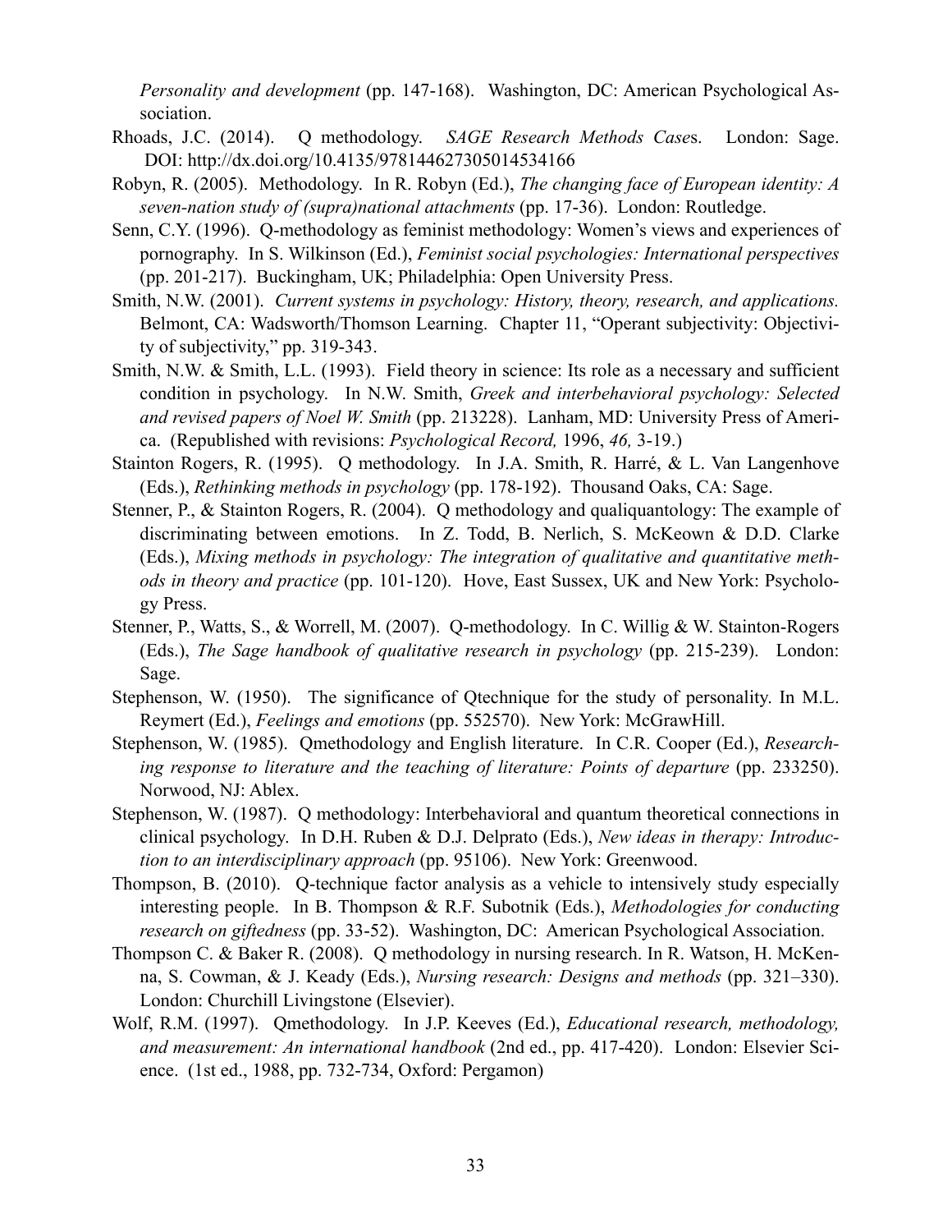*Personality and development* (pp. 147-168). Washington, DC: American Psychological Association.

Rhoads, J.C. (2014). Q methodology. *SAGE Research Methods Cases*. London: Sage. DOI: http://dx.doi.org/10.4135/978144627305014534166

Robyn, R. (2005). Methodology. In R. Robyn (Ed.), *The changing face of European identity: A seven-nation study of (supra)national attachments* (pp. 17-36). London: Routledge.

Senn, C.Y. (1996). Q-methodology as feminist methodology: Women's views and experiences of pornography. In S. Wilkinson (Ed.), *Feminist social psychologies: International perspectives* (pp. 201-217). Buckingham, UK; Philadelphia: Open University Press.

Smith, N.W. (2001). *Current systems in psychology: History, theory, research, and applications.* Belmont, CA: Wadsworth/Thomson Learning. Chapter 11, "Operant subjectivity: Objectivity of subjectivity," pp. 319-343.

Smith, N.W. & Smith, L.L. (1993). Field theory in science: Its role as a necessary and sufficient condition in psychology. In N.W. Smith, *Greek and interbehavioral psychology: Selected and revised papers of Noel W. Smith* (pp. 213228). Lanham, MD: University Press of America. (Republished with revisions: *Psychological Record,* 1996, *46,* 3-19.)

Stainton Rogers, R. (1995). Q methodology. In J.A. Smith, R. Harré, & L. Van Langenhove (Eds.), *Rethinking methods in psychology* (pp. 178-192). Thousand Oaks, CA: Sage.

Stenner, P., & Stainton Rogers, R. (2004). Q methodology and qualiquantology: The example of discriminating between emotions. In Z. Todd, B. Nerlich, S. McKeown & D.D. Clarke (Eds.), *Mixing methods in psychology: The integration of qualitative and quantitative methods in theory and practice* (pp. 101-120). Hove, East Sussex, UK and New York: Psychology Press.

Stenner, P., Watts, S., & Worrell, M. (2007). Q-methodology. In C. Willig & W. Stainton-Rogers (Eds.), *The Sage handbook of qualitative research in psychology* (pp. 215-239). London: Sage.

Stephenson, W. (1950). The significance of Qtechnique for the study of personality. In M.L. Reymert (Ed.), *Feelings and emotions* (pp. 552570). New York: McGrawHill.

Stephenson, W. (1985). Qmethodology and English literature. In C.R. Cooper (Ed.), *Researching response to literature and the teaching of literature: Points of departure* (pp. 233250). Norwood, NJ: Ablex.

Stephenson, W. (1987). Q methodology: Interbehavioral and quantum theoretical connections in clinical psychology. In D.H. Ruben & D.J. Delprato (Eds.), *New ideas in therapy: Introduction to an interdisciplinary approach* (pp. 95106). New York: Greenwood.

Thompson, B. (2010). Q-technique factor analysis as a vehicle to intensively study especially interesting people. In B. Thompson & R.F. Subotnik (Eds.), *Methodologies for conducting research on giftedness* (pp. 33-52). Washington, DC: American Psychological Association.

Thompson C. & Baker R. (2008). Q methodology in nursing research. In R. Watson, H. McKenna, S. Cowman, & J. Keady (Eds.), *Nursing research: Designs and methods* (pp. 321–330). London: Churchill Livingstone (Elsevier).

Wolf, R.M. (1997). Qmethodology. In J.P. Keeves (Ed.), *Educational research, methodology, and measurement: An international handbook* (2nd ed., pp. 417-420). London: Elsevier Science. (1st ed., 1988, pp. 732-734, Oxford: Pergamon)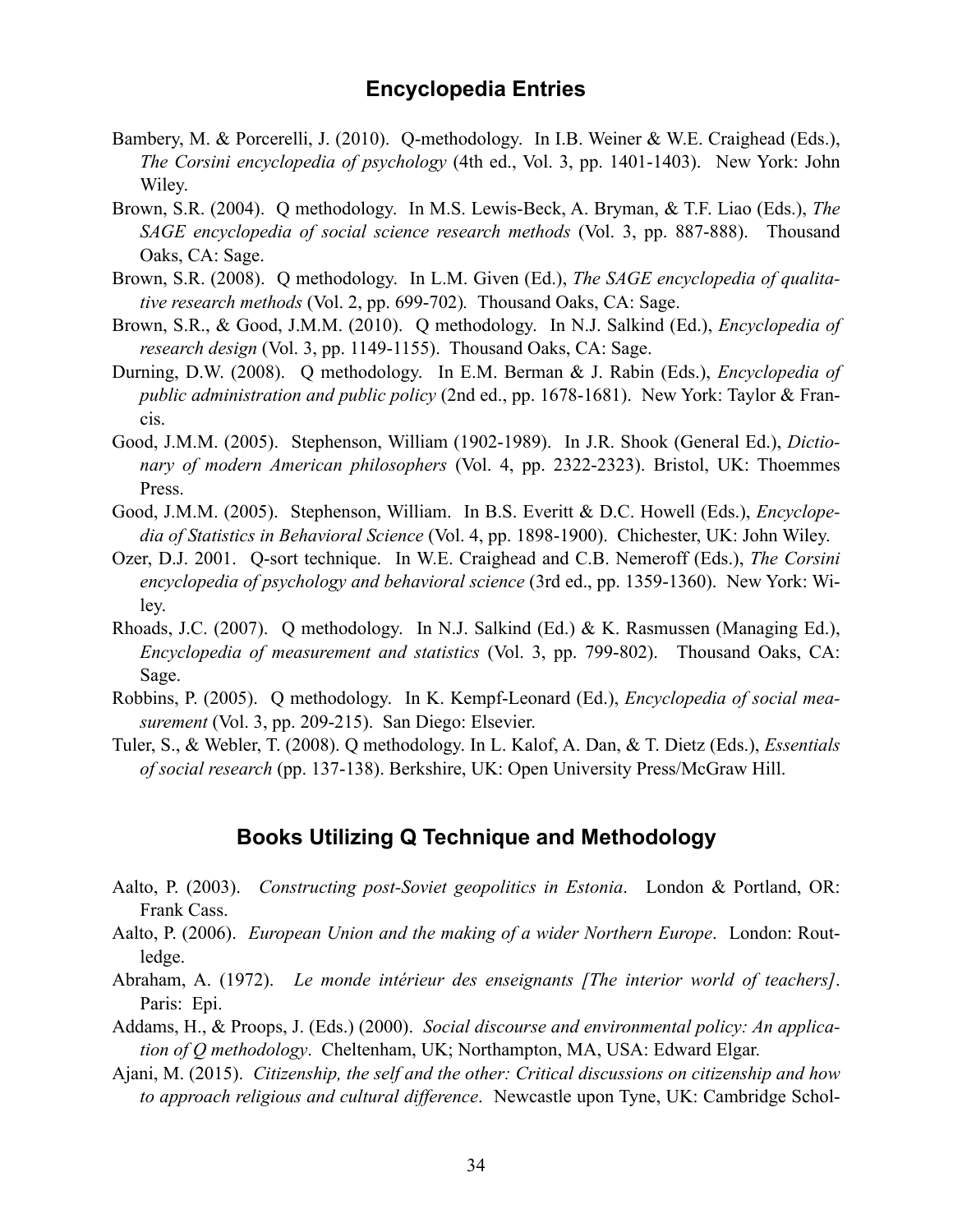## Encyclopedia Entries

Bambery, M. & Porcerelli, J. (2010). Q-methodology. In I.B. Weiner & W.E. Craighead (Eds.), *The Corsini encyclopedia of psychology* (4th ed., Vol. 3, pp. 1401-1403). New York: John Wiley.

Brown, S.R. (2004). Q methodology. In M.S. Lewis-Beck, A. Bryman, & T.F. Liao (Eds.), *The SAGE encyclopedia of social science research methods* (Vol. 3, pp. 887-888). Thousand Oaks, CA: Sage.

Brown, S.R. (2008). Q methodology. In L.M. Given (Ed.), *The SAGE encyclopedia of qualitative research methods* (Vol. 2, pp. 699-702). Thousand Oaks, CA: Sage.

Brown, S.R., & Good, J.M.M. (2010). Q methodology. In N.J. Salkind (Ed.), *Encyclopedia of research design* (Vol. 3, pp. 1149-1155). Thousand Oaks, CA: Sage.

Durning, D.W. (2008). Q methodology. In E.M. Berman & J. Rabin (Eds.), *Encyclopedia of public administration and public policy* (2nd ed., pp. 1678-1681). New York: Taylor & Francis.

Good, J.M.M. (2005). Stephenson, William (1902-1989). In J.R. Shook (General Ed.), *Dictionary of modern American philosophers* (Vol. 4, pp. 2322-2323). Bristol, UK: Thoemmes Press.

Good, J.M.M. (2005). Stephenson, William. In B.S. Everitt & D.C. Howell (Eds.), *Encyclopedia of Statistics in Behavioral Science* (Vol. 4, pp. 1898-1900). Chichester, UK: John Wiley.

Ozer, D.J. 2001. Q-sort technique. In W.E. Craighead and C.B. Nemeroff (Eds.), *The Corsini encyclopedia of psychology and behavioral science* (3rd ed., pp. 1359-1360). New York: Wiley.

Rhoads, J.C. (2007). Q methodology. In N.J. Salkind (Ed.) & K. Rasmussen (Managing Ed.), *Encyclopedia of measurement and statistics* (Vol. 3, pp. 799-802). Thousand Oaks, CA: Sage.

Robbins, P. (2005). Q methodology. In K. Kempf-Leonard (Ed.), *Encyclopedia of social measurement* (Vol. 3, pp. 209-215). San Diego: Elsevier.

Tuler, S., & Webler, T. (2008). Q methodology. In L. Kalof, A. Dan, & T. Dietz (Eds.), *Essentials of social research* (pp. 137-138). Berkshire, UK: Open University Press/McGraw Hill.

## Books Utilizing Q Technique and Methodology

Aalto, P. (2003). *Constructing post-Soviet geopolitics in Estonia*. London & Portland, OR: Frank Cass.

Aalto, P. (2006). *European Union and the making of a wider Northern Europe*. London: Routledge.

Abraham, A. (1972). *Le monde intérieur des enseignants [The interior world of teachers]*. Paris: Epi.

Addams, H., & Proops, J. (Eds.) (2000). *Social discourse and environmental policy: An application of Q methodology*. Cheltenham, UK; Northampton, MA, USA: Edward Elgar.

Ajani, M. (2015). *Citizenship, the self and the other: Critical discussions on citizenship and how to approach religious and cultural difference*. Newcastle upon Tyne, UK: Cambridge Schol-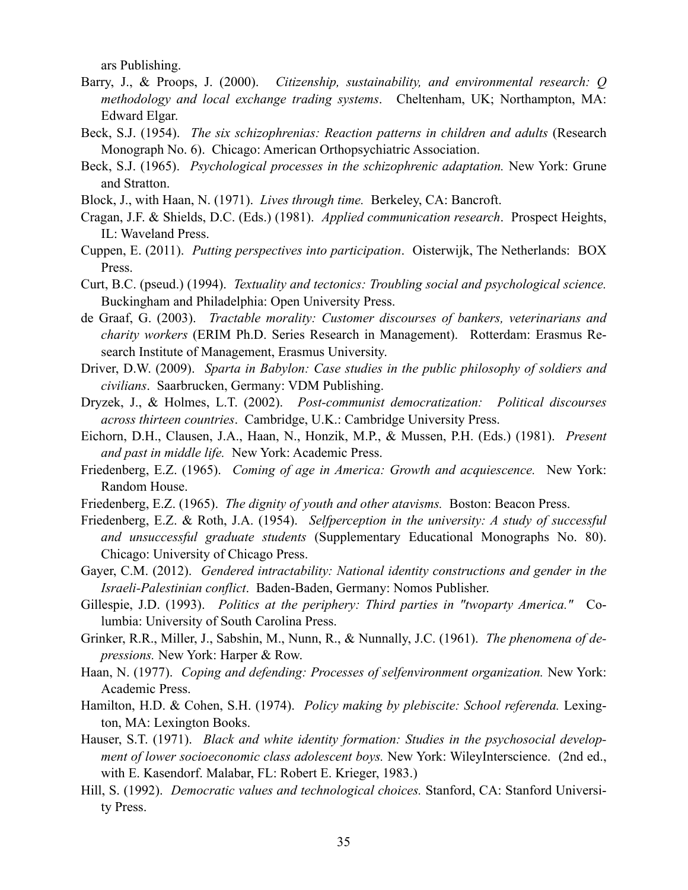ars Publishing.

Barry, J., & Proops, J. (2000). *Citizenship, sustainability, and environmental research: Q methodology and local exchange trading systems*. Cheltenham, UK; Northampton, MA: Edward Elgar.

Beck, S.J. (1954). *The six schizophrenias: Reaction patterns in children and adults* (Research Monograph No. 6). Chicago: American Orthopsychiatric Association.

Beck, S.J. (1965). *Psychological processes in the schizophrenic adaptation.* New York: Grune and Stratton.

Block, J., with Haan, N. (1971). *Lives through time.* Berkeley, CA: Bancroft.

Cragan, J.F. & Shields, D.C. (Eds.) (1981). *Applied communication research*. Prospect Heights, IL: Waveland Press.

Cuppen, E. (2011). *Putting perspectives into participation*. Oisterwijk, The Netherlands: BOX Press.

Curt, B.C. (pseud.) (1994). *Textuality and tectonics: Troubling social and psychological science.* Buckingham and Philadelphia: Open University Press.

de Graaf, G. (2003). *Tractable morality: Customer discourses of bankers, veterinarians and charity workers* (ERIM Ph.D. Series Research in Management). Rotterdam: Erasmus Research Institute of Management, Erasmus University.

Driver, D.W. (2009). *Sparta in Babylon: Case studies in the public philosophy of soldiers and civilians*. Saarbrucken, Germany: VDM Publishing.

Dryzek, J., & Holmes, L.T. (2002). *Post-communist democratization: Political discourses across thirteen countries*. Cambridge, U.K.: Cambridge University Press.

Eichorn, D.H., Clausen, J.A., Haan, N., Honzik, M.P., & Mussen, P.H. (Eds.) (1981). *Present and past in middle life.* New York: Academic Press.

Friedenberg, E.Z. (1965). *Coming of age in America: Growth and acquiescence.* New York: Random House.

Friedenberg, E.Z. (1965). *The dignity of youth and other atavisms.* Boston: Beacon Press.

Friedenberg, E.Z. & Roth, J.A. (1954). *Selfperception in the university: A study of successful and unsuccessful graduate students* (Supplementary Educational Monographs No. 80). Chicago: University of Chicago Press.

Gayer, C.M. (2012). *Gendered intractability: National identity constructions and gender in the Israeli-Palestinian conflict*. Baden-Baden, Germany: Nomos Publisher.

Gillespie, J.D. (1993). *Politics at the periphery: Third parties in "twoparty America."* Columbia: University of South Carolina Press.

Grinker, R.R., Miller, J., Sabshin, M., Nunn, R., & Nunnally, J.C. (1961). *The phenomena of depressions.* New York: Harper & Row.

Haan, N. (1977). *Coping and defending: Processes of selfenvironment organization.* New York: Academic Press.

Hamilton, H.D. & Cohen, S.H. (1974). *Policy making by plebiscite: School referenda.* Lexington, MA: Lexington Books.

Hauser, S.T. (1971). *Black and white identity formation: Studies in the psychosocial development of lower socioeconomic class adolescent boys.* New York: WileyInterscience. (2nd ed., with E. Kasendorf. Malabar, FL: Robert E. Krieger, 1983.)

Hill, S. (1992). *Democratic values and technological choices.* Stanford, CA: Stanford University Press.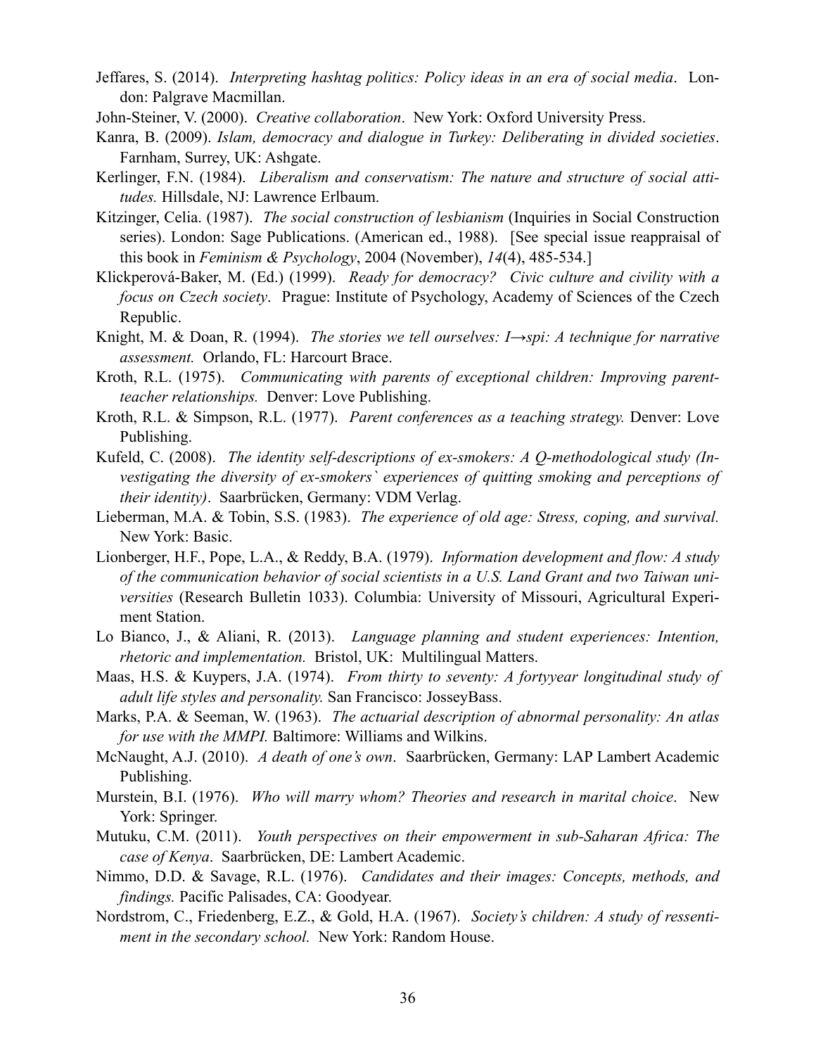Jeffares, S. (2014). *Interpreting hashtag politics: Policy ideas in an era of social media*. London: Palgrave Macmillan.

John-Steiner, V. (2000). *Creative collaboration*. New York: Oxford University Press.

Kanra, B. (2009). *Islam, democracy and dialogue in Turkey: Deliberating in divided societies*. Farnham, Surrey, UK: Ashgate.

Kerlinger, F.N. (1984). *Liberalism and conservatism: The nature and structure of social attitudes.* Hillsdale, NJ: Lawrence Erlbaum.

Kitzinger, Celia. (1987). *The social construction of lesbianism* (Inquiries in Social Construction series). London: Sage Publications. (American ed., 1988). [See special issue reappraisal of this book in *Feminism & Psychology*, 2004 (November), *14*(4), 485-534.]

Klickperová-Baker, M. (Ed.) (1999). *Ready for democracy? Civic culture and civility with a focus on Czech society*. Prague: Institute of Psychology, Academy of Sciences of the Czech Republic.

Knight, M. & Doan, R. (1994). *The stories we tell ourselves: I→spi: A technique for narrative assessment.* Orlando, FL: Harcourt Brace.

Kroth, R.L. (1975). *Communicating with parents of exceptional children: Improving parent-teacher relationships.* Denver: Love Publishing.

Kroth, R.L. & Simpson, R.L. (1977). *Parent conferences as a teaching strategy.* Denver: Love Publishing.

Kufeld, C. (2008). *The identity self-descriptions of ex-smokers: A Q-methodological study (Investigating the diversity of ex-smokers` experiences of quitting smoking and perceptions of their identity)*. Saarbrücken, Germany: VDM Verlag.

Lieberman, M.A. & Tobin, S.S. (1983). *The experience of old age: Stress, coping, and survival.* New York: Basic.

Lionberger, H.F., Pope, L.A., & Reddy, B.A. (1979). *Information development and flow: A study of the communication behavior of social scientists in a U.S. Land Grant and two Taiwan universities* (Research Bulletin 1033). Columbia: University of Missouri, Agricultural Experiment Station.

Lo Bianco, J., & Aliani, R. (2013). *Language planning and student experiences: Intention, rhetoric and implementation.* Bristol, UK: Multilingual Matters.

Maas, H.S. & Kuypers, J.A. (1974). *From thirty to seventy: A fortyyear longitudinal study of adult life styles and personality.* San Francisco: JosseyBass.

Marks, P.A. & Seeman, W. (1963). *The actuarial description of abnormal personality: An atlas for use with the MMPI.* Baltimore: Williams and Wilkins.

McNaught, A.J. (2010). *A death of one's own*. Saarbrücken, Germany: LAP Lambert Academic Publishing.

Murstein, B.I. (1976). *Who will marry whom? Theories and research in marital choice*. New York: Springer.

Mutuku, C.M. (2011). *Youth perspectives on their empowerment in sub-Saharan Africa: The case of Kenya*. Saarbrücken, DE: Lambert Academic.

Nimmo, D.D. & Savage, R.L. (1976). *Candidates and their images: Concepts, methods, and findings.* Pacific Palisades, CA: Goodyear.

Nordstrom, C., Friedenberg, E.Z., & Gold, H.A. (1967). *Society's children: A study of ressentiment in the secondary school.* New York: Random House.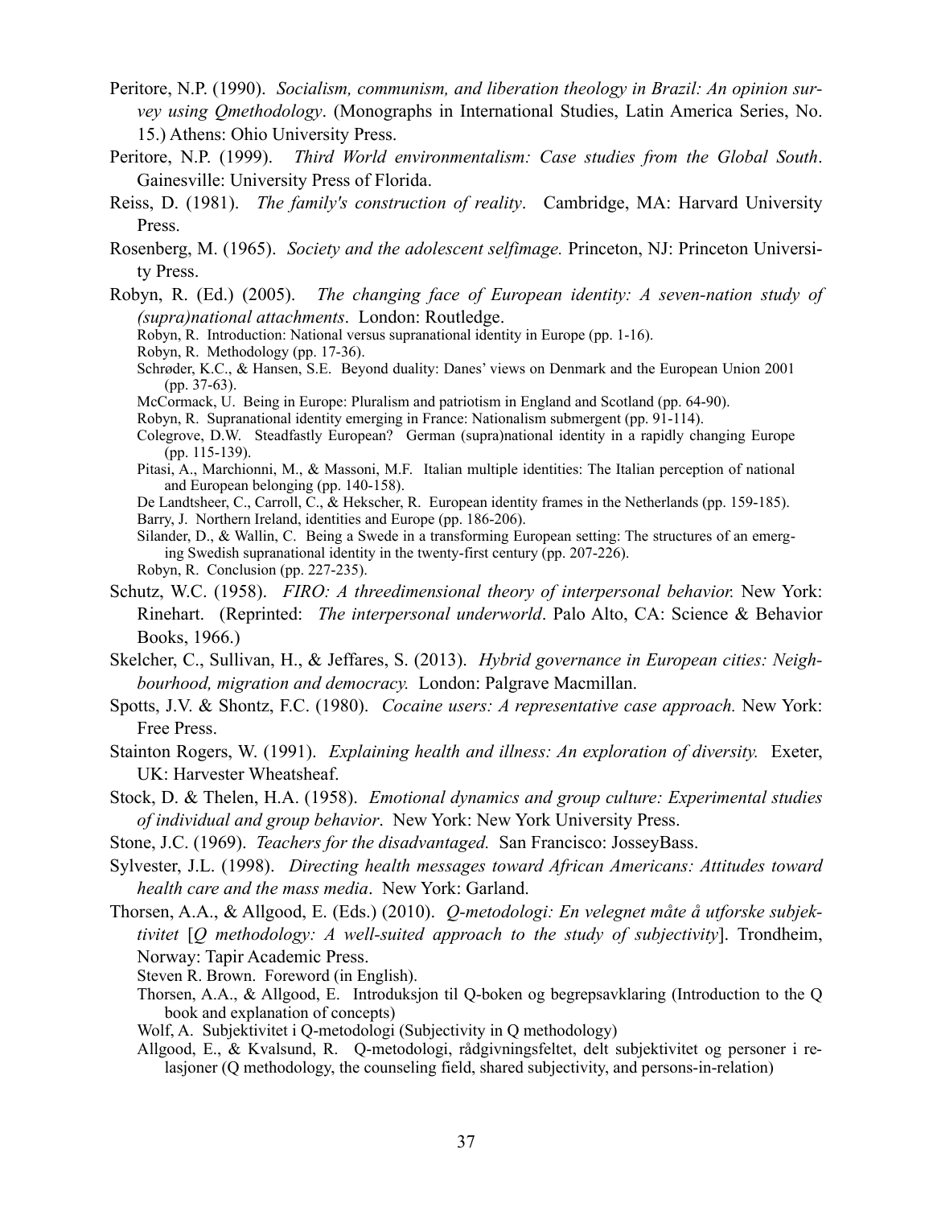Peritore, N.P. (1990). *Socialism, communism, and liberation theology in Brazil: An opinion survey using Qmethodology*. (Monographs in International Studies, Latin America Series, No. 15.) Athens: Ohio University Press.

Peritore, N.P. (1999). *Third World environmentalism: Case studies from the Global South*. Gainesville: University Press of Florida.

Reiss, D. (1981). *The family's construction of reality*. Cambridge, MA: Harvard University Press.

Rosenberg, M. (1965). *Society and the adolescent selfimage.* Princeton, NJ: Princeton University Press.

Robyn, R. (Ed.) (2005). *The changing face of European identity: A seven-nation study of (supra)national attachments*. London: Routledge.

- Robyn, R. Introduction: National versus supranational identity in Europe (pp. 1-16).
- Robyn, R. Methodology (pp. 17-36).
- Schrøder, K.C., & Hansen, S.E. Beyond duality: Danes' views on Denmark and the European Union 2001 (pp. 37-63).
- McCormack, U. Being in Europe: Pluralism and patriotism in England and Scotland (pp. 64-90).
- Robyn, R. Supranational identity emerging in France: Nationalism submergent (pp. 91-114).
- Colegrove, D.W. Steadfastly European? German (supra)national identity in a rapidly changing Europe (pp. 115-139).
- Pitasi, A., Marchionni, M., & Massoni, M.F. Italian multiple identities: The Italian perception of national and European belonging (pp. 140-158).
- De Landtsheer, C., Carroll, C., & Hekscher, R. European identity frames in the Netherlands (pp. 159-185).
- Barry, J. Northern Ireland, identities and Europe (pp. 186-206).
- Silander, D., & Wallin, C. Being a Swede in a transforming European setting: The structures of an emerging Swedish supranational identity in the twenty-first century (pp. 207-226).
- Robyn, R. Conclusion (pp. 227-235).

Schutz, W.C. (1958). *FIRO: A threedimensional theory of interpersonal behavior.* New York: Rinehart. (Reprinted: *The interpersonal underworld*. Palo Alto, CA: Science & Behavior Books, 1966.)

Skelcher, C., Sullivan, H., & Jeffares, S. (2013). *Hybrid governance in European cities: Neighbourhood, migration and democracy.* London: Palgrave Macmillan.

Spotts, J.V. & Shontz, F.C. (1980). *Cocaine users: A representative case approach.* New York: Free Press.

Stainton Rogers, W. (1991). *Explaining health and illness: An exploration of diversity.* Exeter, UK: Harvester Wheatsheaf.

Stock, D. & Thelen, H.A. (1958). *Emotional dynamics and group culture: Experimental studies of individual and group behavior*. New York: New York University Press.

Stone, J.C. (1969). *Teachers for the disadvantaged.* San Francisco: JosseyBass.

Sylvester, J.L. (1998). *Directing health messages toward African Americans: Attitudes toward health care and the mass media*. New York: Garland.

Thorsen, A.A., & Allgood, E. (Eds.) (2010). *Q-metodologi: En velegnet måte å utforske subjektivitet* [*Q methodology: A well-suited approach to the study of subjectivity*]. Trondheim, Norway: Tapir Academic Press.

- Steven R. Brown. Foreword (in English).
- Thorsen, A.A., & Allgood, E. Introduksjon til Q-boken og begrepsavklaring (Introduction to the Q book and explanation of concepts)
- Wolf, A. Subjektivitet i Q-metodologi (Subjectivity in Q methodology)
- Allgood, E., & Kvalsund, R. Q-metodologi, rådgivningsfeltet, delt subjektivitet og personer i relasjoner (Q methodology, the counseling field, shared subjectivity, and persons-in-relation)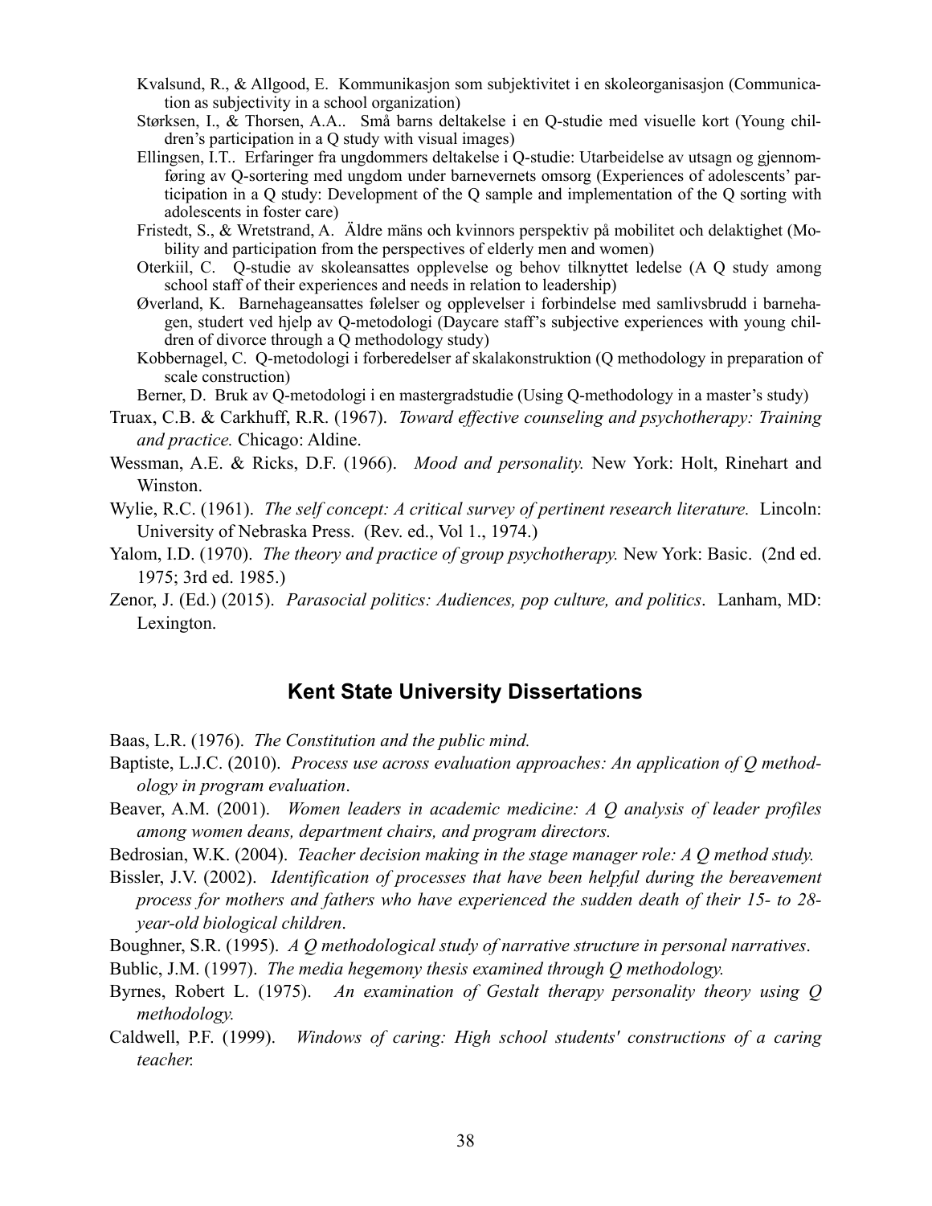Kvalsund, R., & Allgood, E. Kommunikasjon som subjektivitet i en skoleorganisasjon (Communication as subjectivity in a school organization)

Størksen, I., & Thorsen, A.A.. Små barns deltakelse i en Q-studie med visuelle kort (Young children's participation in a Q study with visual images)

Ellingsen, I.T.. Erfaringer fra ungdommers deltakelse i Q-studie: Utarbeidelse av utsagn og gjennomføring av Q-sortering med ungdom under barnevernets omsorg (Experiences of adolescents' participation in a Q study: Development of the Q sample and implementation of the Q sorting with adolescents in foster care)

Fristedt, S., & Wretstrand, A. Äldre mäns och kvinnors perspektiv på mobilitet och delaktighet (Mobility and participation from the perspectives of elderly men and women)

Oterkiil, C. Q-studie av skoleansattes opplevelse og behov tilknyttet ledelse (A Q study among school staff of their experiences and needs in relation to leadership)

Øverland, K. Barnehageansattes følelser og opplevelser i forbindelse med samlivsbrudd i barnehagen, studert ved hjelp av Q-metodologi (Daycare staff's subjective experiences with young children of divorce through a Q methodology study)

Kobbernagel, C. Q-metodologi i forberedelser af skalakonstruktion (Q methodology in preparation of scale construction)

Berner, D. Bruk av Q-metodologi i en mastergradstudie (Using Q-methodology in a master's study)

Truax, C.B. & Carkhuff, R.R. (1967). *Toward effective counseling and psychotherapy: Training and practice.* Chicago: Aldine.

Wessman, A.E. & Ricks, D.F. (1966). *Mood and personality.* New York: Holt, Rinehart and Winston.

Wylie, R.C. (1961). *The self concept: A critical survey of pertinent research literature.* Lincoln: University of Nebraska Press. (Rev. ed., Vol 1., 1974.)

Yalom, I.D. (1970). *The theory and practice of group psychotherapy.* New York: Basic. (2nd ed. 1975; 3rd ed. 1985.)

Zenor, J. (Ed.) (2015). *Parasocial politics: Audiences, pop culture, and politics*. Lanham, MD: Lexington.

## Kent State University Dissertations

Baas, L.R. (1976). *The Constitution and the public mind.*

Baptiste, L.J.C. (2010). *Process use across evaluation approaches: An application of Q methodology in program evaluation*.

Beaver, A.M. (2001). *Women leaders in academic medicine: A Q analysis of leader profiles among women deans, department chairs, and program directors.*

Bedrosian, W.K. (2004). *Teacher decision making in the stage manager role: A Q method study.*

Bissler, J.V. (2002). *Identification of processes that have been helpful during the bereavement process for mothers and fathers who have experienced the sudden death of their 15- to 28-year-old biological children*.

Boughner, S.R. (1995). *A Q methodological study of narrative structure in personal narratives*.

Bublic, J.M. (1997). *The media hegemony thesis examined through Q methodology.*

Byrnes, Robert L. (1975). *An examination of Gestalt therapy personality theory using Q methodology.*

Caldwell, P.F. (1999). *Windows of caring: High school students' constructions of a caring teacher.*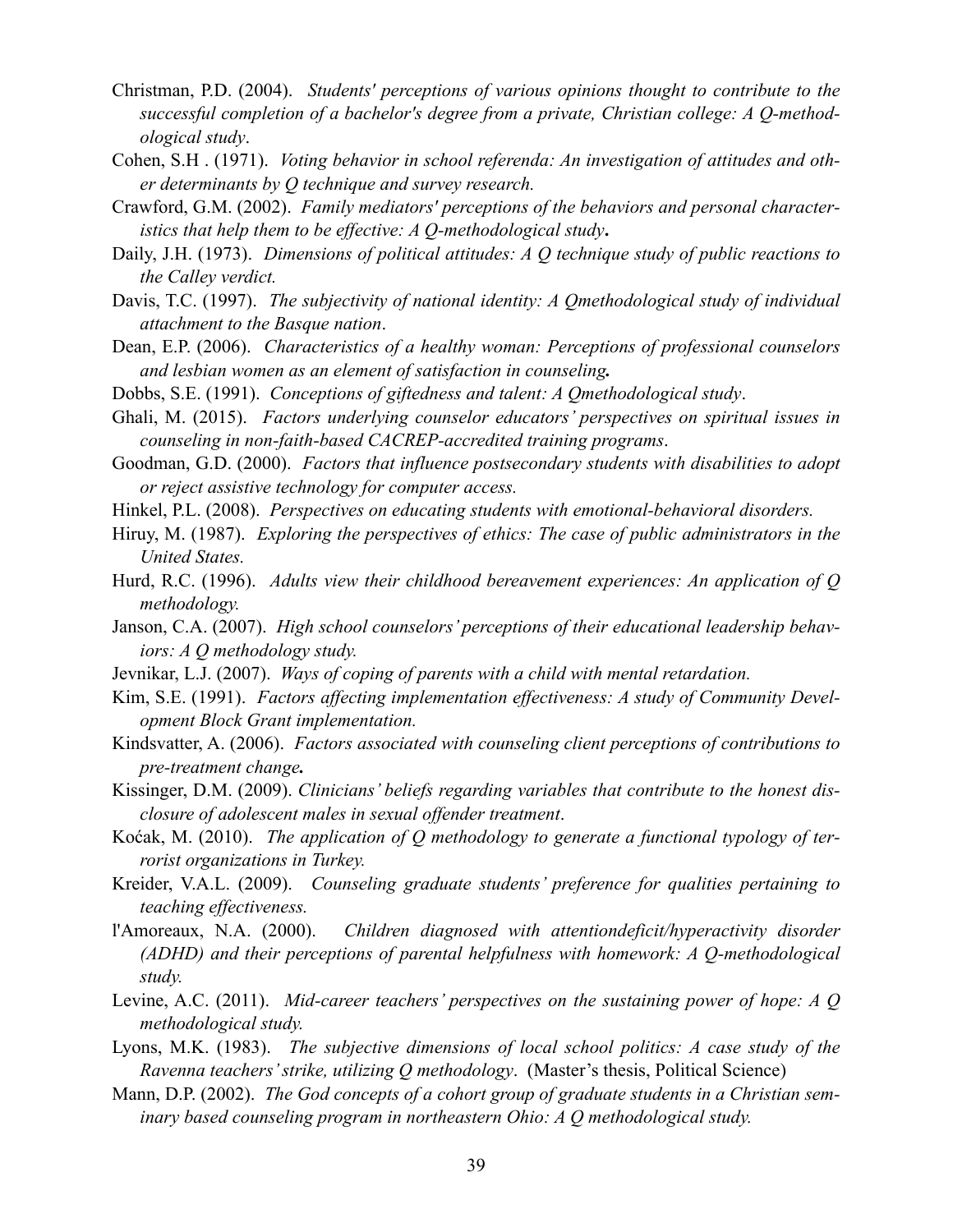Christman, P.D. (2004). *Students' perceptions of various opinions thought to contribute to the successful completion of a bachelor's degree from a private, Christian college: A Q-methodological study*.

Cohen, S.H . (1971). *Voting behavior in school referenda: An investigation of attitudes and other determinants by Q technique and survey research.*

Crawford, G.M. (2002). *Family mediators' perceptions of the behaviors and personal characteristics that help them to be effective: A Q-methodological study***.**

Daily, J.H. (1973). *Dimensions of political attitudes: A Q technique study of public reactions to the Calley verdict.*

Davis, T.C. (1997). *The subjectivity of national identity: A Qmethodological study of individual attachment to the Basque nation*.

Dean, E.P. (2006). *Characteristics of a healthy woman: Perceptions of professional counselors and lesbian women as an element of satisfaction in counseling***.**

Dobbs, S.E. (1991). *Conceptions of giftedness and talent: A Qmethodological study*.

Ghali, M. (2015). *Factors underlying counselor educators' perspectives on spiritual issues in counseling in non-faith-based CACREP-accredited training programs*.

Goodman, G.D. (2000). *Factors that influence postsecondary students with disabilities to adopt or reject assistive technology for computer access.*

Hinkel, P.L. (2008). *Perspectives on educating students with emotional-behavioral disorders.*

Hiruy, M. (1987). *Exploring the perspectives of ethics: The case of public administrators in the United States.*

Hurd, R.C. (1996). *Adults view their childhood bereavement experiences: An application of Q methodology.*

Janson, C.A. (2007). *High school counselors' perceptions of their educational leadership behaviors: A Q methodology study.*

Jevnikar, L.J. (2007). *Ways of coping of parents with a child with mental retardation.*

Kim, S.E. (1991). *Factors affecting implementation effectiveness: A study of Community Development Block Grant implementation.*

Kindsvatter, A. (2006). *Factors associated with counseling client perceptions of contributions to pre-treatment change***.**

Kissinger, D.M. (2009). *Clinicians' beliefs regarding variables that contribute to the honest disclosure of adolescent males in sexual offender treatment*.

Koćak, M. (2010). *The application of Q methodology to generate a functional typology of terrorist organizations in Turkey.*

Kreider, V.A.L. (2009). *Counseling graduate students' preference for qualities pertaining to teaching effectiveness.*

l'Amoreaux, N.A. (2000). *Children diagnosed with attentiondeficit/hyperactivity disorder (ADHD) and their perceptions of parental helpfulness with homework: A Q-methodological study.*

Levine, A.C. (2011). *Mid-career teachers' perspectives on the sustaining power of hope: A Q methodological study.*

Lyons, M.K. (1983). *The subjective dimensions of local school politics: A case study of the Ravenna teachers' strike, utilizing Q methodology*. (Master's thesis, Political Science)

Mann, D.P. (2002). *The God concepts of a cohort group of graduate students in a Christian seminary based counseling program in northeastern Ohio: A Q methodological study.*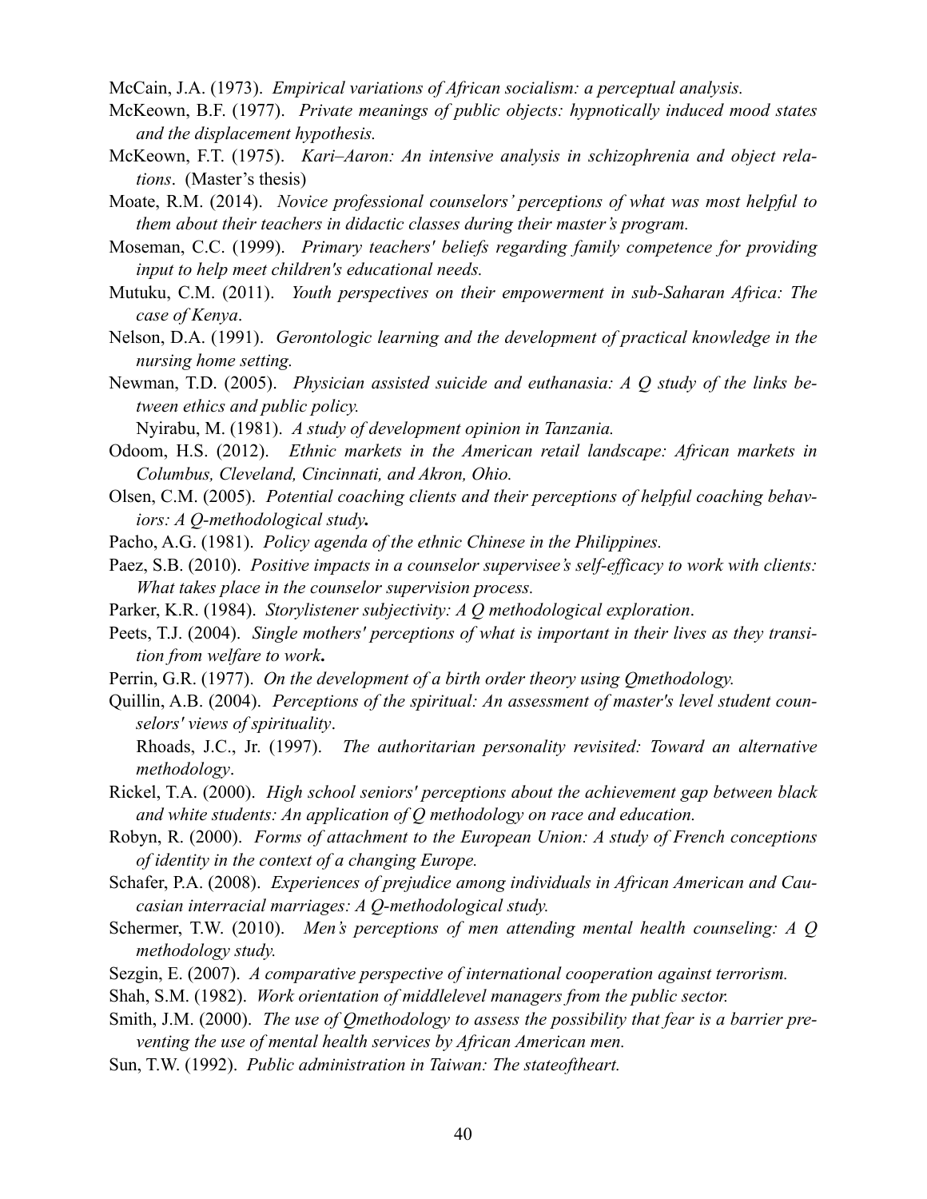McCain, J.A. (1973). *Empirical variations of African socialism: a perceptual analysis.*

McKeown, B.F. (1977). *Private meanings of public objects: hypnotically induced mood states and the displacement hypothesis.*

McKeown, F.T. (1975). *Kari–Aaron: An intensive analysis in schizophrenia and object relations*. (Master's thesis)

Moate, R.M. (2014). *Novice professional counselors' perceptions of what was most helpful to them about their teachers in didactic classes during their master's program.*

Moseman, C.C. (1999). *Primary teachers' beliefs regarding family competence for providing input to help meet children's educational needs.*

Mutuku, C.M. (2011). *Youth perspectives on their empowerment in sub-Saharan Africa: The case of Kenya*.

Nelson, D.A. (1991). *Gerontologic learning and the development of practical knowledge in the nursing home setting.*

Newman, T.D. (2005). *Physician assisted suicide and euthanasia: A Q study of the links between ethics and public policy.*

Nyirabu, M. (1981). *A study of development opinion in Tanzania.*

Odoom, H.S. (2012). *Ethnic markets in the American retail landscape: African markets in Columbus, Cleveland, Cincinnati, and Akron, Ohio.*

Olsen, C.M. (2005). *Potential coaching clients and their perceptions of helpful coaching behaviors: A Q-methodological study.*

Pacho, A.G. (1981). *Policy agenda of the ethnic Chinese in the Philippines.*

Paez, S.B. (2010). *Positive impacts in a counselor supervisee's self-efficacy to work with clients: What takes place in the counselor supervision process.*

Parker, K.R. (1984). *Storylistener subjectivity: A Q methodological exploration*.

Peets, T.J. (2004). *Single mothers' perceptions of what is important in their lives as they transition from welfare to work.*

Perrin, G.R. (1977). *On the development of a birth order theory using Qmethodology.*

Quillin, A.B. (2004). *Perceptions of the spiritual: An assessment of master's level student counselors' views of spirituality*.

Rhoads, J.C., Jr. (1997). *The authoritarian personality revisited: Toward an alternative methodology*.

Rickel, T.A. (2000). *High school seniors' perceptions about the achievement gap between black and white students: An application of Q methodology on race and education.*

Robyn, R. (2000). *Forms of attachment to the European Union: A study of French conceptions of identity in the context of a changing Europe.*

Schafer, P.A. (2008). *Experiences of prejudice among individuals in African American and Caucasian interracial marriages: A Q-methodological study.*

Schermer, T.W. (2010). *Men's perceptions of men attending mental health counseling: A Q methodology study.*

Sezgin, E. (2007). *A comparative perspective of international cooperation against terrorism.*

Shah, S.M. (1982). *Work orientation of middlelevel managers from the public sector.*

Smith, J.M. (2000). *The use of Qmethodology to assess the possibility that fear is a barrier preventing the use of mental health services by African American men.*

Sun, T.W. (1992). *Public administration in Taiwan: The stateoftheart.*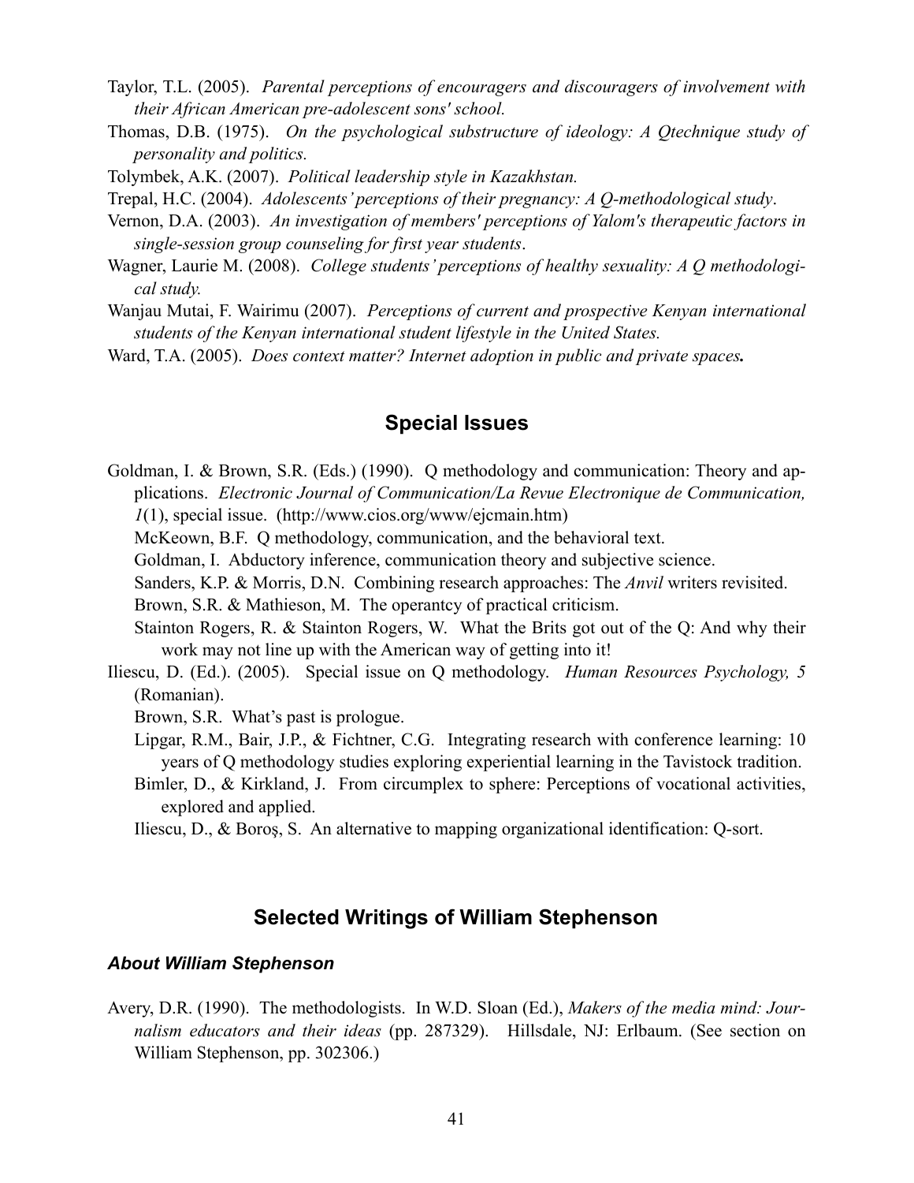Taylor, T.L. (2005). *Parental perceptions of encouragers and discouragers of involvement with their African American pre-adolescent sons' school.*

Thomas, D.B. (1975). *On the psychological substructure of ideology: A Qtechnique study of personality and politics.*

Tolymbek, A.K. (2007). *Political leadership style in Kazakhstan.*

Trepal, H.C. (2004). *Adolescents' perceptions of their pregnancy: A Q-methodological study*.

Vernon, D.A. (2003). *An investigation of members' perceptions of Yalom's therapeutic factors in single-session group counseling for first year students*.

Wagner, Laurie M. (2008). *College students' perceptions of healthy sexuality: A Q methodological study.*

Wanjau Mutai, F. Wairimu (2007). *Perceptions of current and prospective Kenyan international students of the Kenyan international student lifestyle in the United States.*

Ward, T.A. (2005). *Does context matter? Internet adoption in public and private spaces.*

## Special Issues

Goldman, I. & Brown, S.R. (Eds.) (1990). Q methodology and communication: Theory and applications. *Electronic Journal of Communication/La Revue Electronique de Communication, 1*(1), special issue. (http://www.cios.org/www/ejcmain.htm)

McKeown, B.F. Q methodology, communication, and the behavioral text.

Goldman, I. Abductory inference, communication theory and subjective science.

Sanders, K.P. & Morris, D.N. Combining research approaches: The *Anvil* writers revisited.

Brown, S.R. & Mathieson, M. The operantcy of practical criticism.

Stainton Rogers, R. & Stainton Rogers, W. What the Brits got out of the Q: And why their work may not line up with the American way of getting into it!

Iliescu, D. (Ed.). (2005). Special issue on Q methodology. *Human Resources Psychology, 5* (Romanian).

Brown, S.R. What's past is prologue.

Lipgar, R.M., Bair, J.P., & Fichtner, C.G. Integrating research with conference learning: 10 years of Q methodology studies exploring experiential learning in the Tavistock tradition.

Bimler, D., & Kirkland, J. From circumplex to sphere: Perceptions of vocational activities, explored and applied.

Iliescu, D., & Boroş, S. An alternative to mapping organizational identification: Q-sort.

## Selected Writings of William Stephenson

### *About William Stephenson*

Avery, D.R. (1990). The methodologists. In W.D. Sloan (Ed.), *Makers of the media mind: Journalism educators and their ideas* (pp. 287329). Hillsdale, NJ: Erlbaum. (See section on William Stephenson, pp. 302306.)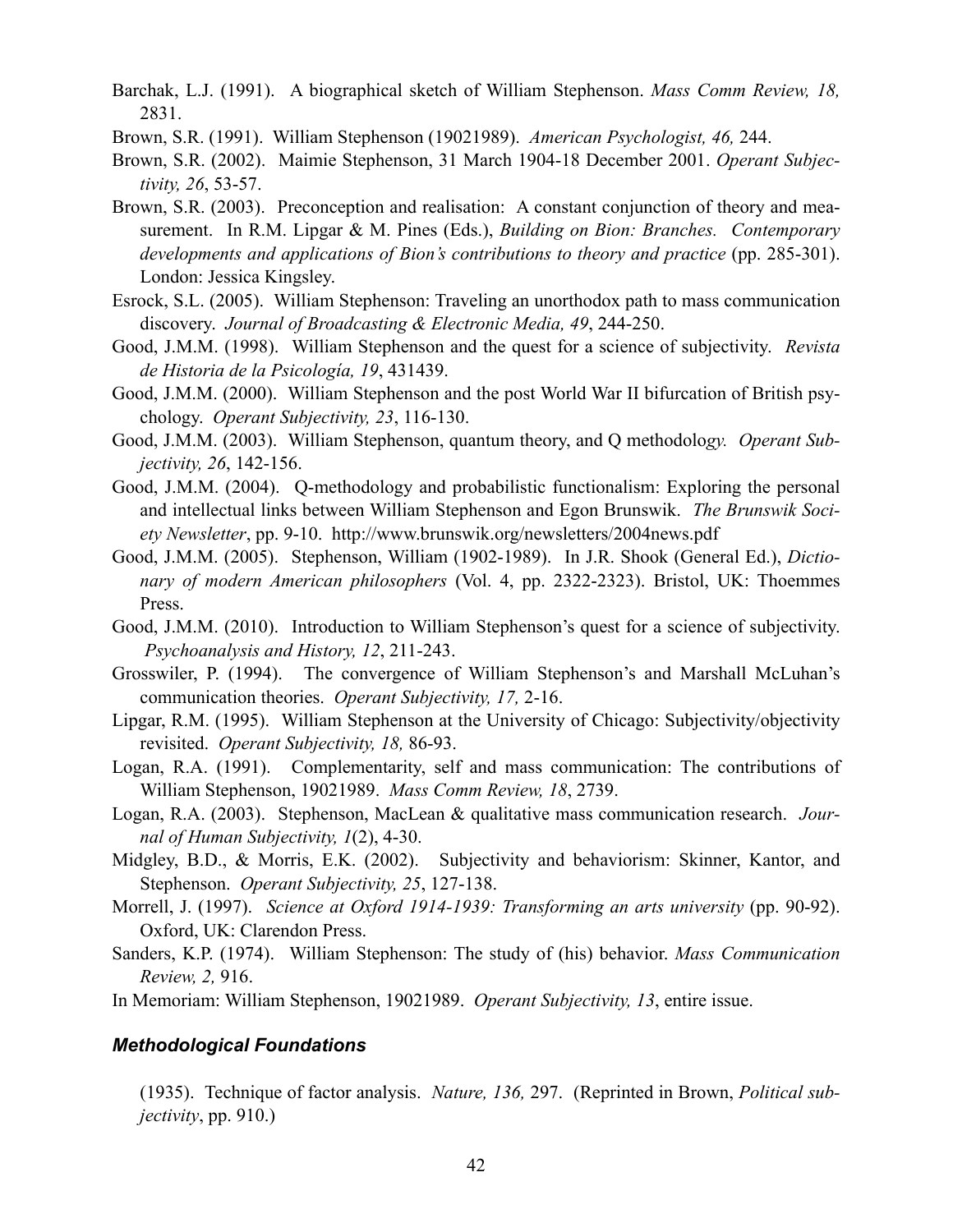Barchak, L.J. (1991). A biographical sketch of William Stephenson. *Mass Comm Review, 18,* 2831.

Brown, S.R. (1991). William Stephenson (19021989). *American Psychologist, 46,* 244.

Brown, S.R. (2002). Maimie Stephenson, 31 March 1904-18 December 2001. *Operant Subjectivity, 26*, 53-57.

Brown, S.R. (2003). Preconception and realisation: A constant conjunction of theory and measurement. In R.M. Lipgar & M. Pines (Eds.), *Building on Bion: Branches. Contemporary developments and applications of Bion's contributions to theory and practice* (pp. 285-301). London: Jessica Kingsley.

Esrock, S.L. (2005). William Stephenson: Traveling an unorthodox path to mass communication discovery. *Journal of Broadcasting & Electronic Media, 49*, 244-250.

Good, J.M.M. (1998). William Stephenson and the quest for a science of subjectivity. *Revista de Historia de la Psicología, 19*, 431439.

Good, J.M.M. (2000). William Stephenson and the post World War II bifurcation of British psychology. *Operant Subjectivity, 23*, 116-130.

Good, J.M.M. (2003). William Stephenson, quantum theory, and Q methodology. *Operant Subjectivity, 26*, 142-156.

Good, J.M.M. (2004). Q-methodology and probabilistic functionalism: Exploring the personal and intellectual links between William Stephenson and Egon Brunswik. *The Brunswik Society Newsletter*, pp. 9-10. http://www.brunswik.org/newsletters/2004news.pdf

Good, J.M.M. (2005). Stephenson, William (1902-1989). In J.R. Shook (General Ed.), *Dictionary of modern American philosophers* (Vol. 4, pp. 2322-2323). Bristol, UK: Thoemmes Press.

Good, J.M.M. (2010). Introduction to William Stephenson's quest for a science of subjectivity. *Psychoanalysis and History, 12*, 211-243.

Grosswiler, P. (1994). The convergence of William Stephenson's and Marshall McLuhan's communication theories. *Operant Subjectivity, 17,* 2-16.

Lipgar, R.M. (1995). William Stephenson at the University of Chicago: Subjectivity/objectivity revisited. *Operant Subjectivity, 18,* 86-93.

Logan, R.A. (1991). Complementarity, self and mass communication: The contributions of William Stephenson, 19021989. *Mass Comm Review, 18*, 2739.

Logan, R.A. (2003). Stephenson, MacLean & qualitative mass communication research. *Journal of Human Subjectivity, 1*(2), 4-30.

Midgley, B.D., & Morris, E.K. (2002). Subjectivity and behaviorism: Skinner, Kantor, and Stephenson. *Operant Subjectivity, 25*, 127-138.

Morrell, J. (1997). *Science at Oxford 1914-1939: Transforming an arts university* (pp. 90-92). Oxford, UK: Clarendon Press.

Sanders, K.P. (1974). William Stephenson: The study of (his) behavior. *Mass Communication Review, 2,* 916.

In Memoriam: William Stephenson, 19021989. *Operant Subjectivity, 13*, entire issue.

### *Methodological Foundations*

(1935). Technique of factor analysis. *Nature, 136,* 297. (Reprinted in Brown, *Political subjectivity*, pp. 910.)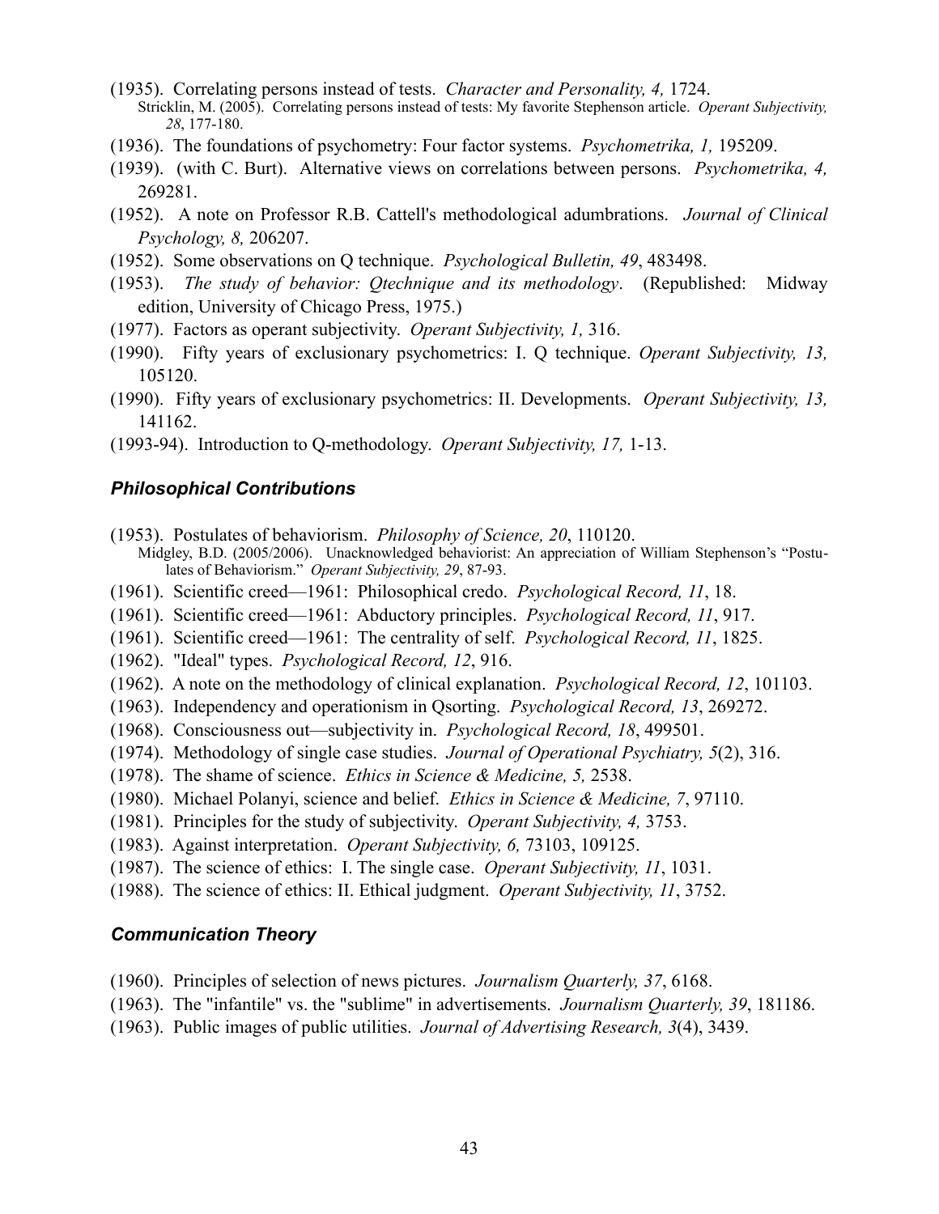(1935). Correlating persons instead of tests. *Character and Personality, 4,* 1724.
Stricklin, M. (2005). Correlating persons instead of tests: My favorite Stephenson article. *Operant Subjectivity, 28*, 177-180.

(1936). The foundations of psychometry: Four factor systems. *Psychometrika, 1,* 195209.

(1939). (with C. Burt). Alternative views on correlations between persons. *Psychometrika, 4,* 269281.

(1952). A note on Professor R.B. Cattell's methodological adumbrations. *Journal of Clinical Psychology, 8,* 206207.

(1952). Some observations on Q technique. *Psychological Bulletin, 49*, 483498.

(1953). *The study of behavior: Qtechnique and its methodology*. (Republished: Midway edition, University of Chicago Press, 1975.)

(1977). Factors as operant subjectivity. *Operant Subjectivity, 1,* 316.

(1990). Fifty years of exclusionary psychometrics: I. Q technique. *Operant Subjectivity, 13,* 105120.

(1990). Fifty years of exclusionary psychometrics: II. Developments. *Operant Subjectivity, 13,* 141162.

(1993-94). Introduction to Q-methodology. *Operant Subjectivity, 17,* 1-13.

### *Philosophical Contributions*

(1953). Postulates of behaviorism. *Philosophy of Science, 20*, 110120.
Midgley, B.D. (2005/2006). Unacknowledged behaviorist: An appreciation of William Stephenson's "Postulates of Behaviorism." *Operant Subjectivity, 29*, 87-93.

(1961). Scientific creed—1961: Philosophical credo. *Psychological Record, 11*, 18.

(1961). Scientific creed—1961: Abductory principles. *Psychological Record, 11*, 917.

(1961). Scientific creed—1961: The centrality of self. *Psychological Record, 11*, 1825.

(1962). "Ideal" types. *Psychological Record, 12*, 916.

(1962). A note on the methodology of clinical explanation. *Psychological Record, 12*, 101103.

(1963). Independency and operationism in Qsorting. *Psychological Record, 13*, 269272.

(1968). Consciousness out—subjectivity in. *Psychological Record, 18*, 499501.

(1974). Methodology of single case studies. *Journal of Operational Psychiatry, 5*(2), 316.

(1978). The shame of science. *Ethics in Science & Medicine, 5,* 2538.

(1980). Michael Polanyi, science and belief. *Ethics in Science & Medicine, 7*, 97110.

(1981). Principles for the study of subjectivity. *Operant Subjectivity, 4,* 3753.

(1983). Against interpretation. *Operant Subjectivity, 6,* 73103, 109125.

(1987). The science of ethics: I. The single case. *Operant Subjectivity, 11*, 1031.

(1988). The science of ethics: II. Ethical judgment. *Operant Subjectivity, 11*, 3752.

### *Communication Theory*

(1960). Principles of selection of news pictures. *Journalism Quarterly, 37*, 6168.

(1963). The "infantile" vs. the "sublime" in advertisements. *Journalism Quarterly, 39*, 181186.

(1963). Public images of public utilities. *Journal of Advertising Research, 3*(4), 3439.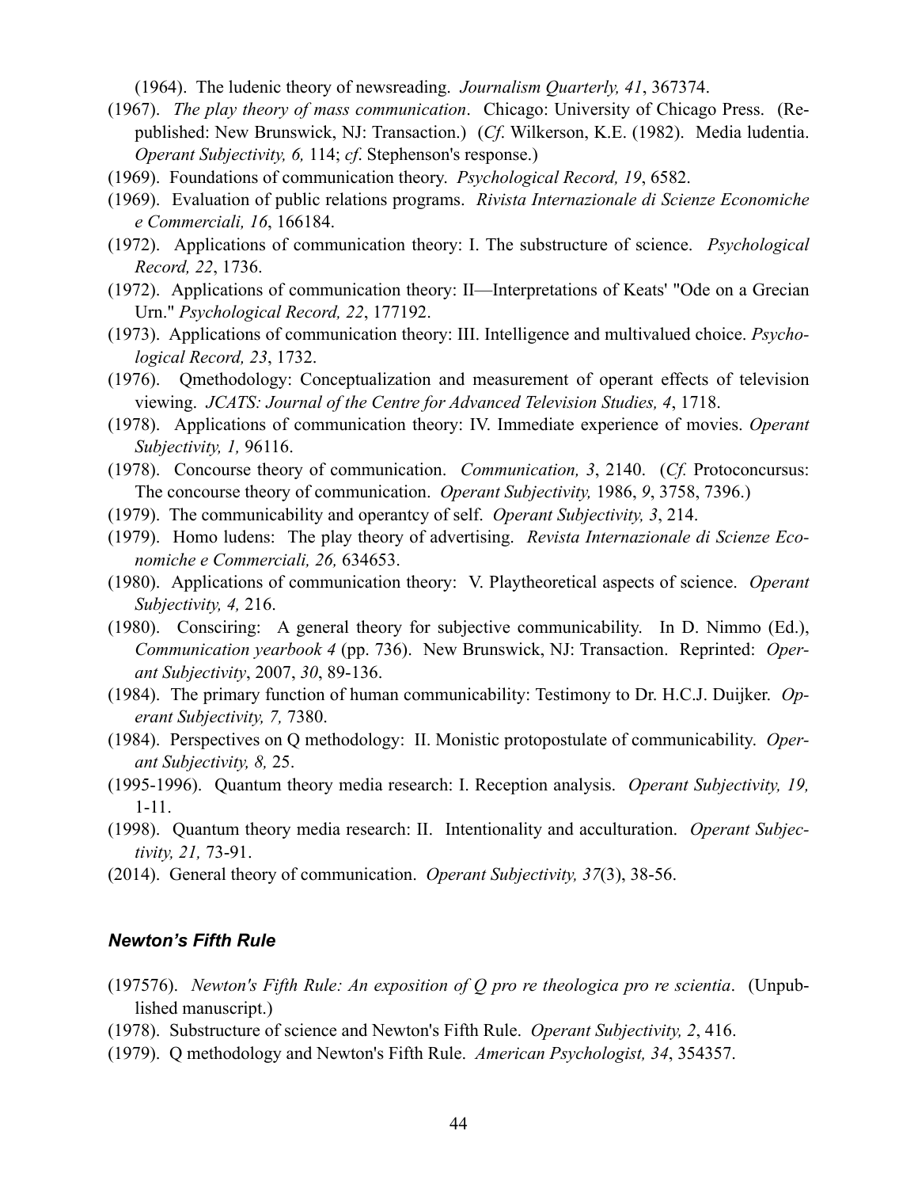(1964). The ludenic theory of newsreading. *Journalism Quarterly, 41*, 367374.

(1967). *The play theory of mass communication*. Chicago: University of Chicago Press. (Republished: New Brunswick, NJ: Transaction.) (*Cf*. Wilkerson, K.E. (1982). Media ludentia. *Operant Subjectivity, 6,* 114; *cf*. Stephenson's response.)

(1969). Foundations of communication theory. *Psychological Record, 19*, 6582.

(1969). Evaluation of public relations programs. *Rivista Internazionale di Scienze Economiche e Commerciali, 16*, 166184.

(1972). Applications of communication theory: I. The substructure of science. *Psychological Record, 22*, 1736.

(1972). Applications of communication theory: II—Interpretations of Keats' "Ode on a Grecian Urn." *Psychological Record, 22*, 177192.

(1973). Applications of communication theory: III. Intelligence and multivalued choice. *Psychological Record, 23*, 1732.

(1976). Qmethodology: Conceptualization and measurement of operant effects of television viewing. *JCATS: Journal of the Centre for Advanced Television Studies, 4*, 1718.

(1978). Applications of communication theory: IV. Immediate experience of movies. *Operant Subjectivity, 1,* 96116.

(1978). Concourse theory of communication. *Communication, 3*, 2140. (*Cf.* Protoconcursus: The concourse theory of communication. *Operant Subjectivity,* 1986, *9*, 3758, 7396.)

(1979). The communicability and operantcy of self. *Operant Subjectivity, 3*, 214.

(1979). Homo ludens: The play theory of advertising. *Revista Internazionale di Scienze Economiche e Commerciali, 26,* 634653.

(1980). Applications of communication theory: V. Playtheoretical aspects of science. *Operant Subjectivity, 4,* 216.

(1980). Consciring: A general theory for subjective communicability. In D. Nimmo (Ed.), *Communication yearbook 4* (pp. 736). New Brunswick, NJ: Transaction. Reprinted: *Operant Subjectivity*, 2007, *30*, 89-136.

(1984). The primary function of human communicability: Testimony to Dr. H.C.J. Duijker. *Operant Subjectivity, 7,* 7380.

(1984). Perspectives on Q methodology: II. Monistic protopostulate of communicability. *Operant Subjectivity, 8,* 25.

(1995-1996). Quantum theory media research: I. Reception analysis. *Operant Subjectivity, 19,* 1-11.

(1998). Quantum theory media research: II. Intentionality and acculturation. *Operant Subjectivity, 21,* 73-91.

(2014). General theory of communication. *Operant Subjectivity, 37*(3), 38-56.

### *Newton's Fifth Rule*

(197576). *Newton's Fifth Rule: An exposition of Q pro re theologica pro re scientia*. (Unpublished manuscript.)

(1978). Substructure of science and Newton's Fifth Rule. *Operant Subjectivity, 2*, 416.

(1979). Q methodology and Newton's Fifth Rule. *American Psychologist, 34*, 354357.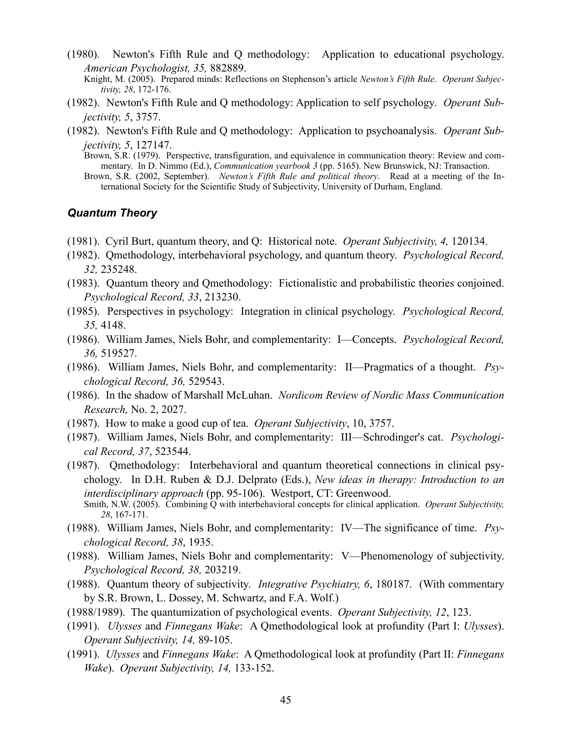(1980). Newton's Fifth Rule and Q methodology: Application to educational psychology. *American Psychologist, 35,* 882889.

Knight, M. (2005). Prepared minds: Reflections on Stephenson's article *Newton's Fifth Rule*. *Operant Subjectivity, 28*, 172-176.

(1982). Newton's Fifth Rule and Q methodology: Application to self psychology. *Operant Subjectivity, 5*, 3757.

(1982). Newton's Fifth Rule and Q methodology: Application to psychoanalysis. *Operant Subjectivity, 5*, 127147.

Brown, S.R. (1979). Perspective, transfiguration, and equivalence in communication theory: Review and commentary. In D. Nimmo (Ed.), *Communication yearbook 3* (pp. 5165). New Brunswick, NJ: Transaction.

Brown, S.R. (2002, September). *Newton's Fifth Rule and political theory*. Read at a meeting of the International Society for the Scientific Study of Subjectivity, University of Durham, England.

### *Quantum Theory*

(1981). Cyril Burt, quantum theory, and Q: Historical note. *Operant Subjectivity, 4,* 120134.

(1982). Qmethodology, interbehavioral psychology, and quantum theory. *Psychological Record, 32,* 235248.

(1983). Quantum theory and Qmethodology: Fictionalistic and probabilistic theories conjoined. *Psychological Record, 33*, 213230.

(1985). Perspectives in psychology: Integration in clinical psychology. *Psychological Record, 35,* 4148.

(1986). William James, Niels Bohr, and complementarity: I—Concepts. *Psychological Record, 36,* 519527.

(1986). William James, Niels Bohr, and complementarity: II—Pragmatics of a thought. *Psychological Record, 36,* 529543.

(1986). In the shadow of Marshall McLuhan. *Nordicom Review of Nordic Mass Communication Research,* No. 2, 2027.

(1987). How to make a good cup of tea. *Operant Subjectivity*, 10, 3757.

(1987). William James, Niels Bohr, and complementarity: III—Schrodinger's cat. *Psychological Record, 37*, 523544.

(1987). Qmethodology: Interbehavioral and quantum theoretical connections in clinical psychology. In D.H. Ruben & D.J. Delprato (Eds.), *New ideas in therapy: Introduction to an interdisciplinary approach* (pp. 95-106). Westport, CT: Greenwood.

Smith, N.W. (2005). Combining Q with interbehavioral concepts for clinical application. *Operant Subjectivity, 28*, 167-171.

(1988). William James, Niels Bohr, and complementarity: IV—The significance of time. *Psychological Record, 38*, 1935.

(1988). William James, Niels Bohr and complementarity: V—Phenomenology of subjectivity. *Psychological Record, 38,* 203219.

(1988). Quantum theory of subjectivity. *Integrative Psychiatry, 6*, 180187. (With commentary by S.R. Brown, L. Dossey, M. Schwartz, and F.A. Wolf.)

(1988/1989). The quantumization of psychological events. *Operant Subjectivity, 12*, 123.

(1991). *Ulysses* and *Finnegans Wake*: A Qmethodological look at profundity (Part I: *Ulysses*). *Operant Subjectivity, 14,* 89-105.

(1991). *Ulysses* and *Finnegans Wake*: A Qmethodological look at profundity (Part II: *Finnegans Wake*). *Operant Subjectivity, 14,* 133-152.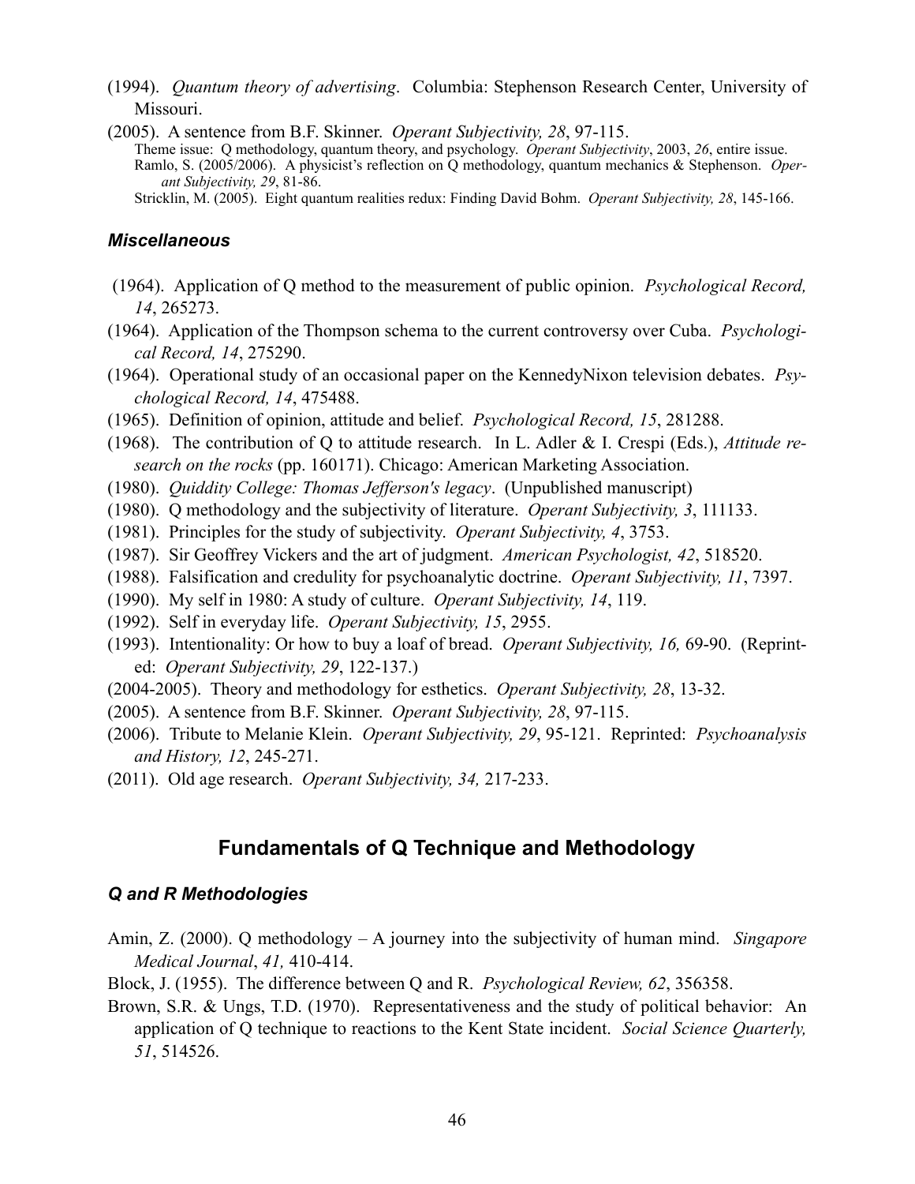(1994). *Quantum theory of advertising*. Columbia: Stephenson Research Center, University of Missouri.

(2005). A sentence from B.F. Skinner. *Operant Subjectivity, 28*, 97-115.

Theme issue: Q methodology, quantum theory, and psychology. *Operant Subjectivity*, 2003, *26*, entire issue.

Ramlo, S. (2005/2006). A physicist's reflection on Q methodology, quantum mechanics & Stephenson. *Operant Subjectivity, 29*, 81-86.

Stricklin, M. (2005). Eight quantum realities redux: Finding David Bohm. *Operant Subjectivity, 28*, 145-166.

### *Miscellaneous*

(1964). Application of Q method to the measurement of public opinion. *Psychological Record, 14*, 265273.

(1964). Application of the Thompson schema to the current controversy over Cuba. *Psychological Record, 14*, 275290.

(1964). Operational study of an occasional paper on the KennedyNixon television debates. *Psychological Record, 14*, 475488.

(1965). Definition of opinion, attitude and belief. *Psychological Record, 15*, 281288.

(1968). The contribution of Q to attitude research. In L. Adler & I. Crespi (Eds.), *Attitude research on the rocks* (pp. 160171). Chicago: American Marketing Association.

(1980). *Quiddity College: Thomas Jefferson's legacy*. (Unpublished manuscript)

(1980). Q methodology and the subjectivity of literature. *Operant Subjectivity, 3*, 111133.

(1981). Principles for the study of subjectivity. *Operant Subjectivity, 4*, 3753.

(1987). Sir Geoffrey Vickers and the art of judgment. *American Psychologist, 42*, 518520.

(1988). Falsification and credulity for psychoanalytic doctrine. *Operant Subjectivity, 11*, 7397.

(1990). My self in 1980: A study of culture. *Operant Subjectivity, 14*, 119.

(1992). Self in everyday life. *Operant Subjectivity, 15*, 2955.

(1993). Intentionality: Or how to buy a loaf of bread. *Operant Subjectivity, 16,* 69-90. (Reprinted: *Operant Subjectivity, 29*, 122-137.)

(2004-2005). Theory and methodology for esthetics. *Operant Subjectivity, 28*, 13-32.

(2005). A sentence from B.F. Skinner. *Operant Subjectivity, 28*, 97-115.

(2006). Tribute to Melanie Klein. *Operant Subjectivity, 29*, 95-121. Reprinted: *Psychoanalysis and History, 12*, 245-271.

(2011). Old age research. *Operant Subjectivity, 34,* 217-233.

## Fundamentals of Q Technique and Methodology

### *Q and R Methodologies*

Amin, Z. (2000). Q methodology – A journey into the subjectivity of human mind. *Singapore Medical Journal*, *41,* 410-414.

Block, J. (1955). The difference between Q and R. *Psychological Review, 62*, 356358.

Brown, S.R. & Ungs, T.D. (1970). Representativeness and the study of political behavior: An application of Q technique to reactions to the Kent State incident. *Social Science Quarterly, 51*, 514526.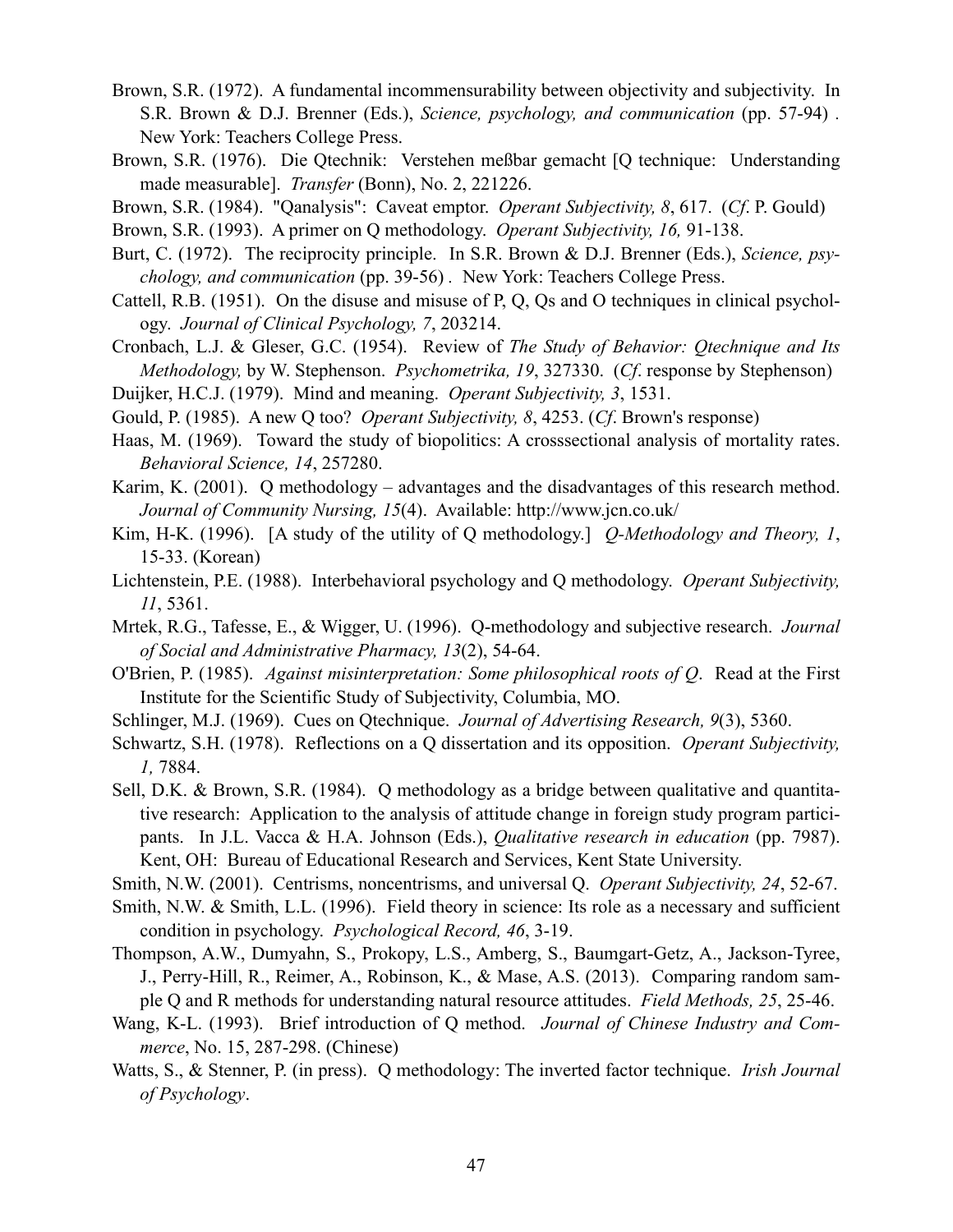Brown, S.R. (1972). A fundamental incommensurability between objectivity and subjectivity. In S.R. Brown & D.J. Brenner (Eds.), *Science, psychology, and communication* (pp. 57-94) . New York: Teachers College Press.

Brown, S.R. (1976). Die Qtechnik: Verstehen meßbar gemacht [Q technique: Understanding made measurable]. *Transfer* (Bonn), No. 2, 221226.

Brown, S.R. (1984). "Qanalysis": Caveat emptor. *Operant Subjectivity, 8*, 617. (*Cf*. P. Gould)

Brown, S.R. (1993). A primer on Q methodology. *Operant Subjectivity, 16,* 91-138.

Burt, C. (1972). The reciprocity principle. In S.R. Brown & D.J. Brenner (Eds.), *Science, psychology, and communication* (pp. 39-56) . New York: Teachers College Press.

Cattell, R.B. (1951). On the disuse and misuse of P, Q, Qs and O techniques in clinical psychology. *Journal of Clinical Psychology, 7*, 203214.

Cronbach, L.J. & Gleser, G.C. (1954). Review of *The Study of Behavior: Qtechnique and Its Methodology,* by W. Stephenson. *Psychometrika, 19*, 327330. (*Cf*. response by Stephenson)

Duijker, H.C.J. (1979). Mind and meaning. *Operant Subjectivity, 3*, 1531.

Gould, P. (1985). A new Q too? *Operant Subjectivity, 8*, 4253. (*Cf*. Brown's response)

Haas, M. (1969). Toward the study of biopolitics: A crosssectional analysis of mortality rates. *Behavioral Science, 14*, 257280.

Karim, K. (2001). Q methodology – advantages and the disadvantages of this research method. *Journal of Community Nursing, 15*(4). Available: http://www.jcn.co.uk/

Kim, H-K. (1996). [A study of the utility of Q methodology.] *Q-Methodology and Theory, 1*, 15-33. (Korean)

Lichtenstein, P.E. (1988). Interbehavioral psychology and Q methodology. *Operant Subjectivity, 11*, 5361.

Mrtek, R.G., Tafesse, E., & Wigger, U. (1996). Q-methodology and subjective research. *Journal of Social and Administrative Pharmacy, 13*(2), 54-64.

O'Brien, P. (1985). *Against misinterpretation: Some philosophical roots of Q*. Read at the First Institute for the Scientific Study of Subjectivity, Columbia, MO.

Schlinger, M.J. (1969). Cues on Qtechnique. *Journal of Advertising Research, 9*(3), 5360.

Schwartz, S.H. (1978). Reflections on a Q dissertation and its opposition. *Operant Subjectivity, 1,* 7884.

Sell, D.K. & Brown, S.R. (1984). Q methodology as a bridge between qualitative and quantitative research: Application to the analysis of attitude change in foreign study program participants. In J.L. Vacca & H.A. Johnson (Eds.), *Qualitative research in education* (pp. 7987). Kent, OH: Bureau of Educational Research and Services, Kent State University.

Smith, N.W. (2001). Centrisms, noncentrisms, and universal Q. *Operant Subjectivity, 24*, 52-67.

Smith, N.W. & Smith, L.L. (1996). Field theory in science: Its role as a necessary and sufficient condition in psychology. *Psychological Record, 46*, 3-19.

Thompson, A.W., Dumyahn, S., Prokopy, L.S., Amberg, S., Baumgart-Getz, A., Jackson-Tyree, J., Perry-Hill, R., Reimer, A., Robinson, K., & Mase, A.S. (2013). Comparing random sample Q and R methods for understanding natural resource attitudes. *Field Methods, 25*, 25-46.

Wang, K-L. (1993). Brief introduction of Q method. *Journal of Chinese Industry and Commerce*, No. 15, 287-298. (Chinese)

Watts, S., & Stenner, P. (in press). Q methodology: The inverted factor technique. *Irish Journal of Psychology*.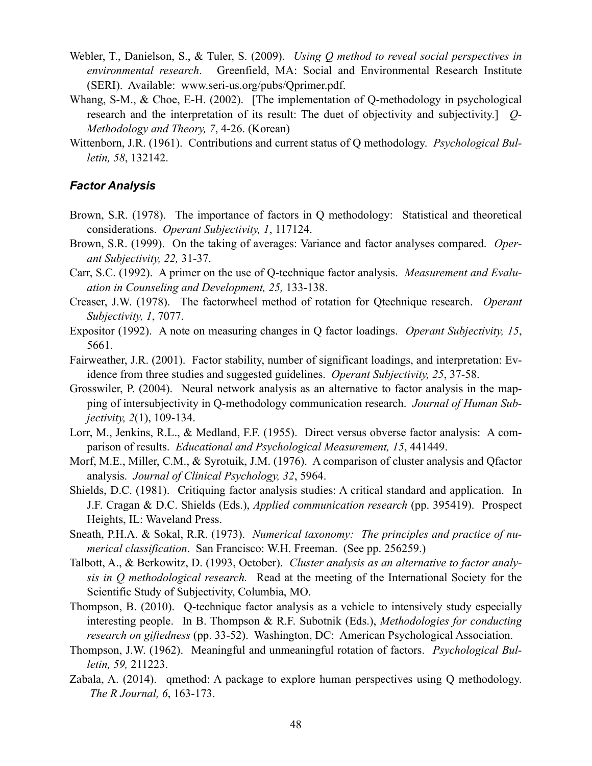Webler, T., Danielson, S., & Tuler, S. (2009). *Using Q method to reveal social perspectives in environmental research*. Greenfield, MA: Social and Environmental Research Institute (SERI). Available: www.seri-us.org/pubs/Qprimer.pdf.

Whang, S-M., & Choe, E-H. (2002). [The implementation of Q-methodology in psychological research and the interpretation of its result: The duet of objectivity and subjectivity.] *Q-Methodology and Theory, 7*, 4-26. (Korean)

Wittenborn, J.R. (1961). Contributions and current status of Q methodology. *Psychological Bulletin, 58*, 132142.

### *Factor Analysis*

Brown, S.R. (1978). The importance of factors in Q methodology: Statistical and theoretical considerations. *Operant Subjectivity, 1*, 117124.

Brown, S.R. (1999). On the taking of averages: Variance and factor analyses compared. *Operant Subjectivity, 22,* 31-37.

Carr, S.C. (1992). A primer on the use of Q-technique factor analysis. *Measurement and Evaluation in Counseling and Development, 25,* 133-138.

Creaser, J.W. (1978). The factorwheel method of rotation for Qtechnique research. *Operant Subjectivity, 1*, 7077.

Expositor (1992). A note on measuring changes in Q factor loadings. *Operant Subjectivity, 15*, 5661.

Fairweather, J.R. (2001). Factor stability, number of significant loadings, and interpretation: Evidence from three studies and suggested guidelines. *Operant Subjectivity, 25*, 37-58.

Grosswiler, P. (2004). Neural network analysis as an alternative to factor analysis in the mapping of intersubjectivity in Q-methodology communication research. *Journal of Human Subjectivity, 2*(1), 109-134.

Lorr, M., Jenkins, R.L., & Medland, F.F. (1955). Direct versus obverse factor analysis: A comparison of results. *Educational and Psychological Measurement, 15*, 441449.

Morf, M.E., Miller, C.M., & Syrotuik, J.M. (1976). A comparison of cluster analysis and Qfactor analysis. *Journal of Clinical Psychology, 32*, 5964.

Shields, D.C. (1981). Critiquing factor analysis studies: A critical standard and application. In J.F. Cragan & D.C. Shields (Eds.), *Applied communication research* (pp. 395419). Prospect Heights, IL: Waveland Press.

Sneath, P.H.A. & Sokal, R.R. (1973). *Numerical taxonomy: The principles and practice of numerical classification*. San Francisco: W.H. Freeman. (See pp. 256259.)

Talbott, A., & Berkowitz, D. (1993, October). *Cluster analysis as an alternative to factor analysis in Q methodological research.* Read at the meeting of the International Society for the Scientific Study of Subjectivity, Columbia, MO.

Thompson, B. (2010). Q-technique factor analysis as a vehicle to intensively study especially interesting people. In B. Thompson & R.F. Subotnik (Eds.), *Methodologies for conducting research on giftedness* (pp. 33-52). Washington, DC: American Psychological Association.

Thompson, J.W. (1962). Meaningful and unmeaningful rotation of factors. *Psychological Bulletin, 59,* 211223.

Zabala, A. (2014). qmethod: A package to explore human perspectives using Q methodology. *The R Journal, 6*, 163-173.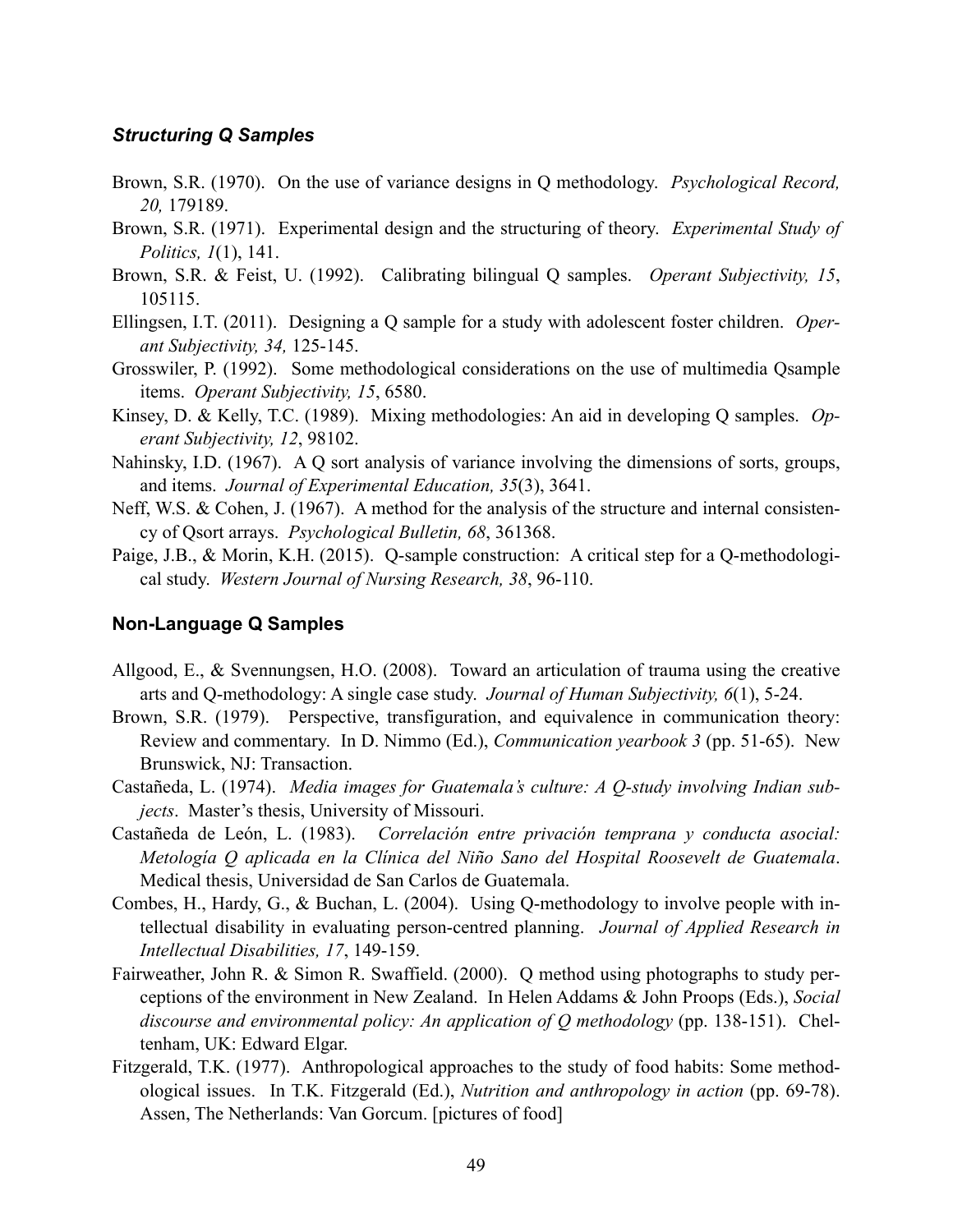### *Structuring Q Samples*

Brown, S.R. (1970). On the use of variance designs in Q methodology. *Psychological Record, 20,* 179189.

Brown, S.R. (1971). Experimental design and the structuring of theory. *Experimental Study of Politics, 1*(1), 141.

Brown, S.R. & Feist, U. (1992). Calibrating bilingual Q samples. *Operant Subjectivity, 15*, 105115.

Ellingsen, I.T. (2011). Designing a Q sample for a study with adolescent foster children. *Operant Subjectivity, 34,* 125-145.

Grosswiler, P. (1992). Some methodological considerations on the use of multimedia Qsample items. *Operant Subjectivity, 15*, 6580.

Kinsey, D. & Kelly, T.C. (1989). Mixing methodologies: An aid in developing Q samples. *Operant Subjectivity, 12*, 98102.

Nahinsky, I.D. (1967). A Q sort analysis of variance involving the dimensions of sorts, groups, and items. *Journal of Experimental Education, 35*(3), 3641.

Neff, W.S. & Cohen, J. (1967). A method for the analysis of the structure and internal consistency of Qsort arrays. *Psychological Bulletin, 68*, 361368.

Paige, J.B., & Morin, K.H. (2015). Q-sample construction: A critical step for a Q-methodological study. *Western Journal of Nursing Research, 38*, 96-110.

### **Non-Language Q Samples**

Allgood, E., & Svennungsen, H.O. (2008). Toward an articulation of trauma using the creative arts and Q-methodology: A single case study. *Journal of Human Subjectivity, 6*(1), 5-24.

Brown, S.R. (1979). Perspective, transfiguration, and equivalence in communication theory: Review and commentary. In D. Nimmo (Ed.), *Communication yearbook 3* (pp. 51-65). New Brunswick, NJ: Transaction.

Castañeda, L. (1974). *Media images for Guatemala's culture: A Q-study involving Indian subjects*. Master's thesis, University of Missouri.

Castañeda de León, L. (1983). *Correlación entre privación temprana y conducta asocial: Metología Q aplicada en la Clínica del Niño Sano del Hospital Roosevelt de Guatemala*. Medical thesis, Universidad de San Carlos de Guatemala.

Combes, H., Hardy, G., & Buchan, L. (2004). Using Q-methodology to involve people with intellectual disability in evaluating person-centred planning. *Journal of Applied Research in Intellectual Disabilities, 17*, 149-159.

Fairweather, John R. & Simon R. Swaffield. (2000). Q method using photographs to study perceptions of the environment in New Zealand. In Helen Addams & John Proops (Eds.), *Social discourse and environmental policy: An application of Q methodology* (pp. 138-151). Cheltenham, UK: Edward Elgar.

Fitzgerald, T.K. (1977). Anthropological approaches to the study of food habits: Some methodological issues. In T.K. Fitzgerald (Ed.), *Nutrition and anthropology in action* (pp. 69-78). Assen, The Netherlands: Van Gorcum. [pictures of food]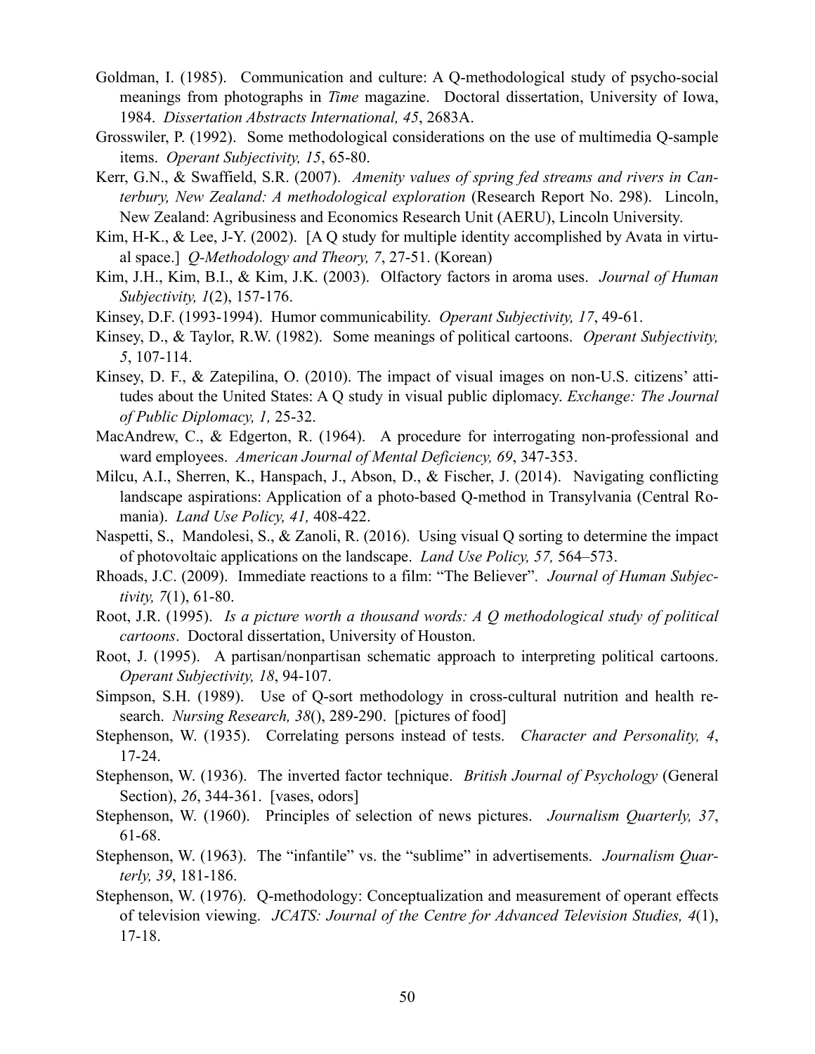Goldman, I. (1985). Communication and culture: A Q-methodological study of psycho-social meanings from photographs in *Time* magazine. Doctoral dissertation, University of Iowa, 1984. *Dissertation Abstracts International, 45*, 2683A.

Grosswiler, P. (1992). Some methodological considerations on the use of multimedia Q-sample items. *Operant Subjectivity, 15*, 65-80.

Kerr, G.N., & Swaffield, S.R. (2007). *Amenity values of spring fed streams and rivers in Canterbury, New Zealand: A methodological exploration* (Research Report No. 298). Lincoln, New Zealand: Agribusiness and Economics Research Unit (AERU), Lincoln University.

Kim, H-K., & Lee, J-Y. (2002). [A Q study for multiple identity accomplished by Avata in virtual space.] *Q-Methodology and Theory, 7*, 27-51. (Korean)

Kim, J.H., Kim, B.I., & Kim, J.K. (2003). Olfactory factors in aroma uses. *Journal of Human Subjectivity, 1*(2), 157-176.

Kinsey, D.F. (1993-1994). Humor communicability. *Operant Subjectivity, 17*, 49-61.

Kinsey, D., & Taylor, R.W. (1982). Some meanings of political cartoons. *Operant Subjectivity, 5*, 107-114.

Kinsey, D. F., & Zatepilina, O. (2010). The impact of visual images on non-U.S. citizens' attitudes about the United States: A Q study in visual public diplomacy. *Exchange: The Journal of Public Diplomacy, 1,* 25-32.

MacAndrew, C., & Edgerton, R. (1964). A procedure for interrogating non-professional and ward employees. *American Journal of Mental Deficiency, 69*, 347-353.

Milcu, A.I., Sherren, K., Hanspach, J., Abson, D., & Fischer, J. (2014). Navigating conflicting landscape aspirations: Application of a photo-based Q-method in Transylvania (Central Romania). *Land Use Policy, 41,* 408-422.

Naspetti, S., Mandolesi, S., & Zanoli, R. (2016). Using visual Q sorting to determine the impact of photovoltaic applications on the landscape. *Land Use Policy, 57,* 564–573.

Rhoads, J.C. (2009). Immediate reactions to a film: "The Believer". *Journal of Human Subjectivity, 7*(1), 61-80.

Root, J.R. (1995). *Is a picture worth a thousand words: A Q methodological study of political cartoons*. Doctoral dissertation, University of Houston.

Root, J. (1995). A partisan/nonpartisan schematic approach to interpreting political cartoons. *Operant Subjectivity, 18*, 94-107.

Simpson, S.H. (1989). Use of Q-sort methodology in cross-cultural nutrition and health research. *Nursing Research, 38*(), 289-290. [pictures of food]

Stephenson, W. (1935). Correlating persons instead of tests. *Character and Personality, 4*, 17-24.

Stephenson, W. (1936). The inverted factor technique. *British Journal of Psychology* (General Section), *26*, 344-361. [vases, odors]

Stephenson, W. (1960). Principles of selection of news pictures. *Journalism Quarterly, 37*, 61-68.

Stephenson, W. (1963). The "infantile" vs. the "sublime" in advertisements. *Journalism Quarterly, 39*, 181-186.

Stephenson, W. (1976). Q-methodology: Conceptualization and measurement of operant effects of television viewing. *JCATS: Journal of the Centre for Advanced Television Studies, 4*(1), 17-18.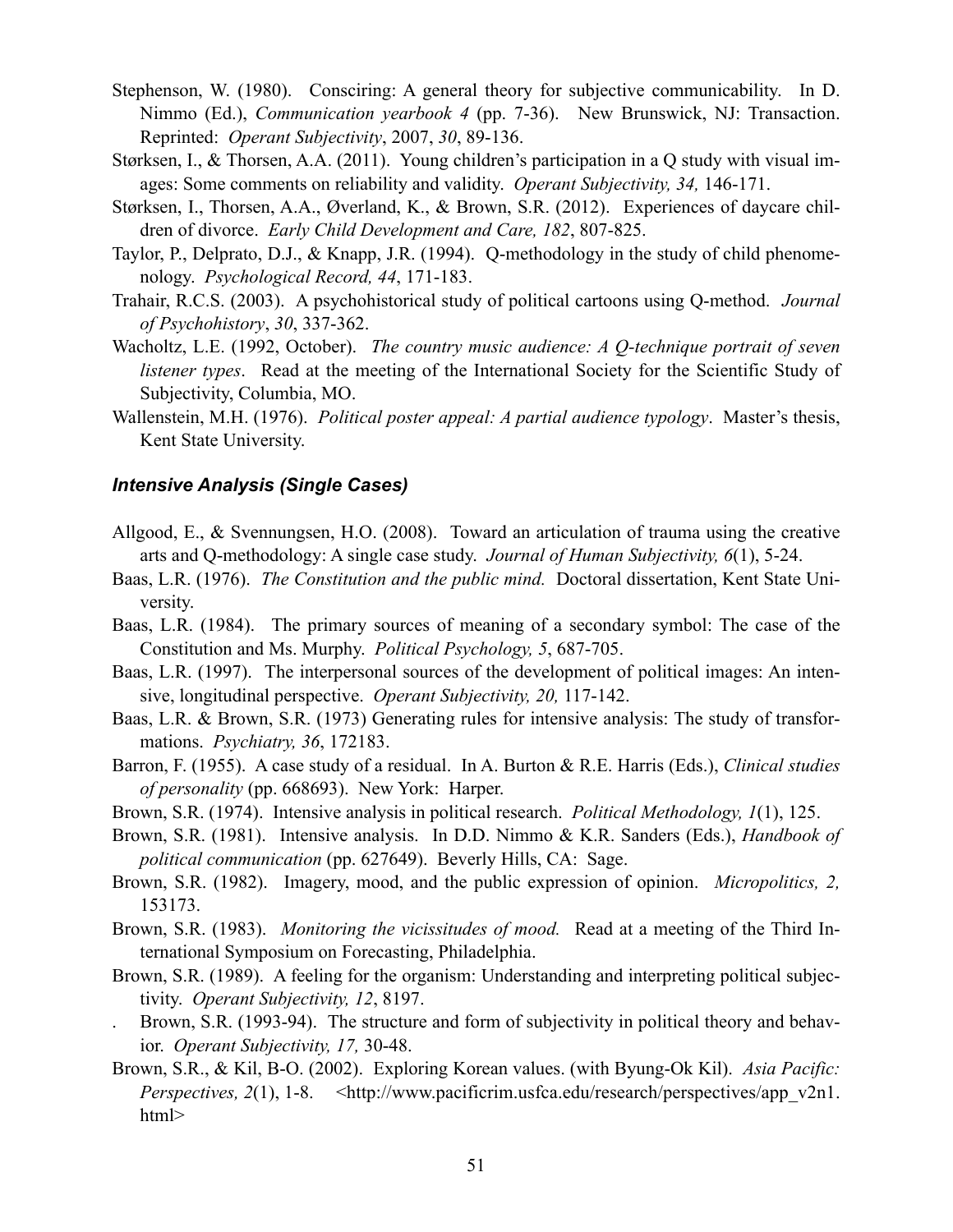Stephenson, W. (1980). Consciring: A general theory for subjective communicability. In D. Nimmo (Ed.), *Communication yearbook 4* (pp. 7-36). New Brunswick, NJ: Transaction. Reprinted: *Operant Subjectivity*, 2007, *30*, 89-136.

Størksen, I., & Thorsen, A.A. (2011). Young children's participation in a Q study with visual images: Some comments on reliability and validity. *Operant Subjectivity, 34,* 146-171.

Størksen, I., Thorsen, A.A., Øverland, K., & Brown, S.R. (2012). Experiences of daycare children of divorce. *Early Child Development and Care, 182*, 807-825.

Taylor, P., Delprato, D.J., & Knapp, J.R. (1994). Q-methodology in the study of child phenomenology. *Psychological Record, 44*, 171-183.

Trahair, R.C.S. (2003). A psychohistorical study of political cartoons using Q-method. *Journal of Psychohistory*, *30*, 337-362.

Wacholtz, L.E. (1992, October). *The country music audience: A Q-technique portrait of seven listener types*. Read at the meeting of the International Society for the Scientific Study of Subjectivity, Columbia, MO.

Wallenstein, M.H. (1976). *Political poster appeal: A partial audience typology*. Master's thesis, Kent State University.

### *Intensive Analysis (Single Cases)*

Allgood, E., & Svennungsen, H.O. (2008). Toward an articulation of trauma using the creative arts and Q-methodology: A single case study. *Journal of Human Subjectivity, 6*(1), 5-24.

Baas, L.R. (1976). *The Constitution and the public mind.* Doctoral dissertation, Kent State University.

Baas, L.R. (1984). The primary sources of meaning of a secondary symbol: The case of the Constitution and Ms. Murphy. *Political Psychology, 5*, 687-705.

Baas, L.R. (1997). The interpersonal sources of the development of political images: An intensive, longitudinal perspective. *Operant Subjectivity, 20,* 117-142.

Baas, L.R. & Brown, S.R. (1973) Generating rules for intensive analysis: The study of transformations. *Psychiatry, 36*, 172183.

Barron, F. (1955). A case study of a residual. In A. Burton & R.E. Harris (Eds.), *Clinical studies of personality* (pp. 668693). New York: Harper.

Brown, S.R. (1974). Intensive analysis in political research. *Political Methodology, 1*(1), 125.

Brown, S.R. (1981). Intensive analysis. In D.D. Nimmo & K.R. Sanders (Eds.), *Handbook of political communication* (pp. 627649). Beverly Hills, CA: Sage.

Brown, S.R. (1982). Imagery, mood, and the public expression of opinion. *Micropolitics, 2,* 153173.

Brown, S.R. (1983). *Monitoring the vicissitudes of mood.* Read at a meeting of the Third International Symposium on Forecasting, Philadelphia.

Brown, S.R. (1989). A feeling for the organism: Understanding and interpreting political subjectivity. *Operant Subjectivity, 12*, 8197.

. Brown, S.R. (1993-94). The structure and form of subjectivity in political theory and behavior. *Operant Subjectivity, 17,* 30-48.

Brown, S.R., & Kil, B-O. (2002). Exploring Korean values. (with Byung-Ok Kil). *Asia Pacific: Perspectives, 2*(1), 1-8. <http://www.pacificrim.usfca.edu/research/perspectives/app_v2n1.html>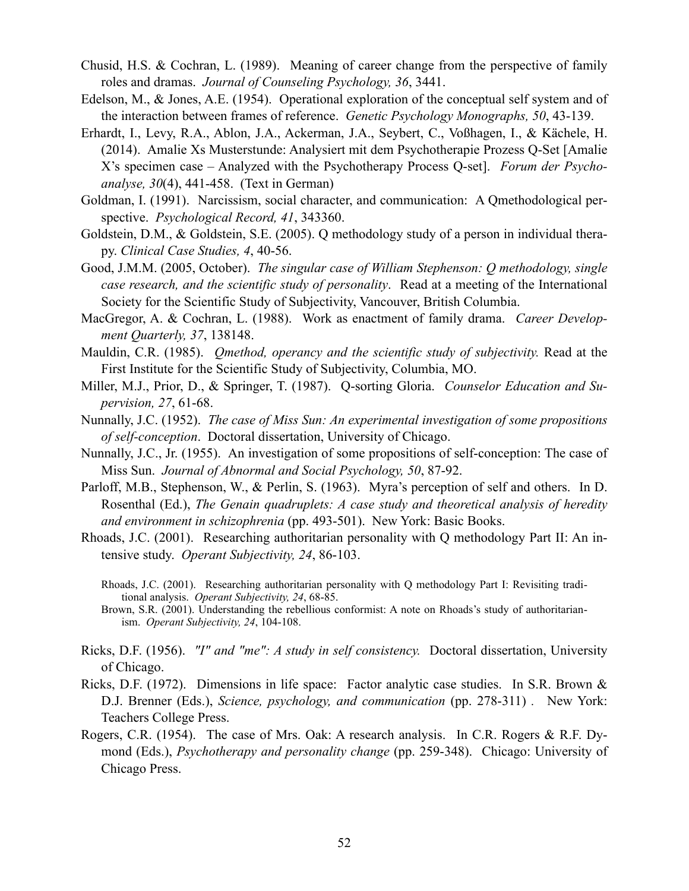Chusid, H.S. & Cochran, L. (1989). Meaning of career change from the perspective of family roles and dramas. *Journal of Counseling Psychology, 36*, 3441.

Edelson, M., & Jones, A.E. (1954). Operational exploration of the conceptual self system and of the interaction between frames of reference. *Genetic Psychology Monographs, 50*, 43-139.

Erhardt, I., Levy, R.A., Ablon, J.A., Ackerman, J.A., Seybert, C., Voßhagen, I., & Kächele, H. (2014). Amalie Xs Musterstunde: Analysiert mit dem Psychotherapie Prozess Q-Set [Amalie X's specimen case – Analyzed with the Psychotherapy Process Q-set]. *Forum der Psychoanalyse, 30*(4), 441-458. (Text in German)

Goldman, I. (1991). Narcissism, social character, and communication: A Qmethodological perspective. *Psychological Record, 41*, 343360.

Goldstein, D.M., & Goldstein, S.E. (2005). Q methodology study of a person in individual therapy. *Clinical Case Studies, 4*, 40-56.

Good, J.M.M. (2005, October). *The singular case of William Stephenson: Q methodology, single case research, and the scientific study of personality*. Read at a meeting of the International Society for the Scientific Study of Subjectivity, Vancouver, British Columbia.

MacGregor, A. & Cochran, L. (1988). Work as enactment of family drama. *Career Development Quarterly, 37*, 138148.

Mauldin, C.R. (1985). *Qmethod, operancy and the scientific study of subjectivity.* Read at the First Institute for the Scientific Study of Subjectivity, Columbia, MO.

Miller, M.J., Prior, D., & Springer, T. (1987). Q-sorting Gloria. *Counselor Education and Supervision, 27*, 61-68.

Nunnally, J.C. (1952). *The case of Miss Sun: An experimental investigation of some propositions of self-conception*. Doctoral dissertation, University of Chicago.

Nunnally, J.C., Jr. (1955). An investigation of some propositions of self-conception: The case of Miss Sun. *Journal of Abnormal and Social Psychology, 50*, 87-92.

Parloff, M.B., Stephenson, W., & Perlin, S. (1963). Myra's perception of self and others. In D. Rosenthal (Ed.), *The Genain quadruplets: A case study and theoretical analysis of heredity and environment in schizophrenia* (pp. 493-501). New York: Basic Books.

Rhoads, J.C. (2001). Researching authoritarian personality with Q methodology Part II: An intensive study. *Operant Subjectivity, 24*, 86-103.

> Rhoads, J.C. (2001). Researching authoritarian personality with Q methodology Part I: Revisiting traditional analysis. *Operant Subjectivity, 24*, 68-85.
>
> Brown, S.R. (2001). Understanding the rebellious conformist: A note on Rhoads's study of authoritarianism. *Operant Subjectivity, 24*, 104-108.

Ricks, D.F. (1956). *"I" and "me": A study in self consistency.* Doctoral dissertation, University of Chicago.

Ricks, D.F. (1972). Dimensions in life space: Factor analytic case studies. In S.R. Brown & D.J. Brenner (Eds.), *Science, psychology, and communication* (pp. 278-311) . New York: Teachers College Press.

Rogers, C.R. (1954). The case of Mrs. Oak: A research analysis. In C.R. Rogers & R.F. Dymond (Eds.), *Psychotherapy and personality change* (pp. 259-348). Chicago: University of Chicago Press.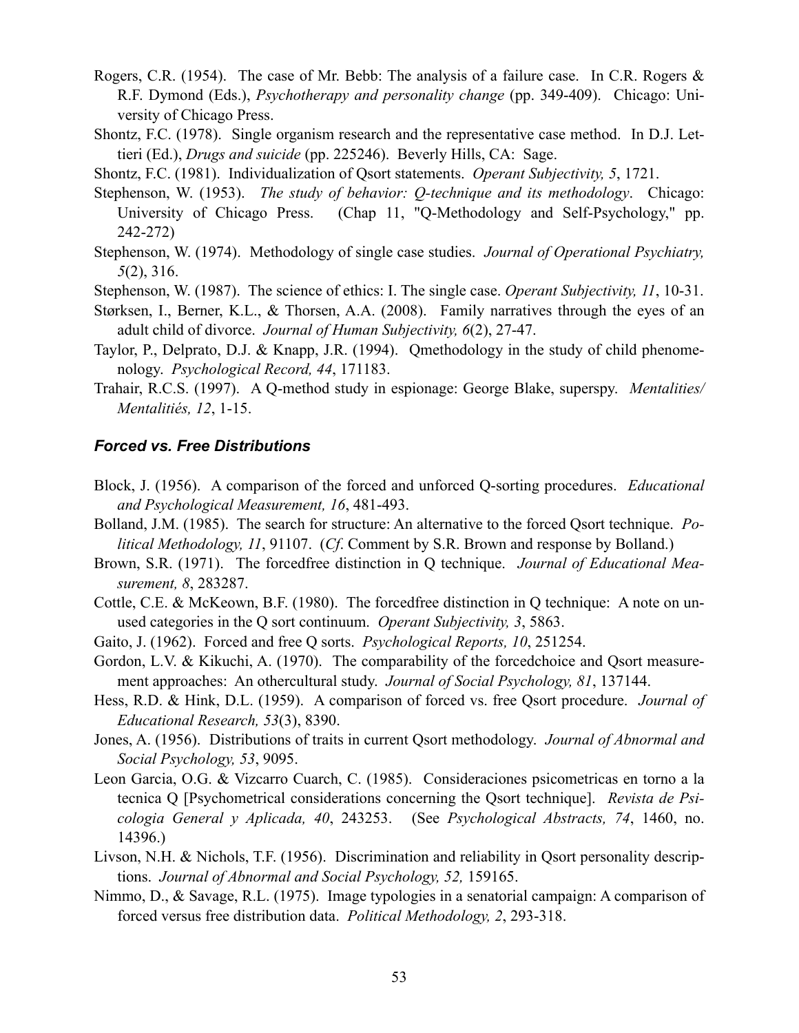Rogers, C.R. (1954). The case of Mr. Bebb: The analysis of a failure case. In C.R. Rogers & R.F. Dymond (Eds.), *Psychotherapy and personality change* (pp. 349-409). Chicago: University of Chicago Press.

Shontz, F.C. (1978). Single organism research and the representative case method. In D.J. Lettieri (Ed.), *Drugs and suicide* (pp. 225246). Beverly Hills, CA: Sage.

Shontz, F.C. (1981). Individualization of Qsort statements. *Operant Subjectivity, 5*, 1721.

Stephenson, W. (1953). *The study of behavior: Q-technique and its methodology*. Chicago: University of Chicago Press. (Chap 11, "Q-Methodology and Self-Psychology," pp. 242-272)

Stephenson, W. (1974). Methodology of single case studies. *Journal of Operational Psychiatry, 5*(2), 316.

Stephenson, W. (1987). The science of ethics: I. The single case. *Operant Subjectivity, 11*, 10-31.

Størksen, I., Berner, K.L., & Thorsen, A.A. (2008). Family narratives through the eyes of an adult child of divorce. *Journal of Human Subjectivity, 6*(2), 27-47.

Taylor, P., Delprato, D.J. & Knapp, J.R. (1994). Qmethodology in the study of child phenomenology. *Psychological Record, 44*, 171183.

Trahair, R.C.S. (1997). A Q-method study in espionage: George Blake, superspy. *Mentalities/ Mentalitiés, 12*, 1-15.

### *Forced vs. Free Distributions*

Block, J. (1956). A comparison of the forced and unforced Q-sorting procedures. *Educational and Psychological Measurement, 16*, 481-493.

Bolland, J.M. (1985). The search for structure: An alternative to the forced Qsort technique. *Political Methodology, 11*, 91107. (*Cf*. Comment by S.R. Brown and response by Bolland.)

Brown, S.R. (1971). The forcedfree distinction in Q technique. *Journal of Educational Measurement, 8*, 283287.

Cottle, C.E. & McKeown, B.F. (1980). The forcedfree distinction in Q technique: A note on unused categories in the Q sort continuum. *Operant Subjectivity, 3*, 5863.

Gaito, J. (1962). Forced and free Q sorts. *Psychological Reports, 10*, 251254.

Gordon, L.V. & Kikuchi, A. (1970). The comparability of the forcedchoice and Qsort measurement approaches: An othercultural study. *Journal of Social Psychology, 81*, 137144.

Hess, R.D. & Hink, D.L. (1959). A comparison of forced vs. free Qsort procedure. *Journal of Educational Research, 53*(3), 8390.

Jones, A. (1956). Distributions of traits in current Qsort methodology. *Journal of Abnormal and Social Psychology, 53*, 9095.

Leon Garcia, O.G. & Vizcarro Cuarch, C. (1985). Consideraciones psicometricas en torno a la tecnica Q [Psychometrical considerations concerning the Qsort technique]. *Revista de Psicologia General y Aplicada, 40*, 243253. (See *Psychological Abstracts, 74*, 1460, no. 14396.)

Livson, N.H. & Nichols, T.F. (1956). Discrimination and reliability in Qsort personality descriptions. *Journal of Abnormal and Social Psychology, 52,* 159165.

Nimmo, D., & Savage, R.L. (1975). Image typologies in a senatorial campaign: A comparison of forced versus free distribution data. *Political Methodology, 2*, 293-318.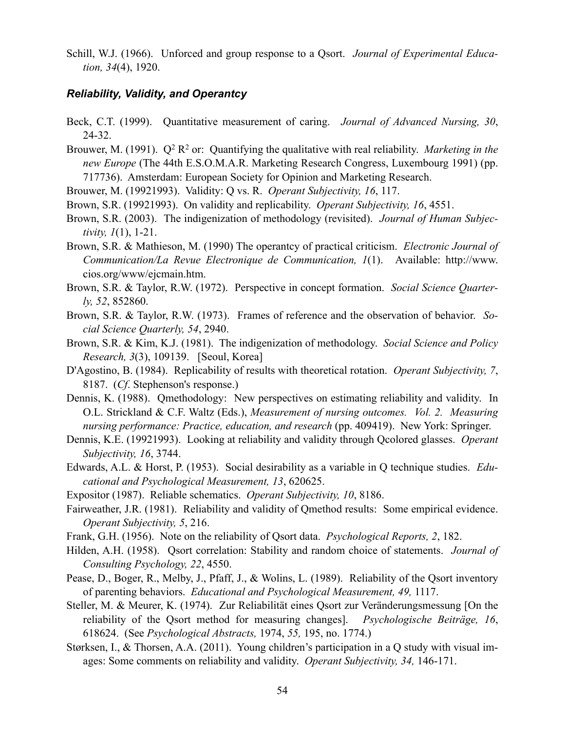Schill, W.J. (1966). Unforced and group response to a Qsort. *Journal of Experimental Education, 34*(4), 1920.

### *Reliability, Validity, and Operantcy*

Beck, C.T. (1999). Quantitative measurement of caring. *Journal of Advanced Nursing, 30*, 24-32.

Brouwer, M. (1991). $Q^2$ $R^2$ or: Quantifying the qualitative with real reliability. *Marketing in the new Europe* (The 44th E.S.O.M.A.R. Marketing Research Congress, Luxembourg 1991) (pp. 717736). Amsterdam: European Society for Opinion and Marketing Research.

Brouwer, M. (19921993). Validity: Q vs. R. *Operant Subjectivity, 16*, 117.

Brown, S.R. (19921993). On validity and replicability. *Operant Subjectivity, 16*, 4551.

Brown, S.R. (2003). The indigenization of methodology (revisited). *Journal of Human Subjectivity, 1*(1), 1-21.

Brown, S.R. & Mathieson, M. (1990) The operantcy of practical criticism. *Electronic Journal of Communication/La Revue Electronique de Communication, 1*(1). Available: http://www.cios.org/www/ejcmain.htm.

Brown, S.R. & Taylor, R.W. (1972). Perspective in concept formation. *Social Science Quarterly, 52*, 852860.

Brown, S.R. & Taylor, R.W. (1973). Frames of reference and the observation of behavior. *Social Science Quarterly, 54*, 2940.

Brown, S.R. & Kim, K.J. (1981). The indigenization of methodology. *Social Science and Policy Research, 3*(3), 109139. [Seoul, Korea]

D'Agostino, B. (1984). Replicability of results with theoretical rotation. *Operant Subjectivity, 7*, 8187. (*Cf*. Stephenson's response.)

Dennis, K. (1988). Qmethodology: New perspectives on estimating reliability and validity. In O.L. Strickland & C.F. Waltz (Eds.), *Measurement of nursing outcomes. Vol. 2. Measuring nursing performance: Practice, education, and research* (pp. 409419). New York: Springer.

Dennis, K.E. (19921993). Looking at reliability and validity through Qcolored glasses. *Operant Subjectivity, 16*, 3744.

Edwards, A.L. & Horst, P. (1953). Social desirability as a variable in Q technique studies. *Educational and Psychological Measurement, 13*, 620625.

Expositor (1987). Reliable schematics. *Operant Subjectivity, 10*, 8186.

Fairweather, J.R. (1981). Reliability and validity of Qmethod results: Some empirical evidence. *Operant Subjectivity, 5*, 216.

Frank, G.H. (1956). Note on the reliability of Qsort data. *Psychological Reports, 2*, 182.

Hilden, A.H. (1958). Qsort correlation: Stability and random choice of statements. *Journal of Consulting Psychology, 22*, 4550.

Pease, D., Boger, R., Melby, J., Pfaff, J., & Wolins, L. (1989). Reliability of the Qsort inventory of parenting behaviors. *Educational and Psychological Measurement, 49,* 1117.

Steller, M. & Meurer, K. (1974). Zur Reliabilität eines Qsort zur Veränderungsmessung [On the reliability of the Qsort method for measuring changes]. *Psychologische Beiträge, 16*, 618624. (See *Psychological Abstracts,* 1974, *55,* 195, no. 1774.)

Størksen, I., & Thorsen, A.A. (2011). Young children's participation in a Q study with visual images: Some comments on reliability and validity. *Operant Subjectivity, 34,* 146-171.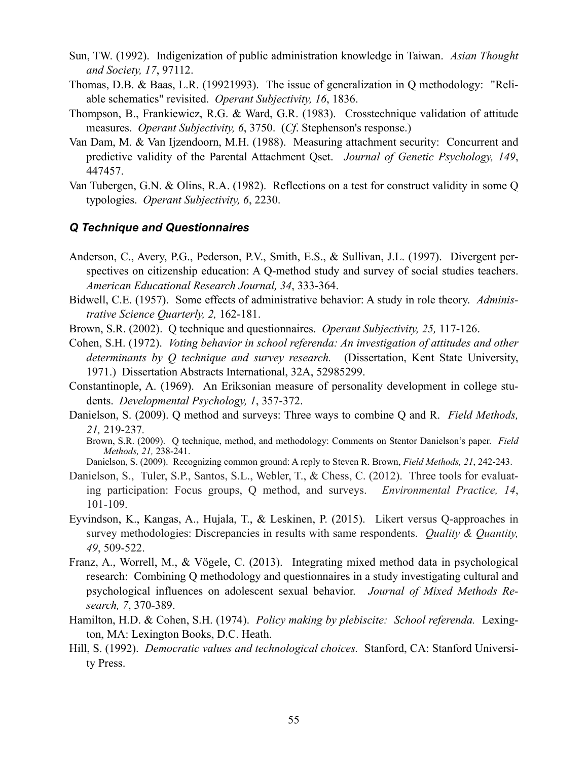Sun, TW. (1992). Indigenization of public administration knowledge in Taiwan. *Asian Thought and Society, 17*, 97112.

Thomas, D.B. & Baas, L.R. (19921993). The issue of generalization in Q methodology: "Reliable schematics" revisited. *Operant Subjectivity, 16*, 1836.

Thompson, B., Frankiewicz, R.G. & Ward, G.R. (1983). Crosstechnique validation of attitude measures. *Operant Subjectivity, 6*, 3750. (*Cf*. Stephenson's response.)

Van Dam, M. & Van Ijzendoorn, M.H. (1988). Measuring attachment security: Concurrent and predictive validity of the Parental Attachment Qset. *Journal of Genetic Psychology, 149*, 447457.

Van Tubergen, G.N. & Olins, R.A. (1982). Reflections on a test for construct validity in some Q typologies. *Operant Subjectivity, 6*, 2230.

### *Q Technique and Questionnaires*

Anderson, C., Avery, P.G., Pederson, P.V., Smith, E.S., & Sullivan, J.L. (1997). Divergent perspectives on citizenship education: A Q-method study and survey of social studies teachers. *American Educational Research Journal, 34*, 333-364.

Bidwell, C.E. (1957). Some effects of administrative behavior: A study in role theory. *Administrative Science Quarterly, 2,* 162-181.

Brown, S.R. (2002). Q technique and questionnaires. *Operant Subjectivity, 25,* 117-126.

Cohen, S.H. (1972). *Voting behavior in school referenda: An investigation of attitudes and other determinants by Q technique and survey research.* (Dissertation, Kent State University, 1971.) Dissertation Abstracts International, 32A, 52985299.

Constantinople, A. (1969). An Eriksonian measure of personality development in college students. *Developmental Psychology, 1*, 357-372.

Danielson, S. (2009). Q method and surveys: Three ways to combine Q and R. *Field Methods, 21,* 219-237.

Brown, S.R. (2009). Q technique, method, and methodology: Comments on Stentor Danielson's paper. *Field Methods, 21,* 238-241.

Danielson, S. (2009). Recognizing common ground: A reply to Steven R. Brown, *Field Methods, 21*, 242-243.

Danielson, S., Tuler, S.P., Santos, S.L., Webler, T., & Chess, C. (2012). Three tools for evaluating participation: Focus groups, Q method, and surveys. *Environmental Practice, 14*, 101-109.

Eyvindson, K., Kangas, A., Hujala, T., & Leskinen, P. (2015). Likert versus Q-approaches in survey methodologies: Discrepancies in results with same respondents. *Quality & Quantity, 49*, 509-522.

Franz, A., Worrell, M., & Vögele, C. (2013). Integrating mixed method data in psychological research: Combining Q methodology and questionnaires in a study investigating cultural and psychological influences on adolescent sexual behavior. *Journal of Mixed Methods Research, 7*, 370-389.

Hamilton, H.D. & Cohen, S.H. (1974). *Policy making by plebiscite: School referenda.* Lexington, MA: Lexington Books, D.C. Heath.

Hill, S. (1992). *Democratic values and technological choices.* Stanford, CA: Stanford University Press.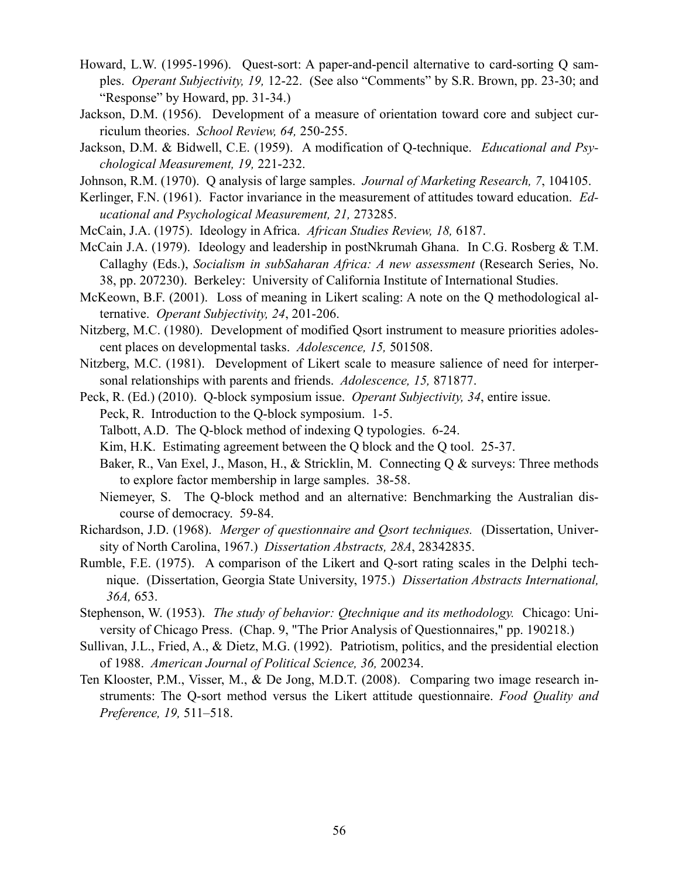Howard, L.W. (1995-1996). Quest-sort: A paper-and-pencil alternative to card-sorting Q samples. *Operant Subjectivity, 19,* 12-22. (See also "Comments" by S.R. Brown, pp. 23-30; and "Response" by Howard, pp. 31-34.)

Jackson, D.M. (1956). Development of a measure of orientation toward core and subject curriculum theories. *School Review, 64,* 250-255.

Jackson, D.M. & Bidwell, C.E. (1959). A modification of Q-technique. *Educational and Psychological Measurement, 19,* 221-232.

Johnson, R.M. (1970). Q analysis of large samples. *Journal of Marketing Research, 7*, 104105.

Kerlinger, F.N. (1961). Factor invariance in the measurement of attitudes toward education. *Educational and Psychological Measurement, 21,* 273285.

McCain, J.A. (1975). Ideology in Africa. *African Studies Review, 18,* 6187.

McCain J.A. (1979). Ideology and leadership in postNkrumah Ghana. In C.G. Rosberg & T.M. Callaghy (Eds.), *Socialism in subSaharan Africa: A new assessment* (Research Series, No. 38, pp. 207230). Berkeley: University of California Institute of International Studies.

McKeown, B.F. (2001). Loss of meaning in Likert scaling: A note on the Q methodological alternative. *Operant Subjectivity, 24*, 201-206.

Nitzberg, M.C. (1980). Development of modified Qsort instrument to measure priorities adolescent places on developmental tasks. *Adolescence, 15,* 501508.

Nitzberg, M.C. (1981). Development of Likert scale to measure salience of need for interpersonal relationships with parents and friends. *Adolescence, 15,* 871877.

Peck, R. (Ed.) (2010). Q-block symposium issue. *Operant Subjectivity, 34*, entire issue.

- Peck, R. Introduction to the Q-block symposium. 1-5.
- Talbott, A.D. The Q-block method of indexing Q typologies. 6-24.
- Kim, H.K. Estimating agreement between the Q block and the Q tool. 25-37.
- Baker, R., Van Exel, J., Mason, H., & Stricklin, M. Connecting Q & surveys: Three methods to explore factor membership in large samples. 38-58.
- Niemeyer, S. The Q-block method and an alternative: Benchmarking the Australian discourse of democracy. 59-84.

Richardson, J.D. (1968). *Merger of questionnaire and Qsort techniques.* (Dissertation, University of North Carolina, 1967.) *Dissertation Abstracts, 28A*, 28342835.

Rumble, F.E. (1975). A comparison of the Likert and Q-sort rating scales in the Delphi technique. (Dissertation, Georgia State University, 1975.) *Dissertation Abstracts International, 36A,* 653.

Stephenson, W. (1953). *The study of behavior: Qtechnique and its methodology.* Chicago: University of Chicago Press. (Chap. 9, "The Prior Analysis of Questionnaires," pp. 190218.)

Sullivan, J.L., Fried, A., & Dietz, M.G. (1992). Patriotism, politics, and the presidential election of 1988. *American Journal of Political Science, 36,* 200234.

Ten Klooster, P.M., Visser, M., & De Jong, M.D.T. (2008). Comparing two image research instruments: The Q-sort method versus the Likert attitude questionnaire. *Food Quality and Preference, 19,* 511–518.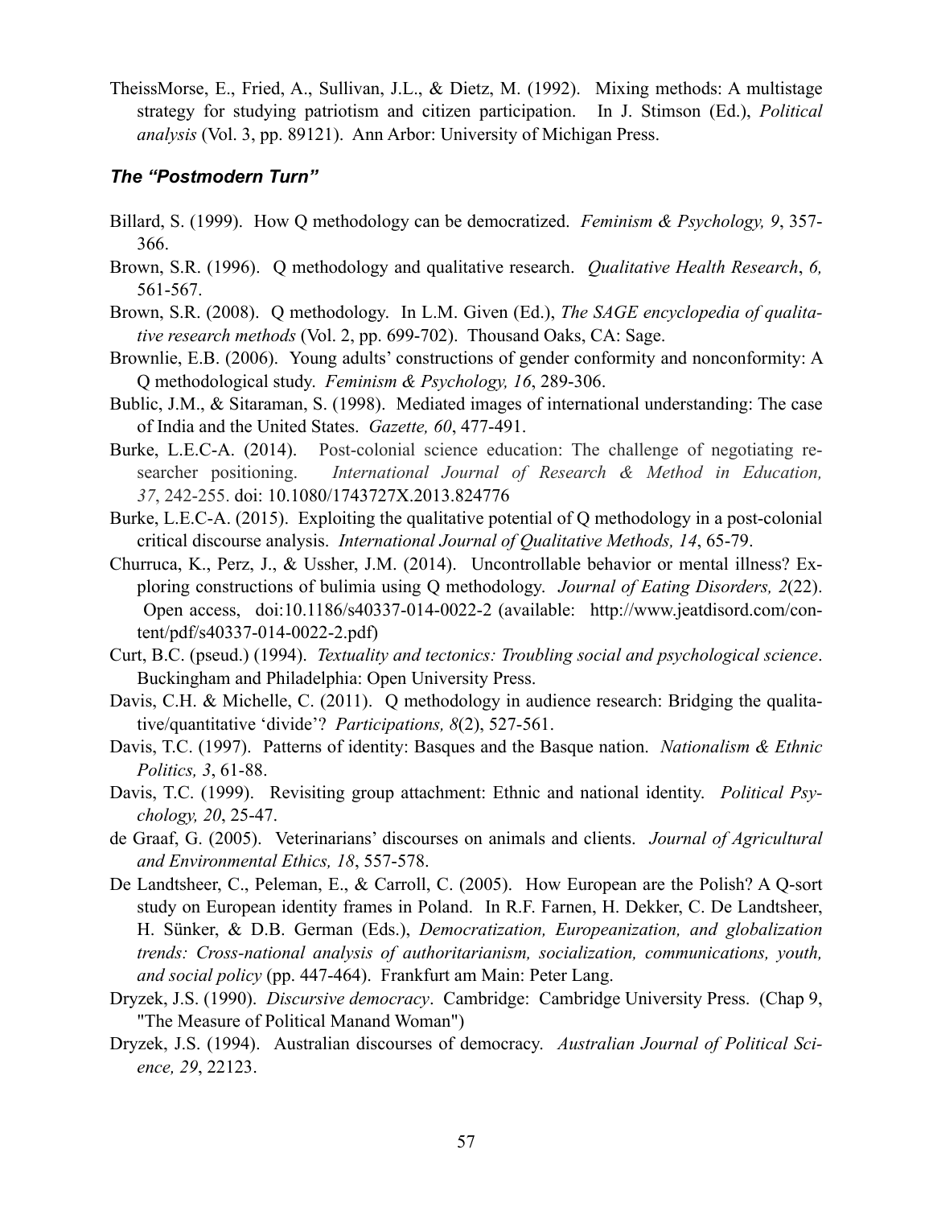TheissMorse, E., Fried, A., Sullivan, J.L., & Dietz, M. (1992). Mixing methods: A multistage strategy for studying patriotism and citizen participation. In J. Stimson (Ed.), *Political analysis* (Vol. 3, pp. 89121). Ann Arbor: University of Michigan Press.

### *The "Postmodern Turn"*

Billard, S. (1999). How Q methodology can be democratized. *Feminism & Psychology, 9*, 357-366.

Brown, S.R. (1996). Q methodology and qualitative research. *Qualitative Health Research*, *6,* 561-567.

Brown, S.R. (2008). Q methodology. In L.M. Given (Ed.), *The SAGE encyclopedia of qualitative research methods* (Vol. 2, pp. 699-702). Thousand Oaks, CA: Sage.

Brownlie, E.B. (2006). Young adults' constructions of gender conformity and nonconformity: A Q methodological study. *Feminism & Psychology, 16*, 289-306.

Bublic, J.M., & Sitaraman, S. (1998). Mediated images of international understanding: The case of India and the United States. *Gazette, 60*, 477-491.

Burke, L.E.C-A. (2014). Post-colonial science education: The challenge of negotiating researcher positioning. *International Journal of Research & Method in Education, 37*, 242-255. doi: 10.1080/1743727X.2013.824776

Burke, L.E.C-A. (2015). Exploiting the qualitative potential of Q methodology in a post-colonial critical discourse analysis. *International Journal of Qualitative Methods, 14*, 65-79.

Churruca, K., Perz, J., & Ussher, J.M. (2014). Uncontrollable behavior or mental illness? Exploring constructions of bulimia using Q methodology. *Journal of Eating Disorders, 2*(22). Open access, doi:10.1186/s40337-014-0022-2 (available: http://www.jeatdisord.com/content/pdf/s40337-014-0022-2.pdf)

Curt, B.C. (pseud.) (1994). *Textuality and tectonics: Troubling social and psychological science*. Buckingham and Philadelphia: Open University Press.

Davis, C.H. & Michelle, C. (2011). Q methodology in audience research: Bridging the qualitative/quantitative 'divide'? *Participations, 8*(2), 527-561.

Davis, T.C. (1997). Patterns of identity: Basques and the Basque nation. *Nationalism & Ethnic Politics, 3*, 61-88.

Davis, T.C. (1999). Revisiting group attachment: Ethnic and national identity. *Political Psychology, 20*, 25-47.

de Graaf, G. (2005). Veterinarians' discourses on animals and clients. *Journal of Agricultural and Environmental Ethics, 18*, 557-578.

De Landtsheer, C., Peleman, E., & Carroll, C. (2005). How European are the Polish? A Q-sort study on European identity frames in Poland. In R.F. Farnen, H. Dekker, C. De Landtsheer, H. Sünker, & D.B. German (Eds.), *Democratization, Europeanization, and globalization trends: Cross-national analysis of authoritarianism, socialization, communications, youth, and social policy* (pp. 447-464). Frankfurt am Main: Peter Lang.

Dryzek, J.S. (1990). *Discursive democracy*. Cambridge: Cambridge University Press. (Chap 9, "The Measure of Political Manand Woman")

Dryzek, J.S. (1994). Australian discourses of democracy. *Australian Journal of Political Science, 29*, 22123.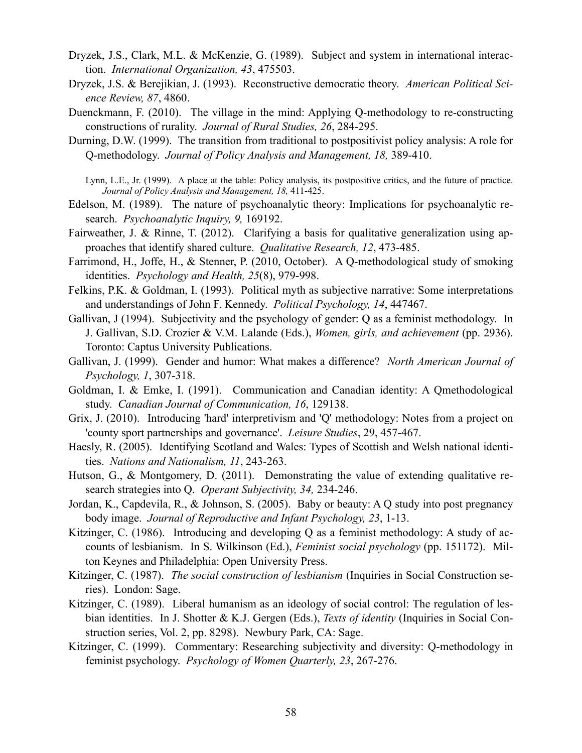Dryzek, J.S., Clark, M.L. & McKenzie, G. (1989). Subject and system in international interaction. *International Organization, 43*, 475503.

Dryzek, J.S. & Berejikian, J. (1993). Reconstructive democratic theory. *American Political Science Review, 87*, 4860.

Duenckmann, F. (2010). The village in the mind: Applying Q-methodology to re-constructing constructions of rurality. *Journal of Rural Studies, 26*, 284-295.

Durning, D.W. (1999). The transition from traditional to postpositivist policy analysis: A role for Q-methodology. *Journal of Policy Analysis and Management, 18,* 389-410.

> Lynn, L.E., Jr. (1999). A place at the table: Policy analysis, its postpositive critics, and the future of practice. *Journal of Policy Analysis and Management, 18,* 411-425.

Edelson, M. (1989). The nature of psychoanalytic theory: Implications for psychoanalytic research. *Psychoanalytic Inquiry, 9,* 169192.

Fairweather, J. & Rinne, T. (2012). Clarifying a basis for qualitative generalization using approaches that identify shared culture. *Qualitative Research, 12*, 473-485.

Farrimond, H., Joffe, H., & Stenner, P. (2010, October). A Q-methodological study of smoking identities. *Psychology and Health, 25*(8), 979-998.

Felkins, P.K. & Goldman, I. (1993). Political myth as subjective narrative: Some interpretations and understandings of John F. Kennedy. *Political Psychology, 14*, 447467.

Gallivan, J (1994). Subjectivity and the psychology of gender: Q as a feminist methodology. In J. Gallivan, S.D. Crozier & V.M. Lalande (Eds.), *Women, girls, and achievement* (pp. 2936). Toronto: Captus University Publications.

Gallivan, J. (1999). Gender and humor: What makes a difference? *North American Journal of Psychology, 1*, 307-318.

Goldman, I. & Emke, I. (1991). Communication and Canadian identity: A Qmethodological study. *Canadian Journal of Communication, 16*, 129138.

Grix, J. (2010). Introducing 'hard' interpretivism and 'Q' methodology: Notes from a project on 'county sport partnerships and governance'. *Leisure Studies*, 29, 457-467.

Haesly, R. (2005). Identifying Scotland and Wales: Types of Scottish and Welsh national identities. *Nations and Nationalism, 11*, 243-263.

Hutson, G., & Montgomery, D. (2011). Demonstrating the value of extending qualitative research strategies into Q. *Operant Subjectivity, 34,* 234-246.

Jordan, K., Capdevila, R., & Johnson, S. (2005). Baby or beauty: A Q study into post pregnancy body image. *Journal of Reproductive and Infant Psychology, 23*, 1-13.

Kitzinger, C. (1986). Introducing and developing Q as a feminist methodology: A study of accounts of lesbianism. In S. Wilkinson (Ed.), *Feminist social psychology* (pp. 151172). Milton Keynes and Philadelphia: Open University Press.

Kitzinger, C. (1987). *The social construction of lesbianism* (Inquiries in Social Construction series). London: Sage.

Kitzinger, C. (1989). Liberal humanism as an ideology of social control: The regulation of lesbian identities. In J. Shotter & K.J. Gergen (Eds.), *Texts of identity* (Inquiries in Social Construction series, Vol. 2, pp. 8298). Newbury Park, CA: Sage.

Kitzinger, C. (1999). Commentary: Researching subjectivity and diversity: Q-methodology in feminist psychology. *Psychology of Women Quarterly, 23*, 267-276.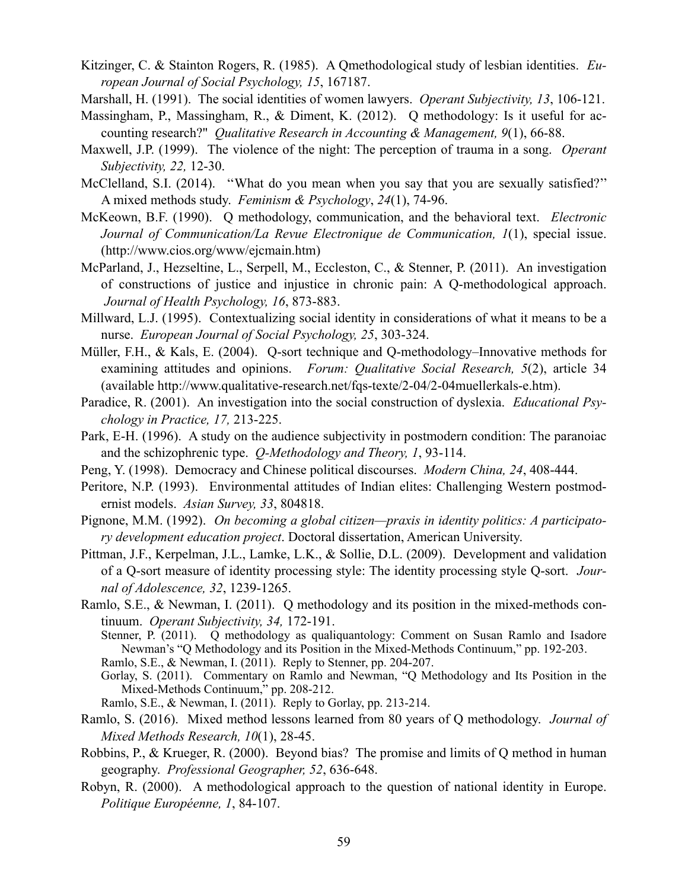Kitzinger, C. & Stainton Rogers, R. (1985). A Qmethodological study of lesbian identities. *European Journal of Social Psychology, 15*, 167187.

Marshall, H. (1991). The social identities of women lawyers. *Operant Subjectivity, 13*, 106-121.

Massingham, P., Massingham, R., & Diment, K. (2012). Q methodology: Is it useful for accounting research?" *Qualitative Research in Accounting & Management, 9*(1), 66-88.

Maxwell, J.P. (1999). The violence of the night: The perception of trauma in a song. *Operant Subjectivity, 22,* 12-30.

McClelland, S.I. (2014). ''What do you mean when you say that you are sexually satisfied?'' A mixed methods study. *Feminism & Psychology*, *24*(1), 74-96.

McKeown, B.F. (1990). Q methodology, communication, and the behavioral text. *Electronic Journal of Communication/La Revue Electronique de Communication, 1*(1), special issue. (http://www.cios.org/www/ejcmain.htm)

McParland, J., Hezseltine, L., Serpell, M., Eccleston, C., & Stenner, P. (2011). An investigation of constructions of justice and injustice in chronic pain: A Q-methodological approach. *Journal of Health Psychology, 16*, 873-883.

Millward, L.J. (1995). Contextualizing social identity in considerations of what it means to be a nurse. *European Journal of Social Psychology, 25*, 303-324.

Müller, F.H., & Kals, E. (2004). Q-sort technique and Q-methodology–Innovative methods for examining attitudes and opinions. *Forum: Qualitative Social Research, 5*(2), article 34 (available http://www.qualitative-research.net/fqs-texte/2-04/2-04muellerkals-e.htm).

Paradice, R. (2001). An investigation into the social construction of dyslexia. *Educational Psychology in Practice, 17,* 213-225.

Park, E-H. (1996). A study on the audience subjectivity in postmodern condition: The paranoiac and the schizophrenic type. *Q-Methodology and Theory, 1*, 93-114.

Peng, Y. (1998). Democracy and Chinese political discourses. *Modern China, 24*, 408-444.

Peritore, N.P. (1993). Environmental attitudes of Indian elites: Challenging Western postmodernist models. *Asian Survey, 33*, 804818.

Pignone, M.M. (1992). *On becoming a global citizen—praxis in identity politics: A participatory development education project*. Doctoral dissertation, American University.

Pittman, J.F., Kerpelman, J.L., Lamke, L.K., & Sollie, D.L. (2009). Development and validation of a Q-sort measure of identity processing style: The identity processing style Q-sort. *Journal of Adolescence, 32*, 1239-1265.

Ramlo, S.E., & Newman, I. (2011). Q methodology and its position in the mixed-methods continuum. *Operant Subjectivity, 34,* 172-191.

- Stenner, P. (2011). Q methodology as qualiquantology: Comment on Susan Ramlo and Isadore Newman's "Q Methodology and its Position in the Mixed-Methods Continuum," pp. 192-203.
- Ramlo, S.E., & Newman, I. (2011). Reply to Stenner, pp. 204-207.
- Gorlay, S. (2011). Commentary on Ramlo and Newman, "Q Methodology and Its Position in the Mixed-Methods Continuum," pp. 208-212.
- Ramlo, S.E., & Newman, I. (2011). Reply to Gorlay, pp. 213-214.

Ramlo, S. (2016). Mixed method lessons learned from 80 years of Q methodology. *Journal of Mixed Methods Research, 10*(1), 28-45.

Robbins, P., & Krueger, R. (2000). Beyond bias? The promise and limits of Q method in human geography. *Professional Geographer, 52*, 636-648.

Robyn, R. (2000). A methodological approach to the question of national identity in Europe. *Politique Européenne, 1*, 84-107.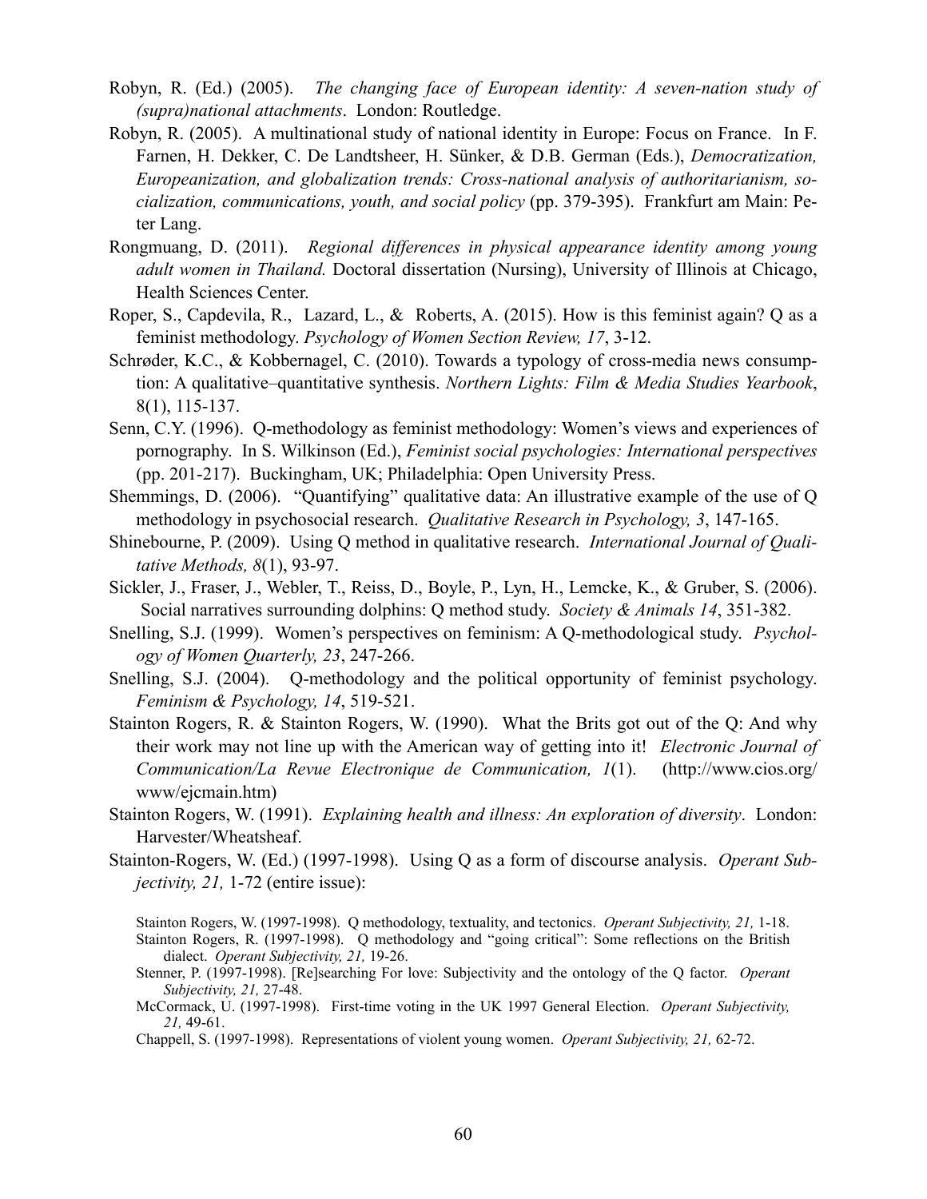Robyn, R. (Ed.) (2005). *The changing face of European identity: A seven-nation study of (supra)national attachments*. London: Routledge.

Robyn, R. (2005). A multinational study of national identity in Europe: Focus on France. In F. Farnen, H. Dekker, C. De Landtsheer, H. Sünker, & D.B. German (Eds.), *Democratization, Europeanization, and globalization trends: Cross-national analysis of authoritarianism, socialization, communications, youth, and social policy* (pp. 379-395). Frankfurt am Main: Peter Lang.

Rongmuang, D. (2011). *Regional differences in physical appearance identity among young adult women in Thailand.* Doctoral dissertation (Nursing), University of Illinois at Chicago, Health Sciences Center.

Roper, S., Capdevila, R., Lazard, L., & Roberts, A. (2015). How is this feminist again? Q as a feminist methodology. *Psychology of Women Section Review, 17*, 3-12.

Schrøder, K.C., & Kobbernagel, C. (2010). Towards a typology of cross-media news consumption: A qualitative–quantitative synthesis. *Northern Lights: Film & Media Studies Yearbook*, 8(1), 115-137.

Senn, C.Y. (1996). Q-methodology as feminist methodology: Women's views and experiences of pornography. In S. Wilkinson (Ed.), *Feminist social psychologies: International perspectives* (pp. 201-217). Buckingham, UK; Philadelphia: Open University Press.

Shemmings, D. (2006). "Quantifying" qualitative data: An illustrative example of the use of Q methodology in psychosocial research. *Qualitative Research in Psychology, 3*, 147-165.

Shinebourne, P. (2009). Using Q method in qualitative research. *International Journal of Qualitative Methods, 8*(1), 93-97.

Sickler, J., Fraser, J., Webler, T., Reiss, D., Boyle, P., Lyn, H., Lemcke, K., & Gruber, S. (2006). Social narratives surrounding dolphins: Q method study. *Society & Animals 14*, 351-382.

Snelling, S.J. (1999). Women's perspectives on feminism: A Q-methodological study. *Psychology of Women Quarterly, 23*, 247-266.

Snelling, S.J. (2004). Q-methodology and the political opportunity of feminist psychology. *Feminism & Psychology, 14*, 519-521.

Stainton Rogers, R. & Stainton Rogers, W. (1990). What the Brits got out of the Q: And why their work may not line up with the American way of getting into it! *Electronic Journal of Communication/La Revue Electronique de Communication, 1*(1). (http://www.cios.org/www/ejcmain.htm)

Stainton Rogers, W. (1991). *Explaining health and illness: An exploration of diversity*. London: Harvester/Wheatsheaf.

Stainton-Rogers, W. (Ed.) (1997-1998). Using Q as a form of discourse analysis. *Operant Subjectivity, 21,* 1-72 (entire issue):

> Stainton Rogers, W. (1997-1998). Q methodology, textuality, and tectonics. *Operant Subjectivity, 21,* 1-18.
>
> Stainton Rogers, R. (1997-1998). Q methodology and "going critical": Some reflections on the British dialect. *Operant Subjectivity, 21,* 19-26.
>
> Stenner, P. (1997-1998). [Re]searching For love: Subjectivity and the ontology of the Q factor. *Operant Subjectivity, 21,* 27-48.
>
> McCormack, U. (1997-1998). First-time voting in the UK 1997 General Election. *Operant Subjectivity, 21,* 49-61.
>
> Chappell, S. (1997-1998). Representations of violent young women. *Operant Subjectivity, 21,* 62-72.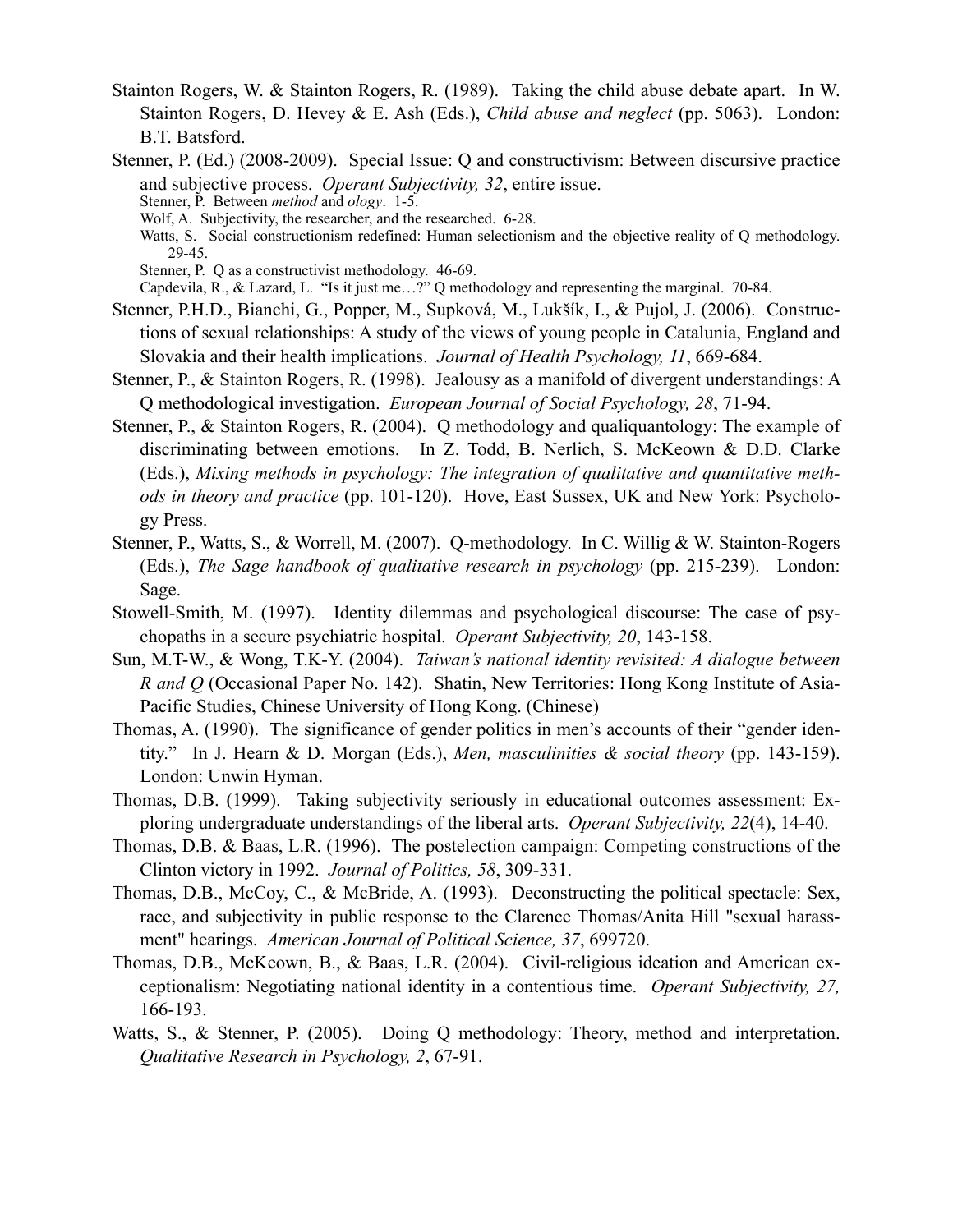Stainton Rogers, W. & Stainton Rogers, R. (1989). Taking the child abuse debate apart. In W. Stainton Rogers, D. Hevey & E. Ash (Eds.), *Child abuse and neglect* (pp. 5063). London: B.T. Batsford.

Stenner, P. (Ed.) (2008-2009). Special Issue: Q and constructivism: Between discursive practice and subjective process. *Operant Subjectivity, 32*, entire issue.

- Stenner, P. Between *method* and *ology*. 1-5.
- Wolf, A. Subjectivity, the researcher, and the researched. 6-28.
- Watts, S. Social constructionism redefined: Human selectionism and the objective reality of Q methodology. 29-45.
- Stenner, P. Q as a constructivist methodology. 46-69.
- Capdevila, R., & Lazard, L. "Is it just me…?" Q methodology and representing the marginal. 70-84.

Stenner, P.H.D., Bianchi, G., Popper, M., Supková, M., Lukšík, I., & Pujol, J. (2006). Constructions of sexual relationships: A study of the views of young people in Catalunia, England and Slovakia and their health implications. *Journal of Health Psychology, 11*, 669-684.

Stenner, P., & Stainton Rogers, R. (1998). Jealousy as a manifold of divergent understandings: A Q methodological investigation. *European Journal of Social Psychology, 28*, 71-94.

Stenner, P., & Stainton Rogers, R. (2004). Q methodology and qualiquantology: The example of discriminating between emotions. In Z. Todd, B. Nerlich, S. McKeown & D.D. Clarke (Eds.), *Mixing methods in psychology: The integration of qualitative and quantitative methods in theory and practice* (pp. 101-120). Hove, East Sussex, UK and New York: Psychology Press.

Stenner, P., Watts, S., & Worrell, M. (2007). Q-methodology. In C. Willig & W. Stainton-Rogers (Eds.), *The Sage handbook of qualitative research in psychology* (pp. 215-239). London: Sage.

Stowell-Smith, M. (1997). Identity dilemmas and psychological discourse: The case of psychopaths in a secure psychiatric hospital. *Operant Subjectivity, 20*, 143-158.

Sun, M.T-W., & Wong, T.K-Y. (2004). *Taiwan's national identity revisited: A dialogue between R and Q* (Occasional Paper No. 142). Shatin, New Territories: Hong Kong Institute of Asia-Pacific Studies, Chinese University of Hong Kong. (Chinese)

Thomas, A. (1990). The significance of gender politics in men's accounts of their "gender identity." In J. Hearn & D. Morgan (Eds.), *Men, masculinities & social theory* (pp. 143-159). London: Unwin Hyman.

Thomas, D.B. (1999). Taking subjectivity seriously in educational outcomes assessment: Exploring undergraduate understandings of the liberal arts. *Operant Subjectivity, 22*(4), 14-40.

Thomas, D.B. & Baas, L.R. (1996). The postelection campaign: Competing constructions of the Clinton victory in 1992. *Journal of Politics, 58*, 309-331.

Thomas, D.B., McCoy, C., & McBride, A. (1993). Deconstructing the political spectacle: Sex, race, and subjectivity in public response to the Clarence Thomas/Anita Hill "sexual harassment" hearings. *American Journal of Political Science, 37*, 699720.

Thomas, D.B., McKeown, B., & Baas, L.R. (2004). Civil-religious ideation and American exceptionalism: Negotiating national identity in a contentious time. *Operant Subjectivity, 27,* 166-193.

Watts, S., & Stenner, P. (2005). Doing Q methodology: Theory, method and interpretation. *Qualitative Research in Psychology, 2*, 67-91.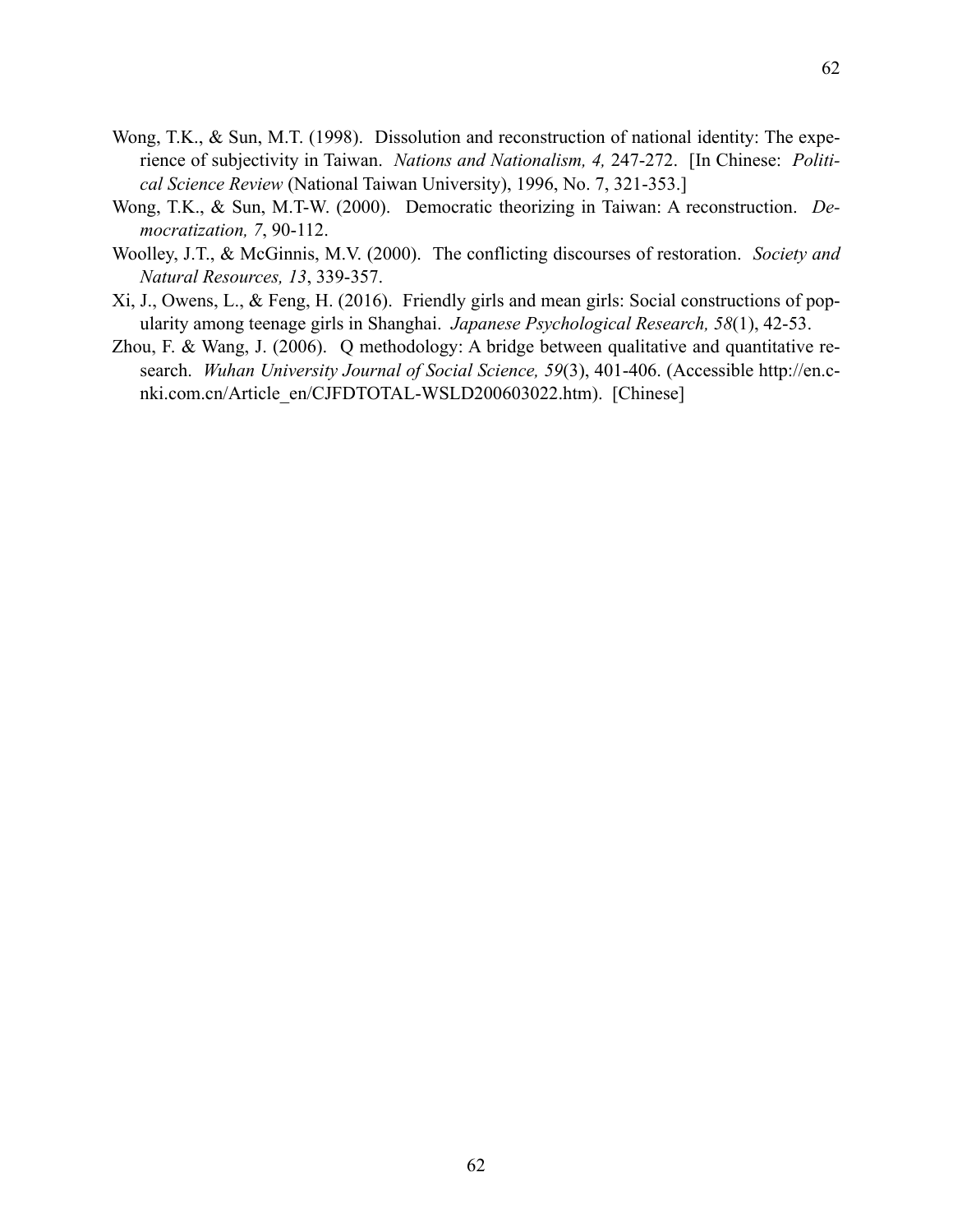Wong, T.K., & Sun, M.T. (1998). Dissolution and reconstruction of national identity: The experience of subjectivity in Taiwan. *Nations and Nationalism, 4,* 247-272. [In Chinese: *Political Science Review* (National Taiwan University), 1996, No. 7, 321-353.]

Wong, T.K., & Sun, M.T-W. (2000). Democratic theorizing in Taiwan: A reconstruction. *Democratization, 7*, 90-112.

Woolley, J.T., & McGinnis, M.V. (2000). The conflicting discourses of restoration. *Society and Natural Resources, 13*, 339-357.

Xi, J., Owens, L., & Feng, H. (2016). Friendly girls and mean girls: Social constructions of popularity among teenage girls in Shanghai. *Japanese Psychological Research, 58*(1), 42-53.

Zhou, F. & Wang, J. (2006). Q methodology: A bridge between qualitative and quantitative research. *Wuhan University Journal of Social Science, 59*(3), 401-406. (Accessible http://en.cnki.com.cn/Article_en/CJFDTOTAL-WSLD200603022.htm). [Chinese]